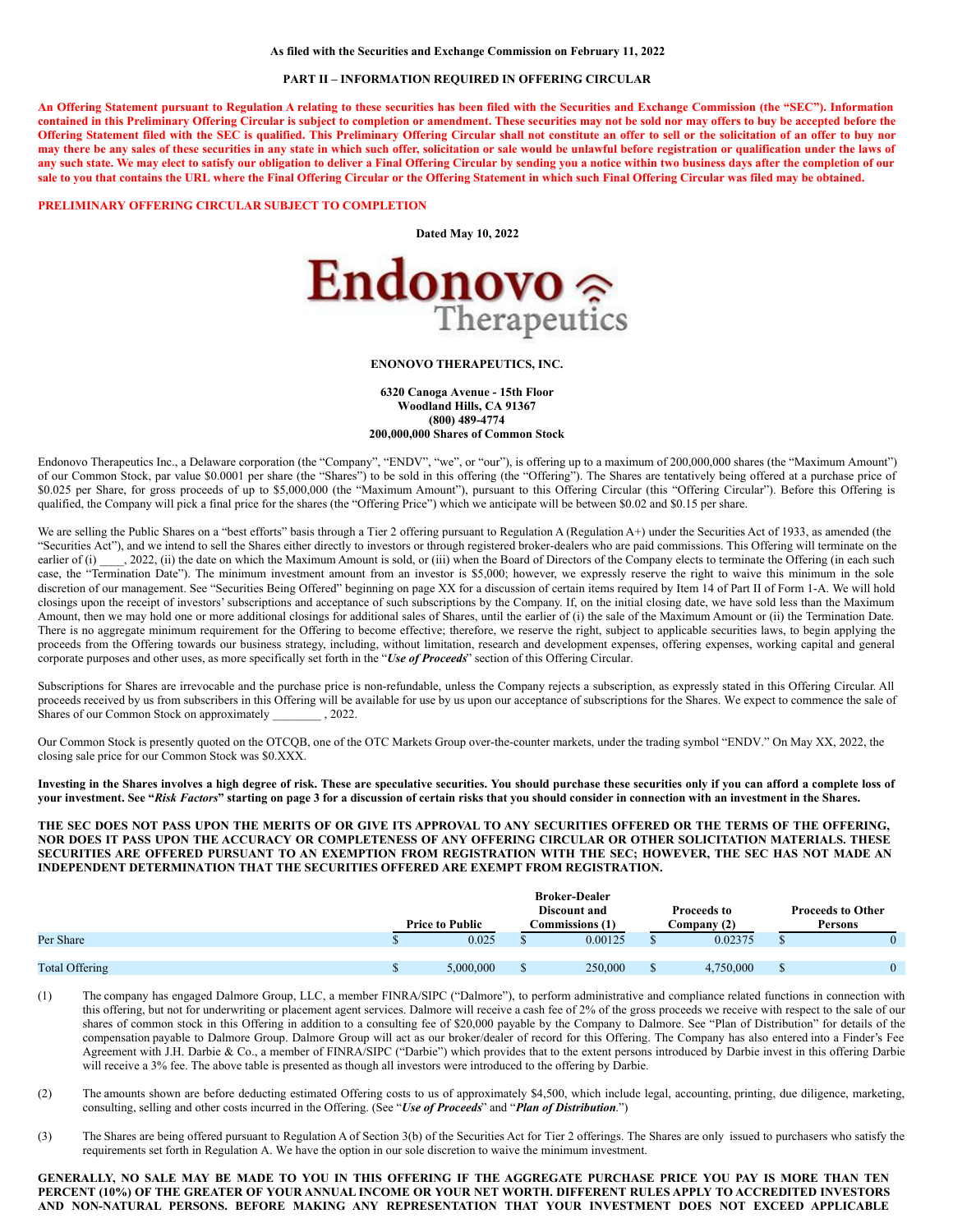As filed with the Securities and Exchange Commission on February 11, 2022

**PART II – INFORMATION REQUIRED IN OFFERING CIRCULAR**

**An Offering Statement pursuant to Regulation A relating to these securities has been filed with the Securities and Exchange Commission (the "SEC"). Information contained in this Preliminary Offering Circular is subject to completion or amendment. These securities may not be sold nor may offers to buy be accepted before the Offering Statement filed with the SEC is qualified. This Preliminary Offering Circular shall not constitute an offer to sell or the solicitation of an offer to buy nor may there be any sales of these securities in any state in which such offer, solicitation or sale would be unlawful before registration or qualification under the laws of any such state. We may elect to satisfy our obligation to deliver a Final Offering Circular by sending you a notice within two business days after the completion of our sale to you that contains the URL where the Final Offering Circular or the Offering Statement in which such Final Offering Circular was filed may be obtained.**

**PRELIMINARY OFFERING CIRCULAR SUBJECT TO COMPLETION**

**Dated May 10, 2022**

Endonovo Therapeutics

**ENONOVO THERAPEUTICS, INC.**

**6320 Canoga Avenue - 15th Floor**
**Woodland Hills, CA 91367**
**(800) 489-4774**
**200,000,000 Shares of Common Stock**

Endonovo Therapeutics Inc., a Delaware corporation (the "Company", "ENDV", "we", or "our"), is offering up to a maximum of 200,000,000 shares (the "Maximum Amount") of our Common Stock, par value $0.0001 per share (the "Shares") to be sold in this offering (the "Offering"). The Shares are tentatively being offered at a purchase price of $0.025 per Share, for gross proceeds of up to $5,000,000 (the "Maximum Amount"), pursuant to this Offering Circular (this "Offering Circular"). Before this Offering is qualified, the Company will pick a final price for the shares (the "Offering Price") which we anticipate will be between $0.02 and $0.15 per share.

We are selling the Public Shares on a "best efforts" basis through a Tier 2 offering pursuant to Regulation A (Regulation A+) under the Securities Act of 1933, as amended (the "Securities Act"), and we intend to sell the Shares either directly to investors or through registered broker-dealers who are paid commissions. This Offering will terminate on the earlier of (i) ____, 2022, (ii) the date on which the Maximum Amount is sold, or (iii) when the Board of Directors of the Company elects to terminate the Offering (in each such case, the "Termination Date"). The minimum investment amount from an investor is $5,000; however, we expressly reserve the right to waive this minimum in the sole discretion of our management. See "Securities Being Offered" beginning on page XX for a discussion of certain items required by Item 14 of Part II of Form 1-A. We will hold closings upon the receipt of investors' subscriptions and acceptance of such subscriptions by the Company. If, on the initial closing date, we have sold less than the Maximum Amount, then we may hold one or more additional closings for additional sales of Shares, until the earlier of (i) the sale of the Maximum Amount or (ii) the Termination Date. There is no aggregate minimum requirement for the Offering to become effective; therefore, we reserve the right, subject to applicable securities laws, to begin applying the proceeds from the Offering towards our business strategy, including, without limitation, research and development expenses, offering expenses, working capital and general corporate purposes and other uses, as more specifically set forth in the "***Use of Proceeds***" section of this Offering Circular.

Subscriptions for Shares are irrevocable and the purchase price is non-refundable, unless the Company rejects a subscription, as expressly stated in this Offering Circular. All proceeds received by us from subscribers in this Offering will be available for use by us upon our acceptance of subscriptions for the Shares. We expect to commence the sale of Shares of our Common Stock on approximately ________ , 2022.

Our Common Stock is presently quoted on the OTCQB, one of the OTC Markets Group over-the-counter markets, under the trading symbol "ENDV." On May XX, 2022, the closing sale price for our Common Stock was $0.XXX.

**Investing in the Shares involves a high degree of risk. These are speculative securities. You should purchase these securities only if you can afford a complete loss of your investment. See "*Risk Factors*" starting on page 3 for a discussion of certain risks that you should consider in connection with an investment in the Shares.**

**THE SEC DOES NOT PASS UPON THE MERITS OF OR GIVE ITS APPROVAL TO ANY SECURITIES OFFERED OR THE TERMS OF THE OFFERING, NOR DOES IT PASS UPON THE ACCURACY OR COMPLETENESS OF ANY OFFERING CIRCULAR OR OTHER SOLICITATION MATERIALS. THESE SECURITIES ARE OFFERED PURSUANT TO AN EXEMPTION FROM REGISTRATION WITH THE SEC; HOWEVER, THE SEC HAS NOT MADE AN INDEPENDENT DETERMINATION THAT THE SECURITIES OFFERED ARE EXEMPT FROM REGISTRATION.**

| | Price to Public | Broker-Dealer Discount and Commissions (1) | Proceeds to Company (2) | Proceeds to Other Persons |
|---|---|---|---|---|
| Per Share | $ 0.025 | $ 0.00125 | $ 0.02375 | $ 0 |
| Total Offering | $ 5,000,000 | $ 250,000 | $ 4,750,000 | $ 0 |

(1) The company has engaged Dalmore Group, LLC, a member FINRA/SIPC ("Dalmore"), to perform administrative and compliance related functions in connection with this offering, but not for underwriting or placement agent services. Dalmore will receive a cash fee of 2% of the gross proceeds we receive with respect to the sale of our shares of common stock in this Offering in addition to a consulting fee of $20,000 payable by the Company to Dalmore. See "Plan of Distribution" for details of the compensation payable to Dalmore Group. Dalmore Group will act as our broker/dealer of record for this Offering. The Company has also entered into a Finder's Fee Agreement with J.H. Darbie & Co., a member of FINRA/SIPC ("Darbie") which provides that to the extent persons introduced by Darbie invest in this offering Darbie will receive a 3% fee. The above table is presented as though all investors were introduced to the offering by Darbie.

(2) The amounts shown are before deducting estimated Offering costs to us of approximately $4,500, which include legal, accounting, printing, due diligence, marketing, consulting, selling and other costs incurred in the Offering. (See "***Use of Proceeds***" and "***Plan of Distribution***.")

(3) The Shares are being offered pursuant to Regulation A of Section 3(b) of the Securities Act for Tier 2 offerings. The Shares are only issued to purchasers who satisfy the requirements set forth in Regulation A. We have the option in our sole discretion to waive the minimum investment.

**GENERALLY, NO SALE MAY BE MADE TO YOU IN THIS OFFERING IF THE AGGREGATE PURCHASE PRICE YOU PAY IS MORE THAN TEN PERCENT (10%) OF THE GREATER OF YOUR ANNUAL INCOME OR YOUR NET WORTH. DIFFERENT RULES APPLY TO ACCREDITED INVESTORS AND NON-NATURAL PERSONS. BEFORE MAKING ANY REPRESENTATION THAT YOUR INVESTMENT DOES NOT EXCEED APPLICABLE**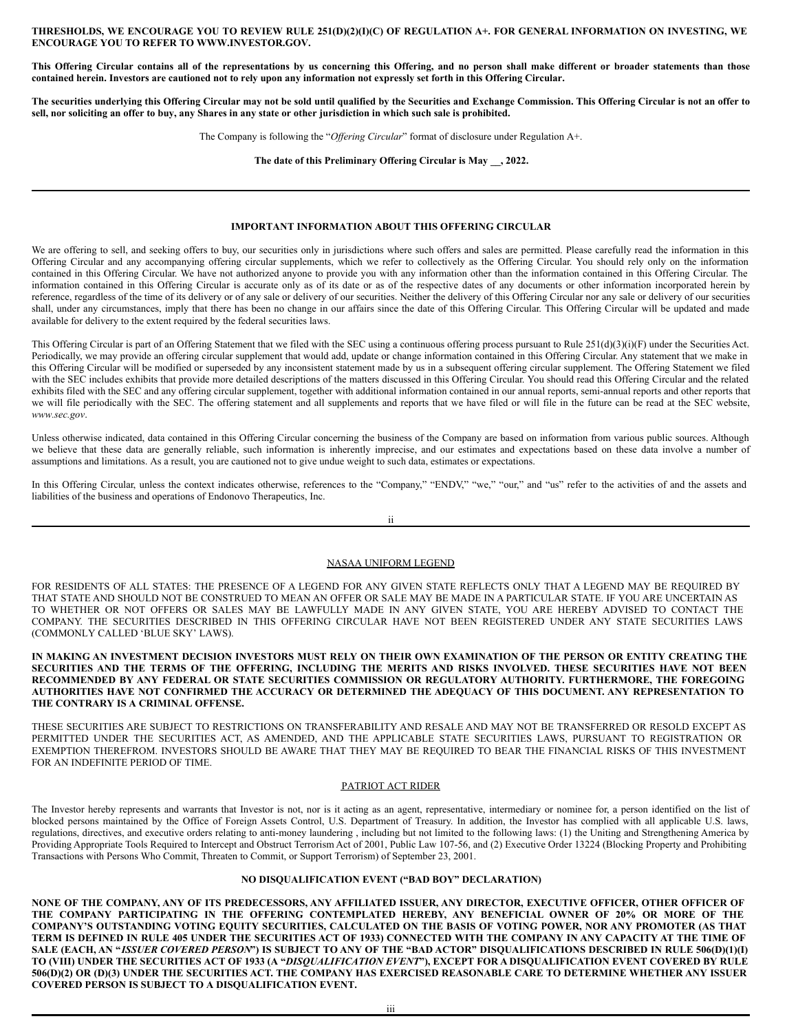**THRESHOLDS, WE ENCOURAGE YOU TO REVIEW RULE 251(D)(2)(I)(C) OF REGULATION A+. FOR GENERAL INFORMATION ON INVESTING, WE ENCOURAGE YOU TO REFER TO WWW.INVESTOR.GOV.**

**This Offering Circular contains all of the representations by us concerning this Offering, and no person shall make different or broader statements than those contained herein. Investors are cautioned not to rely upon any information not expressly set forth in this Offering Circular.**

**The securities underlying this Offering Circular may not be sold until qualified by the Securities and Exchange Commission. This Offering Circular is not an offer to sell, nor soliciting an offer to buy, any Shares in any state or other jurisdiction in which such sale is prohibited.**

The Company is following the "*Offering Circular*" format of disclosure under Regulation A+.

**The date of this Preliminary Offering Circular is May __, 2022.**

---

## IMPORTANT INFORMATION ABOUT THIS OFFERING CIRCULAR

We are offering to sell, and seeking offers to buy, our securities only in jurisdictions where such offers and sales are permitted. Please carefully read the information in this Offering Circular and any accompanying offering circular supplements, which we refer to collectively as the Offering Circular. You should rely only on the information contained in this Offering Circular. We have not authorized anyone to provide you with any information other than the information contained in this Offering Circular. The information contained in this Offering Circular is accurate only as of its date or as of the respective dates of any documents or other information incorporated herein by reference, regardless of the time of its delivery or of any sale or delivery of our securities. Neither the delivery of this Offering Circular nor any sale or delivery of our securities shall, under any circumstances, imply that there has been no change in our affairs since the date of this Offering Circular. This Offering Circular will be updated and made available for delivery to the extent required by the federal securities laws.

This Offering Circular is part of an Offering Statement that we filed with the SEC using a continuous offering process pursuant to Rule 251(d)(3)(i)(F) under the Securities Act. Periodically, we may provide an offering circular supplement that would add, update or change information contained in this Offering Circular. Any statement that we make in this Offering Circular will be modified or superseded by any inconsistent statement made by us in a subsequent offering circular supplement. The Offering Statement we filed with the SEC includes exhibits that provide more detailed descriptions of the matters discussed in this Offering Circular. You should read this Offering Circular and the related exhibits filed with the SEC and any offering circular supplement, together with additional information contained in our annual reports, semi-annual reports and other reports that we will file periodically with the SEC. The offering statement and all supplements and reports that we have filed or will file in the future can be read at the SEC website, *www.sec.gov*.

Unless otherwise indicated, data contained in this Offering Circular concerning the business of the Company are based on information from various public sources. Although we believe that these data are generally reliable, such information is inherently imprecise, and our estimates and expectations based on these data involve a number of assumptions and limitations. As a result, you are cautioned not to give undue weight to such data, estimates or expectations.

In this Offering Circular, unless the context indicates otherwise, references to the "Company," "ENDV," "we," "our," and "us" refer to the activities of and the assets and liabilities of the business and operations of Endonovo Therapeutics, Inc.

---

## NASAA UNIFORM LEGEND

FOR RESIDENTS OF ALL STATES: THE PRESENCE OF A LEGEND FOR ANY GIVEN STATE REFLECTS ONLY THAT A LEGEND MAY BE REQUIRED BY THAT STATE AND SHOULD NOT BE CONSTRUED TO MEAN AN OFFER OR SALE MAY BE MADE IN A PARTICULAR STATE. IF YOU ARE UNCERTAIN AS TO WHETHER OR NOT OFFERS OR SALES MAY BE LAWFULLY MADE IN ANY GIVEN STATE, YOU ARE HEREBY ADVISED TO CONTACT THE COMPANY. THE SECURITIES DESCRIBED IN THIS OFFERING CIRCULAR HAVE NOT BEEN REGISTERED UNDER ANY STATE SECURITIES LAWS (COMMONLY CALLED 'BLUE SKY' LAWS).

**IN MAKING AN INVESTMENT DECISION INVESTORS MUST RELY ON THEIR OWN EXAMINATION OF THE PERSON OR ENTITY CREATING THE SECURITIES AND THE TERMS OF THE OFFERING, INCLUDING THE MERITS AND RISKS INVOLVED. THESE SECURITIES HAVE NOT BEEN RECOMMENDED BY ANY FEDERAL OR STATE SECURITIES COMMISSION OR REGULATORY AUTHORITY. FURTHERMORE, THE FOREGOING AUTHORITIES HAVE NOT CONFIRMED THE ACCURACY OR DETERMINED THE ADEQUACY OF THIS DOCUMENT. ANY REPRESENTATION TO THE CONTRARY IS A CRIMINAL OFFENSE.**

THESE SECURITIES ARE SUBJECT TO RESTRICTIONS ON TRANSFERABILITY AND RESALE AND MAY NOT BE TRANSFERRED OR RESOLD EXCEPT AS PERMITTED UNDER THE SECURITIES ACT, AS AMENDED, AND THE APPLICABLE STATE SECURITIES LAWS, PURSUANT TO REGISTRATION OR EXEMPTION THEREFROM. INVESTORS SHOULD BE AWARE THAT THEY MAY BE REQUIRED TO BEAR THE FINANCIAL RISKS OF THIS INVESTMENT FOR AN INDEFINITE PERIOD OF TIME.

## PATRIOT ACT RIDER

The Investor hereby represents and warrants that Investor is not, nor is it acting as an agent, representative, intermediary or nominee for, a person identified on the list of blocked persons maintained by the Office of Foreign Assets Control, U.S. Department of Treasury. In addition, the Investor has complied with all applicable U.S. laws, regulations, directives, and executive orders relating to anti-money laundering , including but not limited to the following laws: (1) the Uniting and Strengthening America by Providing Appropriate Tools Required to Intercept and Obstruct Terrorism Act of 2001, Public Law 107-56, and (2) Executive Order 13224 (Blocking Property and Prohibiting Transactions with Persons Who Commit, Threaten to Commit, or Support Terrorism) of September 23, 2001.

## NO DISQUALIFICATION EVENT ("BAD BOY" DECLARATION)

**NONE OF THE COMPANY, ANY OF ITS PREDECESSORS, ANY AFFILIATED ISSUER, ANY DIRECTOR, EXECUTIVE OFFICER, OTHER OFFICER OF THE COMPANY PARTICIPATING IN THE OFFERING CONTEMPLATED HEREBY, ANY BENEFICIAL OWNER OF 20% OR MORE OF THE COMPANY'S OUTSTANDING VOTING EQUITY SECURITIES, CALCULATED ON THE BASIS OF VOTING POWER, NOR ANY PROMOTER (AS THAT TERM IS DEFINED IN RULE 405 UNDER THE SECURITIES ACT OF 1933) CONNECTED WITH THE COMPANY IN ANY CAPACITY AT THE TIME OF SALE (EACH, AN "*ISSUER COVERED PERSON*") IS SUBJECT TO ANY OF THE "BAD ACTOR" DISQUALIFICATIONS DESCRIBED IN RULE 506(D)(1)(I) TO (VIII) UNDER THE SECURITIES ACT OF 1933 (A "*DISQUALIFICATION EVENT*"), EXCEPT FOR A DISQUALIFICATION EVENT COVERED BY RULE 506(D)(2) OR (D)(3) UNDER THE SECURITIES ACT. THE COMPANY HAS EXERCISED REASONABLE CARE TO DETERMINE WHETHER ANY ISSUER COVERED PERSON IS SUBJECT TO A DISQUALIFICATION EVENT.**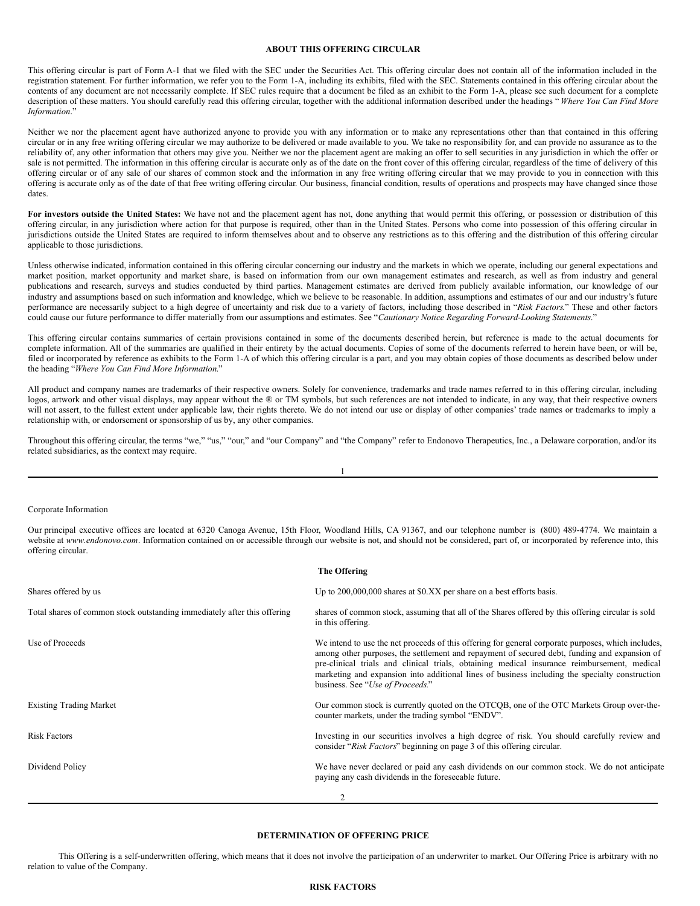## ABOUT THIS OFFERING CIRCULAR

This offering circular is part of Form A-1 that we filed with the SEC under the Securities Act. This offering circular does not contain all of the information included in the registration statement. For further information, we refer you to the Form 1-A, including its exhibits, filed with the SEC. Statements contained in this offering circular about the contents of any document are not necessarily complete. If SEC rules require that a document be filed as an exhibit to the Form 1-A, please see such document for a complete description of these matters. You should carefully read this offering circular, together with the additional information described under the headings "*Where You Can Find More Information*."

Neither we nor the placement agent have authorized anyone to provide you with any information or to make any representations other than that contained in this offering circular or in any free writing offering circular we may authorize to be delivered or made available to you. We take no responsibility for, and can provide no assurance as to the reliability of, any other information that others may give you. Neither we nor the placement agent are making an offer to sell securities in any jurisdiction in which the offer or sale is not permitted. The information in this offering circular is accurate only as of the date on the front cover of this offering circular, regardless of the time of delivery of this offering circular or of any sale of our shares of common stock and the information in any free writing offering circular that we may provide to you in connection with this offering is accurate only as of the date of that free writing offering circular. Our business, financial condition, results of operations and prospects may have changed since those dates.

**For investors outside the United States:** We have not and the placement agent has not, done anything that would permit this offering, or possession or distribution of this offering circular, in any jurisdiction where action for that purpose is required, other than in the United States. Persons who come into possession of this offering circular in jurisdictions outside the United States are required to inform themselves about and to observe any restrictions as to this offering and the distribution of this offering circular applicable to those jurisdictions.

Unless otherwise indicated, information contained in this offering circular concerning our industry and the markets in which we operate, including our general expectations and market position, market opportunity and market share, is based on information from our own management estimates and research, as well as from industry and general publications and research, surveys and studies conducted by third parties. Management estimates are derived from publicly available information, our knowledge of our industry and assumptions based on such information and knowledge, which we believe to be reasonable. In addition, assumptions and estimates of our and our industry's future performance are necessarily subject to a high degree of uncertainty and risk due to a variety of factors, including those described in "*Risk Factors*." These and other factors could cause our future performance to differ materially from our assumptions and estimates. See "*Cautionary Notice Regarding Forward-Looking Statements*."

This offering circular contains summaries of certain provisions contained in some of the documents described herein, but reference is made to the actual documents for complete information. All of the summaries are qualified in their entirety by the actual documents. Copies of some of the documents referred to herein have been, or will be, filed or incorporated by reference as exhibits to the Form 1-A of which this offering circular is a part, and you may obtain copies of those documents as described below under the heading "*Where You Can Find More Information*."

All product and company names are trademarks of their respective owners. Solely for convenience, trademarks and trade names referred to in this offering circular, including logos, artwork and other visual displays, may appear without the ® or TM symbols, but such references are not intended to indicate, in any way, that their respective owners will not assert, to the fullest extent under applicable law, their rights thereto. We do not intend our use or display of other companies' trade names or trademarks to imply a relationship with, or endorsement or sponsorship of us by, any other companies.

Throughout this offering circular, the terms "we," "us," "our," and "our Company" and "the Company" refer to Endonovo Therapeutics, Inc., a Delaware corporation, and/or its related subsidiaries, as the context may require.

Corporate Information

Our principal executive offices are located at 6320 Canoga Avenue, 15th Floor, Woodland Hills, CA 91367, and our telephone number is (800) 489-4774. We maintain a website at *www.endonovo.com*. Information contained on or accessible through our website is not, and should not be considered, part of, or incorporated by reference into, this offering circular.

## The Offering

| | |
|---|---|
| Shares offered by us | Up to 200,000,000 shares at $0.XX per share on a best efforts basis. |
| Total shares of common stock outstanding immediately after this offering | shares of common stock, assuming that all of the Shares offered by this offering circular is sold in this offering. |
| Use of Proceeds | We intend to use the net proceeds of this offering for general corporate purposes, which includes, among other purposes, the settlement and repayment of secured debt, funding and expansion of pre-clinical trials and clinical trials, obtaining medical insurance reimbursement, medical marketing and expansion into additional lines of business including the specialty construction business. See "*Use of Proceeds*." |
| Existing Trading Market | Our common stock is currently quoted on the OTCQB, one of the OTC Markets Group over-the-counter markets, under the trading symbol "ENDV". |
| Risk Factors | Investing in our securities involves a high degree of risk. You should carefully review and consider "*Risk Factors*" beginning on page 3 of this offering circular. |
| Dividend Policy | We have never declared or paid any cash dividends on our common stock. We do not anticipate paying any cash dividends in the foreseeable future. |

## DETERMINATION OF OFFERING PRICE

This Offering is a self-underwritten offering, which means that it does not involve the participation of an underwriter to market. Our Offering Price is arbitrary with no relation to value of the Company.

## RISK FACTORS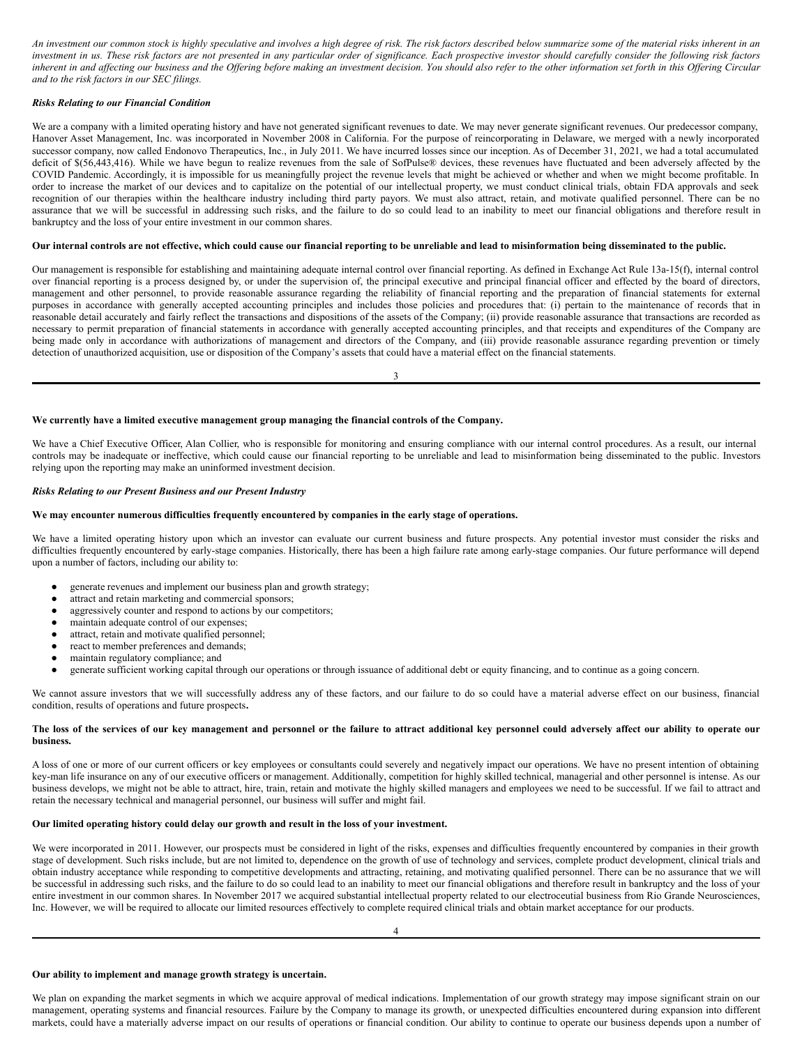*An investment our common stock is highly speculative and involves a high degree of risk. The risk factors described below summarize some of the material risks inherent in an investment in us. These risk factors are not presented in any particular order of significance. Each prospective investor should carefully consider the following risk factors inherent in and affecting our business and the Offering before making an investment decision. You should also refer to the other information set forth in this Offering Circular and to the risk factors in our SEC filings.*

***Risks Relating to our Financial Condition***

We are a company with a limited operating history and have not generated significant revenues to date. We may never generate significant revenues. Our predecessor company, Hanover Asset Management, Inc. was incorporated in November 2008 in California. For the purpose of reincorporating in Delaware, we merged with a newly incorporated successor company, now called Endonovo Therapeutics, Inc., in July 2011. We have incurred losses since our inception. As of December 31, 2021, we had a total accumulated deficit of $(56,443,416). While we have begun to realize revenues from the sale of SofPulse® devices, these revenues have fluctuated and been adversely affected by the COVID Pandemic. Accordingly, it is impossible for us meaningfully project the revenue levels that might be achieved or whether and when we might become profitable. In order to increase the market of our devices and to capitalize on the potential of our intellectual property, we must conduct clinical trials, obtain FDA approvals and seek recognition of our therapies within the healthcare industry including third party payors. We must also attract, retain, and motivate qualified personnel. There can be no assurance that we will be successful in addressing such risks, and the failure to do so could lead to an inability to meet our financial obligations and therefore result in bankruptcy and the loss of your entire investment in our common shares.

**Our internal controls are not effective, which could cause our financial reporting to be unreliable and lead to misinformation being disseminated to the public.**

Our management is responsible for establishing and maintaining adequate internal control over financial reporting. As defined in Exchange Act Rule 13a-15(f), internal control over financial reporting is a process designed by, or under the supervision of, the principal executive and principal financial officer and effected by the board of directors, management and other personnel, to provide reasonable assurance regarding the reliability of financial reporting and the preparation of financial statements for external purposes in accordance with generally accepted accounting principles and includes those policies and procedures that: (i) pertain to the maintenance of records that in reasonable detail accurately and fairly reflect the transactions and dispositions of the assets of the Company; (ii) provide reasonable assurance that transactions are recorded as necessary to permit preparation of financial statements in accordance with generally accepted accounting principles, and that receipts and expenditures of the Company are being made only in accordance with authorizations of management and directors of the Company, and (iii) provide reasonable assurance regarding prevention or timely detection of unauthorized acquisition, use or disposition of the Company's assets that could have a material effect on the financial statements.

**We currently have a limited executive management group managing the financial controls of the Company.**

We have a Chief Executive Officer, Alan Collier, who is responsible for monitoring and ensuring compliance with our internal control procedures. As a result, our internal controls may be inadequate or ineffective, which could cause our financial reporting to be unreliable and lead to misinformation being disseminated to the public. Investors relying upon the reporting may make an uninformed investment decision.

***Risks Relating to our Present Business and our Present Industry***

**We may encounter numerous difficulties frequently encountered by companies in the early stage of operations.**

We have a limited operating history upon which an investor can evaluate our current business and future prospects. Any potential investor must consider the risks and difficulties frequently encountered by early-stage companies. Historically, there has been a high failure rate among early-stage companies. Our future performance will depend upon a number of factors, including our ability to:

- generate revenues and implement our business plan and growth strategy;
- attract and retain marketing and commercial sponsors;
- aggressively counter and respond to actions by our competitors;
- maintain adequate control of our expenses;
- attract, retain and motivate qualified personnel;
- react to member preferences and demands;
- maintain regulatory compliance; and
- generate sufficient working capital through our operations or through issuance of additional debt or equity financing, and to continue as a going concern.

We cannot assure investors that we will successfully address any of these factors, and our failure to do so could have a material adverse effect on our business, financial condition, results of operations and future prospects.

**The loss of the services of our key management and personnel or the failure to attract additional key personnel could adversely affect our ability to operate our business.**

A loss of one or more of our current officers or key employees or consultants could severely and negatively impact our operations. We have no present intention of obtaining key-man life insurance on any of our executive officers or management. Additionally, competition for highly skilled technical, managerial and other personnel is intense. As our business develops, we might not be able to attract, hire, train, retain and motivate the highly skilled managers and employees we need to be successful. If we fail to attract and retain the necessary technical and managerial personnel, our business will suffer and might fail.

**Our limited operating history could delay our growth and result in the loss of your investment.**

We were incorporated in 2011. However, our prospects must be considered in light of the risks, expenses and difficulties frequently encountered by companies in their growth stage of development. Such risks include, but are not limited to, dependence on the growth of use of technology and services, complete product development, clinical trials and obtain industry acceptance while responding to competitive developments and attracting, retaining, and motivating qualified personnel. There can be no assurance that we will be successful in addressing such risks, and the failure to do so could lead to an inability to meet our financial obligations and therefore result in bankruptcy and the loss of your entire investment in our common shares. In November 2017 we acquired substantial intellectual property related to our electroceutial business from Rio Grande Neurosciences, Inc. However, we will be required to allocate our limited resources effectively to complete required clinical trials and obtain market acceptance for our products.

**Our ability to implement and manage growth strategy is uncertain.**

We plan on expanding the market segments in which we acquire approval of medical indications. Implementation of our growth strategy may impose significant strain on our management, operating systems and financial resources. Failure by the Company to manage its growth, or unexpected difficulties encountered during expansion into different markets, could have a materially adverse impact on our results of operations or financial condition. Our ability to continue to operate our business depends upon a number of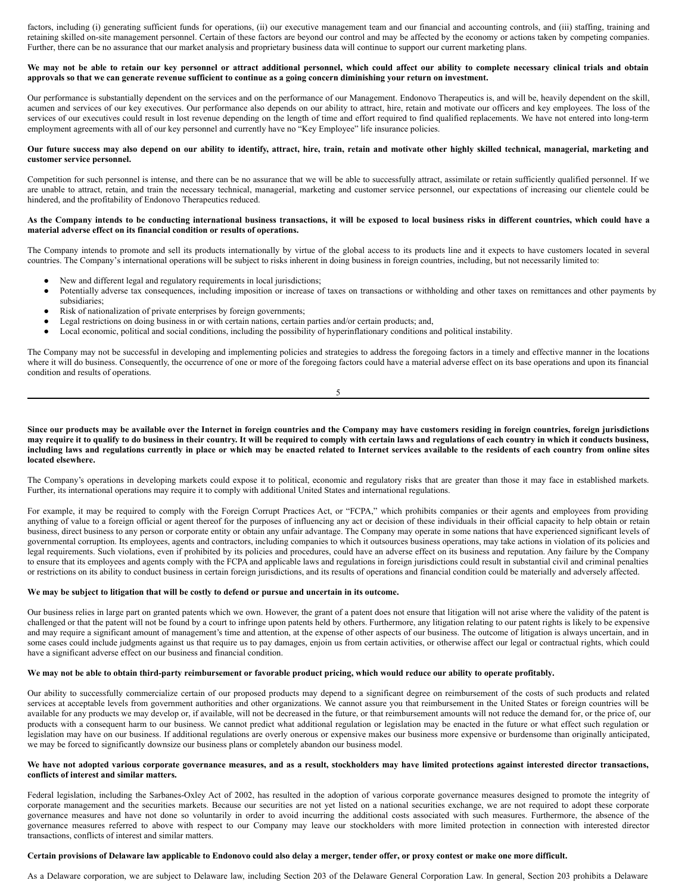factors, including (i) generating sufficient funds for operations, (ii) our executive management team and our financial and accounting controls, and (iii) staffing, training and retaining skilled on-site management personnel. Certain of these factors are beyond our control and may be affected by the economy or actions taken by competing companies. Further, there can be no assurance that our market analysis and proprietary business data will continue to support our current marketing plans.

**We may not be able to retain our key personnel or attract additional personnel, which could affect our ability to complete necessary clinical trials and obtain approvals so that we can generate revenue sufficient to continue as a going concern diminishing your return on investment.**

Our performance is substantially dependent on the services and on the performance of our Management. Endonovo Therapeutics is, and will be, heavily dependent on the skill, acumen and services of our key executives. Our performance also depends on our ability to attract, hire, retain and motivate our officers and key employees. The loss of the services of our executives could result in lost revenue depending on the length of time and effort required to find qualified replacements. We have not entered into long-term employment agreements with all of our key personnel and currently have no "Key Employee" life insurance policies.

**Our future success may also depend on our ability to identify, attract, hire, train, retain and motivate other highly skilled technical, managerial, marketing and customer service personnel.**

Competition for such personnel is intense, and there can be no assurance that we will be able to successfully attract, assimilate or retain sufficiently qualified personnel. If we are unable to attract, retain, and train the necessary technical, managerial, marketing and customer service personnel, our expectations of increasing our clientele could be hindered, and the profitability of Endonovo Therapeutics reduced.

**As the Company intends to be conducting international business transactions, it will be exposed to local business risks in different countries, which could have a material adverse effect on its financial condition or results of operations.**

The Company intends to promote and sell its products internationally by virtue of the global access to its products line and it expects to have customers located in several countries. The Company's international operations will be subject to risks inherent in doing business in foreign countries, including, but not necessarily limited to:

- New and different legal and regulatory requirements in local jurisdictions;
- Potentially adverse tax consequences, including imposition or increase of taxes on transactions or withholding and other taxes on remittances and other payments by subsidiaries;
- Risk of nationalization of private enterprises by foreign governments;
- Legal restrictions on doing business in or with certain nations, certain parties and/or certain products; and,
- Local economic, political and social conditions, including the possibility of hyperinflationary conditions and political instability.

The Company may not be successful in developing and implementing policies and strategies to address the foregoing factors in a timely and effective manner in the locations where it will do business. Consequently, the occurrence of one or more of the foregoing factors could have a material adverse effect on its base operations and upon its financial condition and results of operations.

**Since our products may be available over the Internet in foreign countries and the Company may have customers residing in foreign countries, foreign jurisdictions may require it to qualify to do business in their country. It will be required to comply with certain laws and regulations of each country in which it conducts business, including laws and regulations currently in place or which may be enacted related to Internet services available to the residents of each country from online sites located elsewhere.**

The Company's operations in developing markets could expose it to political, economic and regulatory risks that are greater than those it may face in established markets. Further, its international operations may require it to comply with additional United States and international regulations.

For example, it may be required to comply with the Foreign Corrupt Practices Act, or "FCPA," which prohibits companies or their agents and employees from providing anything of value to a foreign official or agent thereof for the purposes of influencing any act or decision of these individuals in their official capacity to help obtain or retain business, direct business to any person or corporate entity or obtain any unfair advantage. The Company may operate in some nations that have experienced significant levels of governmental corruption. Its employees, agents and contractors, including companies to which it outsources business operations, may take actions in violation of its policies and legal requirements. Such violations, even if prohibited by its policies and procedures, could have an adverse effect on its business and reputation. Any failure by the Company to ensure that its employees and agents comply with the FCPA and applicable laws and regulations in foreign jurisdictions could result in substantial civil and criminal penalties or restrictions on its ability to conduct business in certain foreign jurisdictions, and its results of operations and financial condition could be materially and adversely affected.

**We may be subject to litigation that will be costly to defend or pursue and uncertain in its outcome.**

Our business relies in large part on granted patents which we own. However, the grant of a patent does not ensure that litigation will not arise where the validity of the patent is challenged or that the patent will not be found by a court to infringe upon patents held by others. Furthermore, any litigation relating to our patent rights is likely to be expensive and may require a significant amount of management's time and attention, at the expense of other aspects of our business. The outcome of litigation is always uncertain, and in some cases could include judgments against us that require us to pay damages, enjoin us from certain activities, or otherwise affect our legal or contractual rights, which could have a significant adverse effect on our business and financial condition.

**We may not be able to obtain third-party reimbursement or favorable product pricing, which would reduce our ability to operate profitably.**

Our ability to successfully commercialize certain of our proposed products may depend to a significant degree on reimbursement of the costs of such products and related services at acceptable levels from government authorities and other organizations. We cannot assure you that reimbursement in the United States or foreign countries will be available for any products we may develop or, if available, will not be decreased in the future, or that reimbursement amounts will not reduce the demand for, or the price of, our products with a consequent harm to our business. We cannot predict what additional regulation or legislation may be enacted in the future or what effect such regulation or legislation may have on our business. If additional regulations are overly onerous or expensive makes our business more expensive or burdensome than originally anticipated, we may be forced to significantly downsize our business plans or completely abandon our business model.

**We have not adopted various corporate governance measures, and as a result, stockholders may have limited protections against interested director transactions, conflicts of interest and similar matters.**

Federal legislation, including the Sarbanes-Oxley Act of 2002, has resulted in the adoption of various corporate governance measures designed to promote the integrity of corporate management and the securities markets. Because our securities are not yet listed on a national securities exchange, we are not required to adopt these corporate governance measures and have not done so voluntarily in order to avoid incurring the additional costs associated with such measures. Furthermore, the absence of the governance measures referred to above with respect to our Company may leave our stockholders with more limited protection in connection with interested director transactions, conflicts of interest and similar matters.

**Certain provisions of Delaware law applicable to Endonovo could also delay a merger, tender offer, or proxy contest or make one more difficult.**

As a Delaware corporation, we are subject to Delaware law, including Section 203 of the Delaware General Corporation Law. In general, Section 203 prohibits a Delaware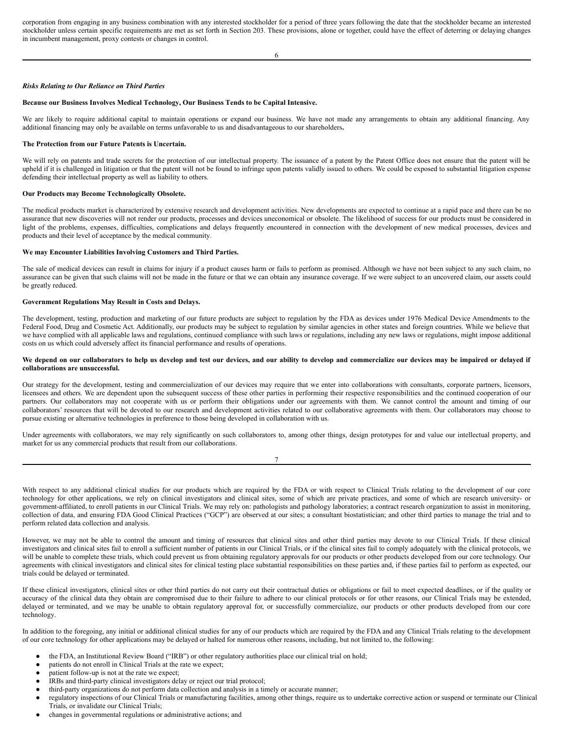corporation from engaging in any business combination with any interested stockholder for a period of three years following the date that the stockholder became an interested stockholder unless certain specific requirements are met as set forth in Section 203. These provisions, alone or together, could have the effect of deterring or delaying changes in incumbent management, proxy contests or changes in control.

***Risks Relating to Our Reliance on Third Parties***

**Because our Business Involves Medical Technology, Our Business Tends to be Capital Intensive.**

We are likely to require additional capital to maintain operations or expand our business. We have not made any arrangements to obtain any additional financing. Any additional financing may only be available on terms unfavorable to us and disadvantageous to our shareholders**.**

**The Protection from our Future Patents is Uncertain.**

We will rely on patents and trade secrets for the protection of our intellectual property. The issuance of a patent by the Patent Office does not ensure that the patent will be upheld if it is challenged in litigation or that the patent will not be found to infringe upon patents validly issued to others. We could be exposed to substantial litigation expense defending their intellectual property as well as liability to others.

**Our Products may Become Technologically Obsolete.**

The medical products market is characterized by extensive research and development activities. New developments are expected to continue at a rapid pace and there can be no assurance that new discoveries will not render our products, processes and devices uneconomical or obsolete. The likelihood of success for our products must be considered in light of the problems, expenses, difficulties, complications and delays frequently encountered in connection with the development of new medical processes, devices and products and their level of acceptance by the medical community.

**We may Encounter Liabilities Involving Customers and Third Parties.**

The sale of medical devices can result in claims for injury if a product causes harm or fails to perform as promised. Although we have not been subject to any such claim, no assurance can be given that such claims will not be made in the future or that we can obtain any insurance coverage. If we were subject to an uncovered claim, our assets could be greatly reduced.

**Government Regulations May Result in Costs and Delays.**

The development, testing, production and marketing of our future products are subject to regulation by the FDA as devices under 1976 Medical Device Amendments to the Federal Food, Drug and Cosmetic Act. Additionally, our products may be subject to regulation by similar agencies in other states and foreign countries. While we believe that we have complied with all applicable laws and regulations, continued compliance with such laws or regulations, including any new laws or regulations, might impose additional costs on us which could adversely affect its financial performance and results of operations.

**We depend on our collaborators to help us develop and test our devices, and our ability to develop and commercialize our devices may be impaired or delayed if collaborations are unsuccessful.**

Our strategy for the development, testing and commercialization of our devices may require that we enter into collaborations with consultants, corporate partners, licensors, licensees and others. We are dependent upon the subsequent success of these other parties in performing their respective responsibilities and the continued cooperation of our partners. Our collaborators may not cooperate with us or perform their obligations under our agreements with them. We cannot control the amount and timing of our collaborators' resources that will be devoted to our research and development activities related to our collaborative agreements with them. Our collaborators may choose to pursue existing or alternative technologies in preference to those being developed in collaboration with us.

Under agreements with collaborators, we may rely significantly on such collaborators to, among other things, design prototypes for and value our intellectual property, and market for us any commercial products that result from our collaborations.

With respect to any additional clinical studies for our products which are required by the FDA or with respect to Clinical Trials relating to the development of our core technology for other applications, we rely on clinical investigators and clinical sites, some of which are private practices, and some of which are research university- or government-affiliated, to enroll patients in our Clinical Trials. We may rely on: pathologists and pathology laboratories; a contract research organization to assist in monitoring, collection of data, and ensuring FDA Good Clinical Practices ("GCP") are observed at our sites; a consultant biostatistician; and other third parties to manage the trial and to perform related data collection and analysis.

However, we may not be able to control the amount and timing of resources that clinical sites and other third parties may devote to our Clinical Trials. If these clinical investigators and clinical sites fail to enroll a sufficient number of patients in our Clinical Trials, or if the clinical sites fail to comply adequately with the clinical protocols, we will be unable to complete these trials, which could prevent us from obtaining regulatory approvals for our products or other products developed from our core technology. Our agreements with clinical investigators and clinical sites for clinical testing place substantial responsibilities on these parties and, if these parties fail to perform as expected, our trials could be delayed or terminated.

If these clinical investigators, clinical sites or other third parties do not carry out their contractual duties or obligations or fail to meet expected deadlines, or if the quality or accuracy of the clinical data they obtain are compromised due to their failure to adhere to our clinical protocols or for other reasons, our Clinical Trials may be extended, delayed or terminated, and we may be unable to obtain regulatory approval for, or successfully commercialize, our products or other products developed from our core technology.

In addition to the foregoing, any initial or additional clinical studies for any of our products which are required by the FDA and any Clinical Trials relating to the development of our core technology for other applications may be delayed or halted for numerous other reasons, including, but not limited to, the following:

- the FDA, an Institutional Review Board ("IRB") or other regulatory authorities place our clinical trial on hold;
- patients do not enroll in Clinical Trials at the rate we expect;
- patient follow-up is not at the rate we expect;
- IRBs and third-party clinical investigators delay or reject our trial protocol;
- third-party organizations do not perform data collection and analysis in a timely or accurate manner;
- regulatory inspections of our Clinical Trials or manufacturing facilities, among other things, require us to undertake corrective action or suspend or terminate our Clinical Trials, or invalidate our Clinical Trials;
- changes in governmental regulations or administrative actions; and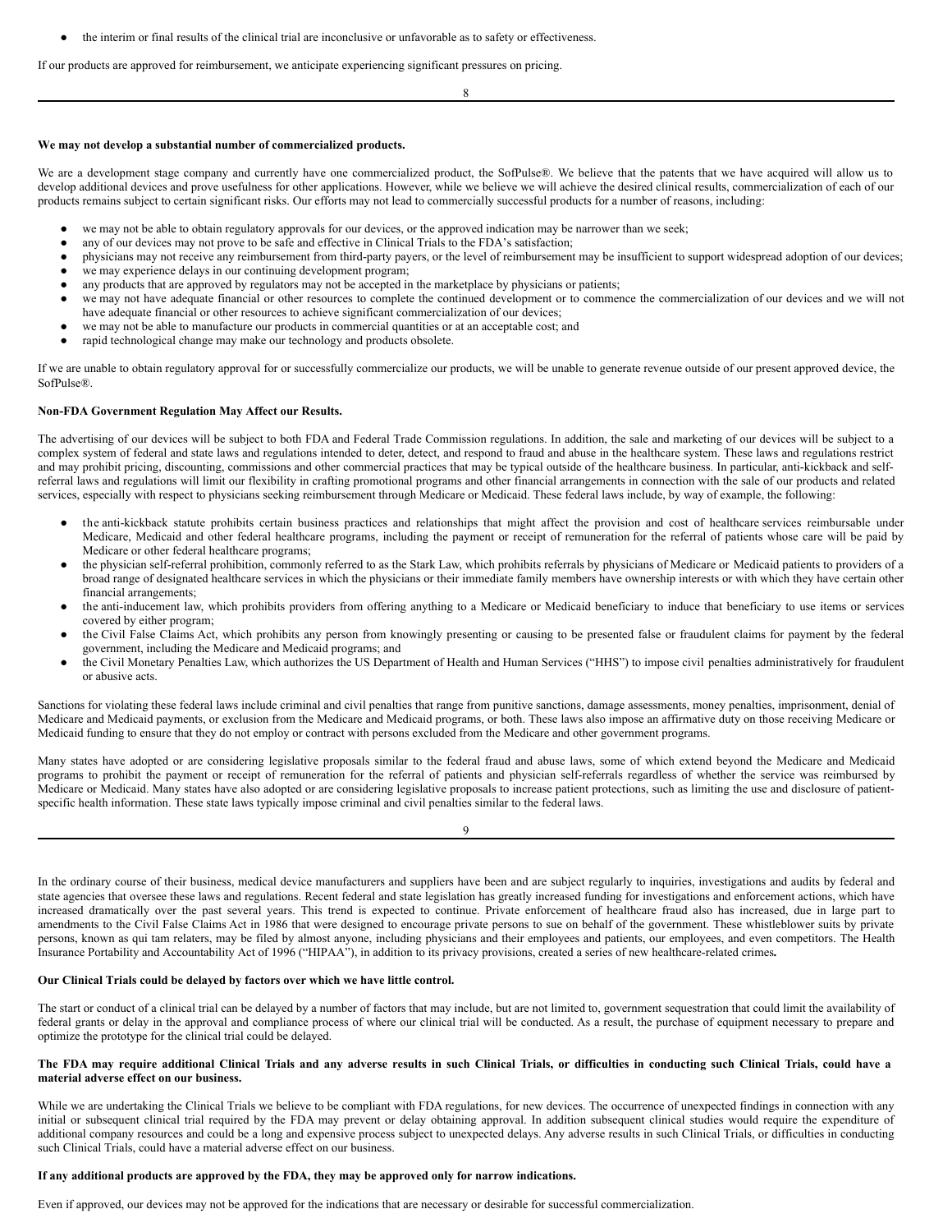- the interim or final results of the clinical trial are inconclusive or unfavorable as to safety or effectiveness.

If our products are approved for reimbursement, we anticipate experiencing significant pressures on pricing.

**We may not develop a substantial number of commercialized products.**

We are a development stage company and currently have one commercialized product, the SofPulse®. We believe that the patents that we have acquired will allow us to develop additional devices and prove usefulness for other applications. However, while we believe we will achieve the desired clinical results, commercialization of each of our products remains subject to certain significant risks. Our efforts may not lead to commercially successful products for a number of reasons, including:

- we may not be able to obtain regulatory approvals for our devices, or the approved indication may be narrower than we seek;
- any of our devices may not prove to be safe and effective in Clinical Trials to the FDA's satisfaction;
- physicians may not receive any reimbursement from third-party payers, or the level of reimbursement may be insufficient to support widespread adoption of our devices;
- we may experience delays in our continuing development program;
- any products that are approved by regulators may not be accepted in the marketplace by physicians or patients;
- we may not have adequate financial or other resources to complete the continued development or to commence the commercialization of our devices and we will not have adequate financial or other resources to achieve significant commercialization of our devices;
- we may not be able to manufacture our products in commercial quantities or at an acceptable cost; and
- rapid technological change may make our technology and products obsolete.

If we are unable to obtain regulatory approval for or successfully commercialize our products, we will be unable to generate revenue outside of our present approved device, the SofPulse®.

**Non-FDA Government Regulation May Affect our Results.**

The advertising of our devices will be subject to both FDA and Federal Trade Commission regulations. In addition, the sale and marketing of our devices will be subject to a complex system of federal and state laws and regulations intended to deter, detect, and respond to fraud and abuse in the healthcare system. These laws and regulations restrict and may prohibit pricing, discounting, commissions and other commercial practices that may be typical outside of the healthcare business. In particular, anti-kickback and self-referral laws and regulations will limit our flexibility in crafting promotional programs and other financial arrangements in connection with the sale of our products and related services, especially with respect to physicians seeking reimbursement through Medicare or Medicaid. These federal laws include, by way of example, the following:

- the anti-kickback statute prohibits certain business practices and relationships that might affect the provision and cost of healthcare services reimbursable under Medicare, Medicaid and other federal healthcare programs, including the payment or receipt of remuneration for the referral of patients whose care will be paid by Medicare or other federal healthcare programs;
- the physician self-referral prohibition, commonly referred to as the Stark Law, which prohibits referrals by physicians of Medicare or Medicaid patients to providers of a broad range of designated healthcare services in which the physicians or their immediate family members have ownership interests or with which they have certain other financial arrangements;
- the anti-inducement law, which prohibits providers from offering anything to a Medicare or Medicaid beneficiary to induce that beneficiary to use items or services covered by either program;
- the Civil False Claims Act, which prohibits any person from knowingly presenting or causing to be presented false or fraudulent claims for payment by the federal government, including the Medicare and Medicaid programs; and
- the Civil Monetary Penalties Law, which authorizes the US Department of Health and Human Services ("HHS") to impose civil penalties administratively for fraudulent or abusive acts.

Sanctions for violating these federal laws include criminal and civil penalties that range from punitive sanctions, damage assessments, money penalties, imprisonment, denial of Medicare and Medicaid payments, or exclusion from the Medicare and Medicaid programs, or both. These laws also impose an affirmative duty on those receiving Medicare or Medicaid funding to ensure that they do not employ or contract with persons excluded from the Medicare and other government programs.

Many states have adopted or are considering legislative proposals similar to the federal fraud and abuse laws, some of which extend beyond the Medicare and Medicaid programs to prohibit the payment or receipt of remuneration for the referral of patients and physician self-referrals regardless of whether the service was reimbursed by Medicare or Medicaid. Many states have also adopted or are considering legislative proposals to increase patient protections, such as limiting the use and disclosure of patient-specific health information. These state laws typically impose criminal and civil penalties similar to the federal laws.

In the ordinary course of their business, medical device manufacturers and suppliers have been and are subject regularly to inquiries, investigations and audits by federal and state agencies that oversee these laws and regulations. Recent federal and state legislation has greatly increased funding for investigations and enforcement actions, which have increased dramatically over the past several years. This trend is expected to continue. Private enforcement of healthcare fraud also has increased, due in large part to amendments to the Civil False Claims Act in 1986 that were designed to encourage private persons to sue on behalf of the government. These whistleblower suits by private persons, known as qui tam relaters, may be filed by almost anyone, including physicians and their employees and patients, our employees, and even competitors. The Health Insurance Portability and Accountability Act of 1996 ("HIPAA"), in addition to its privacy provisions, created a series of new healthcare-related crimes**.**

**Our Clinical Trials could be delayed by factors over which we have little control.**

The start or conduct of a clinical trial can be delayed by a number of factors that may include, but are not limited to, government sequestration that could limit the availability of federal grants or delay in the approval and compliance process of where our clinical trial will be conducted. As a result, the purchase of equipment necessary to prepare and optimize the prototype for the clinical trial could be delayed.

**The FDA may require additional Clinical Trials and any adverse results in such Clinical Trials, or difficulties in conducting such Clinical Trials, could have a material adverse effect on our business.**

While we are undertaking the Clinical Trials we believe to be compliant with FDA regulations, for new devices. The occurrence of unexpected findings in connection with any initial or subsequent clinical trial required by the FDA may prevent or delay obtaining approval. In addition subsequent clinical studies would require the expenditure of additional company resources and could be a long and expensive process subject to unexpected delays. Any adverse results in such Clinical Trials, or difficulties in conducting such Clinical Trials, could have a material adverse effect on our business.

**If any additional products are approved by the FDA, they may be approved only for narrow indications.**

Even if approved, our devices may not be approved for the indications that are necessary or desirable for successful commercialization.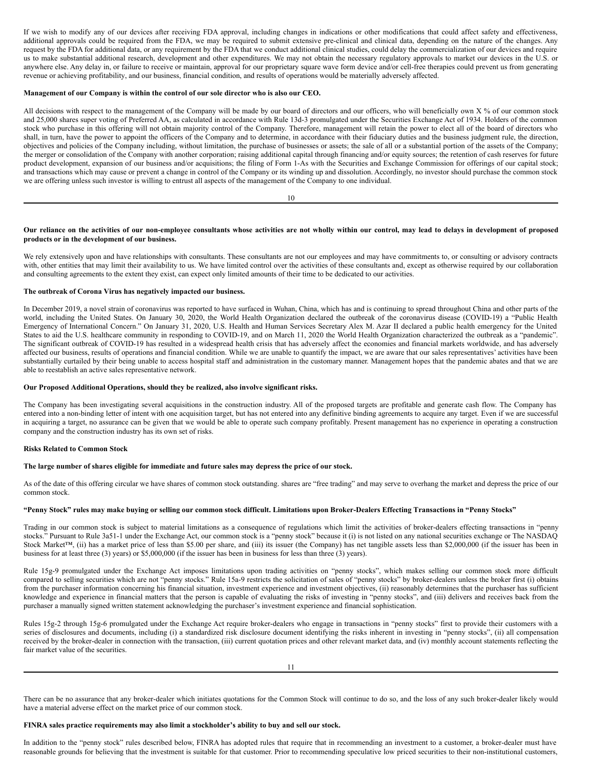If we wish to modify any of our devices after receiving FDA approval, including changes in indications or other modifications that could affect safety and effectiveness, additional approvals could be required from the FDA, we may be required to submit extensive pre-clinical and clinical data, depending on the nature of the changes. Any request by the FDA for additional data, or any requirement by the FDA that we conduct additional clinical studies, could delay the commercialization of our devices and require us to make substantial additional research, development and other expenditures. We may not obtain the necessary regulatory approvals to market our devices in the U.S. or anywhere else. Any delay in, or failure to receive or maintain, approval for our proprietary square wave form device and/or cell-free therapies could prevent us from generating revenue or achieving profitability, and our business, financial condition, and results of operations would be materially adversely affected.

**Management of our Company is within the control of our sole director who is also our CEO.**

All decisions with respect to the management of the Company will be made by our board of directors and our officers, who will beneficially own X % of our common stock and 25,000 shares super voting of Preferred AA, as calculated in accordance with Rule 13d-3 promulgated under the Securities Exchange Act of 1934. Holders of the common stock who purchase in this offering will not obtain majority control of the Company. Therefore, management will retain the power to elect all of the board of directors who shall, in turn, have the power to appoint the officers of the Company and to determine, in accordance with their fiduciary duties and the business judgment rule, the direction, objectives and policies of the Company including, without limitation, the purchase of businesses or assets; the sale of all or a substantial portion of the assets of the Company; the merger or consolidation of the Company with another corporation; raising additional capital through financing and/or equity sources; the retention of cash reserves for future product development, expansion of our business and/or acquisitions; the filing of Form 1-As with the Securities and Exchange Commission for offerings of our capital stock; and transactions which may cause or prevent a change in control of the Company or its winding up and dissolution. Accordingly, no investor should purchase the common stock we are offering unless such investor is willing to entrust all aspects of the management of the Company to one individual.

**Our reliance on the activities of our non-employee consultants whose activities are not wholly within our control, may lead to delays in development of proposed products or in the development of our business.**

We rely extensively upon and have relationships with consultants. These consultants are not our employees and may have commitments to, or consulting or advisory contracts with, other entities that may limit their availability to us. We have limited control over the activities of these consultants and, except as otherwise required by our collaboration and consulting agreements to the extent they exist, can expect only limited amounts of their time to be dedicated to our activities.

**The outbreak of Corona Virus has negatively impacted our business.**

In December 2019, a novel strain of coronavirus was reported to have surfaced in Wuhan, China, which has and is continuing to spread throughout China and other parts of the world, including the United States. On January 30, 2020, the World Health Organization declared the outbreak of the coronavirus disease (COVID-19) a "Public Health Emergency of International Concern." On January 31, 2020, U.S. Health and Human Services Secretary Alex M. Azar II declared a public health emergency for the United States to aid the U.S. healthcare community in responding to COVID-19, and on March 11, 2020 the World Health Organization characterized the outbreak as a "pandemic". The significant outbreak of COVID-19 has resulted in a widespread health crisis that has adversely affect the economies and financial markets worldwide, and has adversely affected our business, results of operations and financial condition. While we are unable to quantify the impact, we are aware that our sales representatives' activities have been substantially curtailed by their being unable to access hospital staff and administration in the customary manner. Management hopes that the pandemic abates and that we are able to reestablish an active sales representative network.

**Our Proposed Additional Operations, should they be realized, also involve significant risks.**

The Company has been investigating several acquisitions in the construction industry. All of the proposed targets are profitable and generate cash flow. The Company has entered into a non-binding letter of intent with one acquisition target, but has not entered into any definitive binding agreements to acquire any target. Even if we are successful in acquiring a target, no assurance can be given that we would be able to operate such company profitably. Present management has no experience in operating a construction company and the construction industry has its own set of risks.

**Risks Related to Common Stock**

**The large number of shares eligible for immediate and future sales may depress the price of our stock.**

As of the date of this offering circular we have shares of common stock outstanding. shares are "free trading" and may serve to overhang the market and depress the price of our common stock.

**"Penny Stock" rules may make buying or selling our common stock difficult. Limitations upon Broker-Dealers Effecting Transactions in "Penny Stocks"**

Trading in our common stock is subject to material limitations as a consequence of regulations which limit the activities of broker-dealers effecting transactions in "penny stocks." Pursuant to Rule 3a51-1 under the Exchange Act, our common stock is a "penny stock" because it (i) is not listed on any national securities exchange or The NASDAQ Stock Market™, (ii) has a market price of less than $5.00 per share, and (iii) its issuer (the Company) has net tangible assets less than $2,000,000 (if the issuer has been in business for at least three (3) years) or $5,000,000 (if the issuer has been in business for less than three (3) years).

Rule 15g-9 promulgated under the Exchange Act imposes limitations upon trading activities on "penny stocks", which makes selling our common stock more difficult compared to selling securities which are not "penny stocks." Rule 15a-9 restricts the solicitation of sales of "penny stocks" by broker-dealers unless the broker first (i) obtains from the purchaser information concerning his financial situation, investment experience and investment objectives, (ii) reasonably determines that the purchaser has sufficient knowledge and experience in financial matters that the person is capable of evaluating the risks of investing in "penny stocks", and (iii) delivers and receives back from the purchaser a manually signed written statement acknowledging the purchaser's investment experience and financial sophistication.

Rules 15g-2 through 15g-6 promulgated under the Exchange Act require broker-dealers who engage in transactions in "penny stocks" first to provide their customers with a series of disclosures and documents, including (i) a standardized risk disclosure document identifying the risks inherent in investing in "penny stocks", (ii) all compensation received by the broker-dealer in connection with the transaction, (iii) current quotation prices and other relevant market data, and (iv) monthly account statements reflecting the fair market value of the securities.

There can be no assurance that any broker-dealer which initiates quotations for the Common Stock will continue to do so, and the loss of any such broker-dealer likely would have a material adverse effect on the market price of our common stock.

**FINRA sales practice requirements may also limit a stockholder's ability to buy and sell our stock.**

In addition to the "penny stock" rules described below, FINRA has adopted rules that require that in recommending an investment to a customer, a broker-dealer must have reasonable grounds for believing that the investment is suitable for that customer. Prior to recommending speculative low priced securities to their non-institutional customers,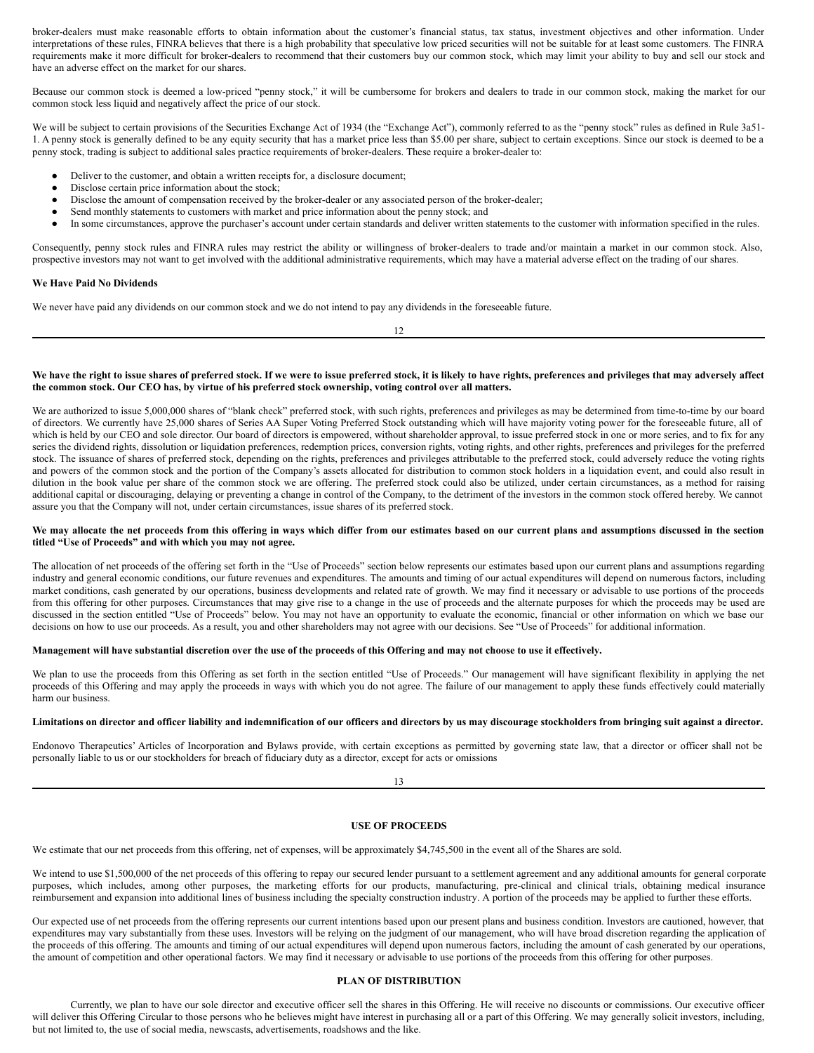broker-dealers must make reasonable efforts to obtain information about the customer's financial status, tax status, investment objectives and other information. Under interpretations of these rules, FINRA believes that there is a high probability that speculative low priced securities will not be suitable for at least some customers. The FINRA requirements make it more difficult for broker-dealers to recommend that their customers buy our common stock, which may limit your ability to buy and sell our stock and have an adverse effect on the market for our shares.

Because our common stock is deemed a low-priced "penny stock," it will be cumbersome for brokers and dealers to trade in our common stock, making the market for our common stock less liquid and negatively affect the price of our stock.

We will be subject to certain provisions of the Securities Exchange Act of 1934 (the "Exchange Act"), commonly referred to as the "penny stock" rules as defined in Rule 3a51-1. A penny stock is generally defined to be any equity security that has a market price less than $5.00 per share, subject to certain exceptions. Since our stock is deemed to be a penny stock, trading is subject to additional sales practice requirements of broker-dealers. These require a broker-dealer to:

- Deliver to the customer, and obtain a written receipts for, a disclosure document;
- Disclose certain price information about the stock;
- Disclose the amount of compensation received by the broker-dealer or any associated person of the broker-dealer;
- Send monthly statements to customers with market and price information about the penny stock; and
- In some circumstances, approve the purchaser's account under certain standards and deliver written statements to the customer with information specified in the rules.

Consequently, penny stock rules and FINRA rules may restrict the ability or willingness of broker-dealers to trade and/or maintain a market in our common stock. Also, prospective investors may not want to get involved with the additional administrative requirements, which may have a material adverse effect on the trading of our shares.

**We Have Paid No Dividends**

We never have paid any dividends on our common stock and we do not intend to pay any dividends in the foreseeable future.

**We have the right to issue shares of preferred stock. If we were to issue preferred stock, it is likely to have rights, preferences and privileges that may adversely affect the common stock. Our CEO has, by virtue of his preferred stock ownership, voting control over all matters.**

We are authorized to issue 5,000,000 shares of "blank check" preferred stock, with such rights, preferences and privileges as may be determined from time-to-time by our board of directors. We currently have 25,000 shares of Series AA Super Voting Preferred Stock outstanding which will have majority voting power for the foreseeable future, all of which is held by our CEO and sole director. Our board of directors is empowered, without shareholder approval, to issue preferred stock in one or more series, and to fix for any series the dividend rights, dissolution or liquidation preferences, redemption prices, conversion rights, voting rights, and other rights, preferences and privileges for the preferred stock. The issuance of shares of preferred stock, depending on the rights, preferences and privileges attributable to the preferred stock, could adversely reduce the voting rights and powers of the common stock and the portion of the Company's assets allocated for distribution to common stock holders in a liquidation event, and could also result in dilution in the book value per share of the common stock we are offering. The preferred stock could also be utilized, under certain circumstances, as a method for raising additional capital or discouraging, delaying or preventing a change in control of the Company, to the detriment of the investors in the common stock offered hereby. We cannot assure you that the Company will not, under certain circumstances, issue shares of its preferred stock.

**We may allocate the net proceeds from this offering in ways which differ from our estimates based on our current plans and assumptions discussed in the section titled "Use of Proceeds" and with which you may not agree.**

The allocation of net proceeds of the offering set forth in the "Use of Proceeds" section below represents our estimates based upon our current plans and assumptions regarding industry and general economic conditions, our future revenues and expenditures. The amounts and timing of our actual expenditures will depend on numerous factors, including market conditions, cash generated by our operations, business developments and related rate of growth. We may find it necessary or advisable to use portions of the proceeds from this offering for other purposes. Circumstances that may give rise to a change in the use of proceeds and the alternate purposes for which the proceeds may be used are discussed in the section entitled "Use of Proceeds" below. You may not have an opportunity to evaluate the economic, financial or other information on which we base our decisions on how to use our proceeds. As a result, you and other shareholders may not agree with our decisions. See "Use of Proceeds" for additional information.

**Management will have substantial discretion over the use of the proceeds of this Offering and may not choose to use it effectively.**

We plan to use the proceeds from this Offering as set forth in the section entitled "Use of Proceeds." Our management will have significant flexibility in applying the net proceeds of this Offering and may apply the proceeds in ways with which you do not agree. The failure of our management to apply these funds effectively could materially harm our business.

**Limitations on director and officer liability and indemnification of our officers and directors by us may discourage stockholders from bringing suit against a director.**

Endonovo Therapeutics' Articles of Incorporation and Bylaws provide, with certain exceptions as permitted by governing state law, that a director or officer shall not be personally liable to us or our stockholders for breach of fiduciary duty as a director, except for acts or omissions

## USE OF PROCEEDS

We estimate that our net proceeds from this offering, net of expenses, will be approximately $4,745,500 in the event all of the Shares are sold.

We intend to use $1,500,000 of the net proceeds of this offering to repay our secured lender pursuant to a settlement agreement and any additional amounts for general corporate purposes, which includes, among other purposes, the marketing efforts for our products, manufacturing, pre-clinical and clinical trials, obtaining medical insurance reimbursement and expansion into additional lines of business including the specialty construction industry. A portion of the proceeds may be applied to further these efforts.

Our expected use of net proceeds from the offering represents our current intentions based upon our present plans and business condition. Investors are cautioned, however, that expenditures may vary substantially from these uses. Investors will be relying on the judgment of our management, who will have broad discretion regarding the application of the proceeds of this offering. The amounts and timing of our actual expenditures will depend upon numerous factors, including the amount of cash generated by our operations, the amount of competition and other operational factors. We may find it necessary or advisable to use portions of the proceeds from this offering for other purposes.

## PLAN OF DISTRIBUTION

Currently, we plan to have our sole director and executive officer sell the shares in this Offering. He will receive no discounts or commissions. Our executive officer will deliver this Offering Circular to those persons who he believes might have interest in purchasing all or a part of this Offering. We may generally solicit investors, including, but not limited to, the use of social media, newscasts, advertisements, roadshows and the like.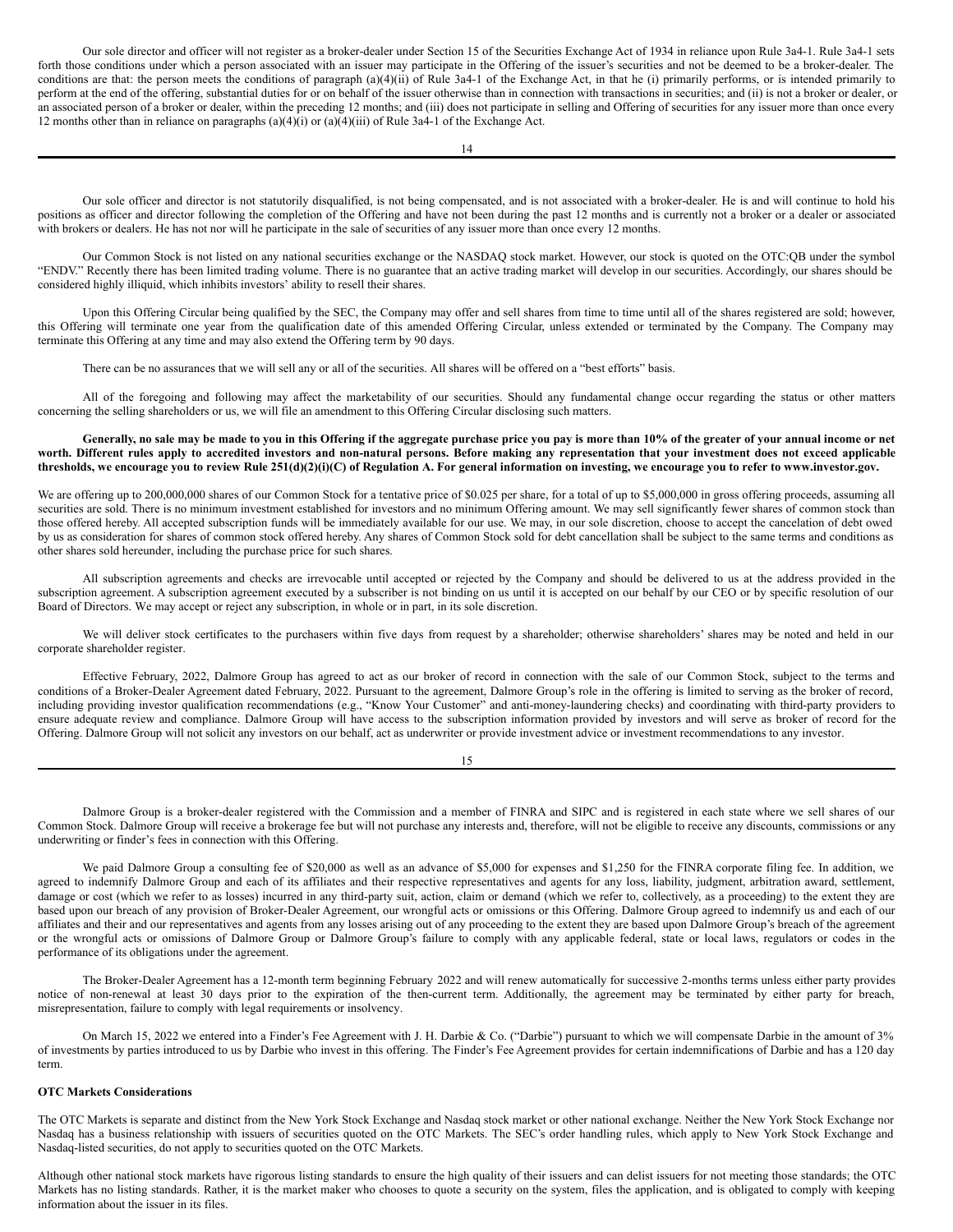Our sole director and officer will not register as a broker-dealer under Section 15 of the Securities Exchange Act of 1934 in reliance upon Rule 3a4-1. Rule 3a4-1 sets forth those conditions under which a person associated with an issuer may participate in the Offering of the issuer's securities and not be deemed to be a broker-dealer. The conditions are that: the person meets the conditions of paragraph (a)(4)(ii) of Rule 3a4-1 of the Exchange Act, in that he (i) primarily performs, or is intended primarily to perform at the end of the offering, substantial duties for or on behalf of the issuer otherwise than in connection with transactions in securities; and (ii) is not a broker or dealer, or an associated person of a broker or dealer, within the preceding 12 months; and (iii) does not participate in selling and Offering of securities for any issuer more than once every 12 months other than in reliance on paragraphs (a)(4)(i) or (a)(4)(iii) of Rule 3a4-1 of the Exchange Act.

Our sole officer and director is not statutorily disqualified, is not being compensated, and is not associated with a broker-dealer. He is and will continue to hold his positions as officer and director following the completion of the Offering and have not been during the past 12 months and is currently not a broker or a dealer or associated with brokers or dealers. He has not nor will he participate in the sale of securities of any issuer more than once every 12 months.

Our Common Stock is not listed on any national securities exchange or the NASDAQ stock market. However, our stock is quoted on the OTC:QB under the symbol "ENDV." Recently there has been limited trading volume. There is no guarantee that an active trading market will develop in our securities. Accordingly, our shares should be considered highly illiquid, which inhibits investors' ability to resell their shares.

Upon this Offering Circular being qualified by the SEC, the Company may offer and sell shares from time to time until all of the shares registered are sold; however, this Offering will terminate one year from the qualification date of this amended Offering Circular, unless extended or terminated by the Company. The Company may terminate this Offering at any time and may also extend the Offering term by 90 days.

There can be no assurances that we will sell any or all of the securities. All shares will be offered on a "best efforts" basis.

All of the foregoing and following may affect the marketability of our securities. Should any fundamental change occur regarding the status or other matters concerning the selling shareholders or us, we will file an amendment to this Offering Circular disclosing such matters.

**Generally, no sale may be made to you in this Offering if the aggregate purchase price you pay is more than 10% of the greater of your annual income or net worth. Different rules apply to accredited investors and non-natural persons. Before making any representation that your investment does not exceed applicable thresholds, we encourage you to review Rule 251(d)(2)(i)(C) of Regulation A. For general information on investing, we encourage you to refer to www.investor.gov.**

We are offering up to 200,000,000 shares of our Common Stock for a tentative price of $0.025 per share, for a total of up to $5,000,000 in gross offering proceeds, assuming all securities are sold. There is no minimum investment established for investors and no minimum Offering amount. We may sell significantly fewer shares of common stock than those offered hereby. All accepted subscription funds will be immediately available for our use. We may, in our sole discretion, choose to accept the cancelation of debt owed by us as consideration for shares of common stock offered hereby. Any shares of Common Stock sold for debt cancellation shall be subject to the same terms and conditions as other shares sold hereunder, including the purchase price for such shares.

All subscription agreements and checks are irrevocable until accepted or rejected by the Company and should be delivered to us at the address provided in the subscription agreement. A subscription agreement executed by a subscriber is not binding on us until it is accepted on our behalf by our CEO or by specific resolution of our Board of Directors. We may accept or reject any subscription, in whole or in part, in its sole discretion.

We will deliver stock certificates to the purchasers within five days from request by a shareholder; otherwise shareholders' shares may be noted and held in our corporate shareholder register.

Effective February, 2022, Dalmore Group has agreed to act as our broker of record in connection with the sale of our Common Stock, subject to the terms and conditions of a Broker-Dealer Agreement dated February, 2022. Pursuant to the agreement, Dalmore Group's role in the offering is limited to serving as the broker of record, including providing investor qualification recommendations (e.g., "Know Your Customer" and anti-money-laundering checks) and coordinating with third-party providers to ensure adequate review and compliance. Dalmore Group will have access to the subscription information provided by investors and will serve as broker of record for the Offering. Dalmore Group will not solicit any investors on our behalf, act as underwriter or provide investment advice or investment recommendations to any investor.

Dalmore Group is a broker-dealer registered with the Commission and a member of FINRA and SIPC and is registered in each state where we sell shares of our Common Stock. Dalmore Group will receive a brokerage fee but will not purchase any interests and, therefore, will not be eligible to receive any discounts, commissions or any underwriting or finder's fees in connection with this Offering.

We paid Dalmore Group a consulting fee of $20,000 as well as an advance of $5,000 for expenses and $1,250 for the FINRA corporate filing fee. In addition, we agreed to indemnify Dalmore Group and each of its affiliates and their respective representatives and agents for any loss, liability, judgment, arbitration award, settlement, damage or cost (which we refer to as losses) incurred in any third-party suit, action, claim or demand (which we refer to, collectively, as a proceeding) to the extent they are based upon our breach of any provision of Broker-Dealer Agreement, our wrongful acts or omissions or this Offering. Dalmore Group agreed to indemnify us and each of our affiliates and their and our representatives and agents from any losses arising out of any proceeding to the extent they are based upon Dalmore Group's breach of the agreement or the wrongful acts or omissions of Dalmore Group or Dalmore Group's failure to comply with any applicable federal, state or local laws, regulators or codes in the performance of its obligations under the agreement.

The Broker-Dealer Agreement has a 12-month term beginning February 2022 and will renew automatically for successive 2-months terms unless either party provides notice of non-renewal at least 30 days prior to the expiration of the then-current term. Additionally, the agreement may be terminated by either party for breach, misrepresentation, failure to comply with legal requirements or insolvency.

On March 15, 2022 we entered into a Finder's Fee Agreement with J. H. Darbie & Co. ("Darbie") pursuant to which we will compensate Darbie in the amount of 3% of investments by parties introduced to us by Darbie who invest in this offering. The Finder's Fee Agreement provides for certain indemnifications of Darbie and has a 120 day term.

**OTC Markets Considerations**

The OTC Markets is separate and distinct from the New York Stock Exchange and Nasdaq stock market or other national exchange. Neither the New York Stock Exchange nor Nasdaq has a business relationship with issuers of securities quoted on the OTC Markets. The SEC's order handling rules, which apply to New York Stock Exchange and Nasdaq-listed securities, do not apply to securities quoted on the OTC Markets.

Although other national stock markets have rigorous listing standards to ensure the high quality of their issuers and can delist issuers for not meeting those standards; the OTC Markets has no listing standards. Rather, it is the market maker who chooses to quote a security on the system, files the application, and is obligated to comply with keeping information about the issuer in its files.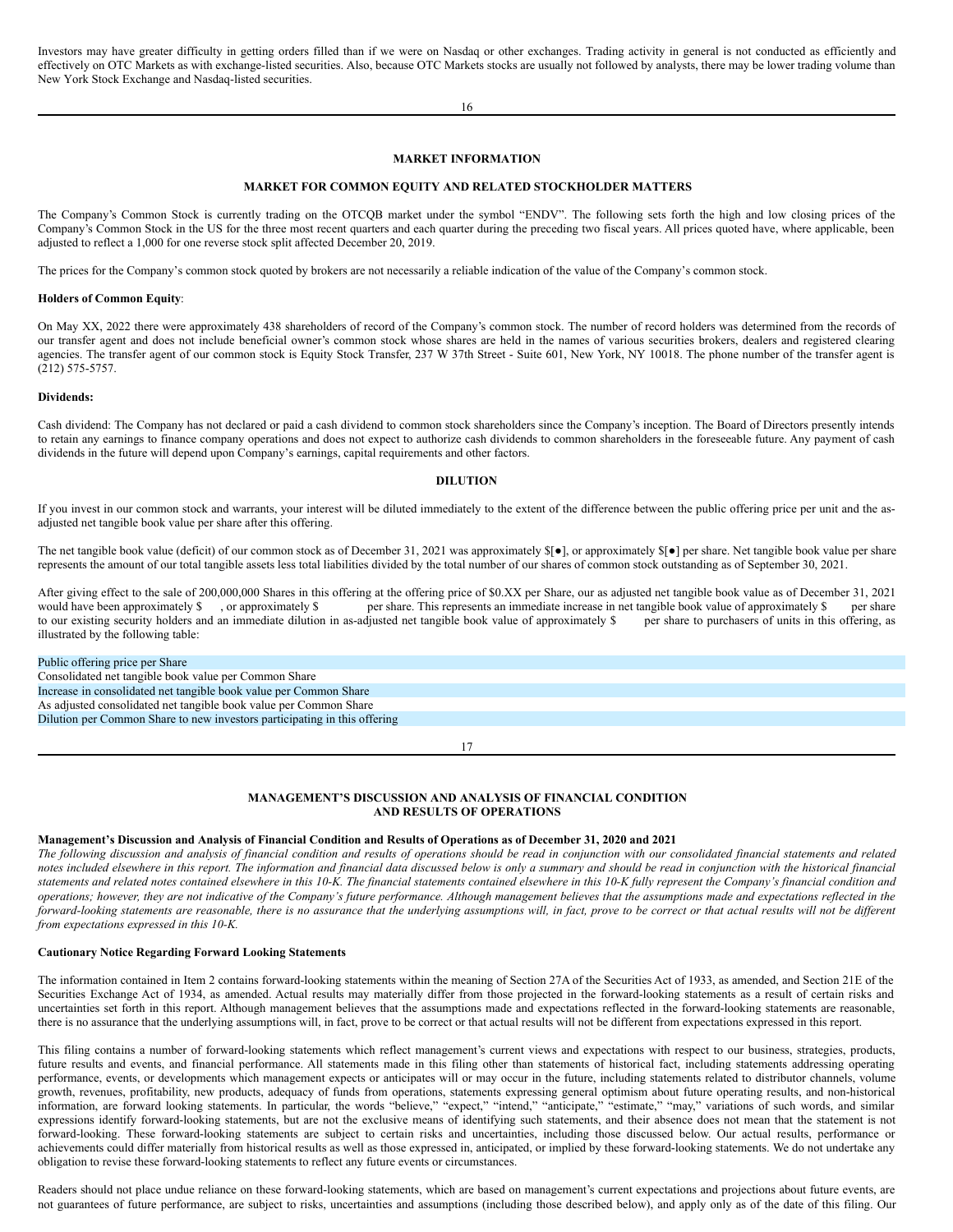Investors may have greater difficulty in getting orders filled than if we were on Nasdaq or other exchanges. Trading activity in general is not conducted as efficiently and effectively on OTC Markets as with exchange-listed securities. Also, because OTC Markets stocks are usually not followed by analysts, there may be lower trading volume than New York Stock Exchange and Nasdaq-listed securities.

## MARKET INFORMATION

### MARKET FOR COMMON EQUITY AND RELATED STOCKHOLDER MATTERS

The Company's Common Stock is currently trading on the OTCQB market under the symbol "ENDV". The following sets forth the high and low closing prices of the Company's Common Stock in the US for the three most recent quarters and each quarter during the preceding two fiscal years. All prices quoted have, where applicable, been adjusted to reflect a 1,000 for one reverse stock split affected December 20, 2019.

The prices for the Company's common stock quoted by brokers are not necessarily a reliable indication of the value of the Company's common stock.

**Holders of Common Equity**:

On May XX, 2022 there were approximately 438 shareholders of record of the Company's common stock. The number of record holders was determined from the records of our transfer agent and does not include beneficial owner's common stock whose shares are held in the names of various securities brokers, dealers and registered clearing agencies. The transfer agent of our common stock is Equity Stock Transfer, 237 W 37th Street - Suite 601, New York, NY 10018. The phone number of the transfer agent is (212) 575-5757.

**Dividends:**

Cash dividend: The Company has not declared or paid a cash dividend to common stock shareholders since the Company's inception. The Board of Directors presently intends to retain any earnings to finance company operations and does not expect to authorize cash dividends to common shareholders in the foreseeable future. Any payment of cash dividends in the future will depend upon Company's earnings, capital requirements and other factors.

## DILUTION

If you invest in our common stock and warrants, your interest will be diluted immediately to the extent of the difference between the public offering price per unit and the as-adjusted net tangible book value per share after this offering.

The net tangible book value (deficit) of our common stock as of December 31, 2021 was approximately $[●], or approximately $[●] per share. Net tangible book value per share represents the amount of our total tangible assets less total liabilities divided by the total number of our shares of common stock outstanding as of September 30, 2021.

After giving effect to the sale of 200,000,000 Shares in this offering at the offering price of $0.XX per Share, our as adjusted net tangible book value as of December 31, 2021 would have been approximately $ , or approximately $ per share. This represents an immediate increase in net tangible book value of approximately $ per share to our existing security holders and an immediate dilution in as-adjusted net tangible book value of approximately $ per share to purchasers of units in this offering, as illustrated by the following table:

| | |
|---|---|
| Public offering price per Share | |
| Consolidated net tangible book value per Common Share | |
| Increase in consolidated net tangible book value per Common Share | |
| As adjusted consolidated net tangible book value per Common Share | |
| Dilution per Common Share to new investors participating in this offering | |

## MANAGEMENT'S DISCUSSION AND ANALYSIS OF FINANCIAL CONDITION AND RESULTS OF OPERATIONS

**Management's Discussion and Analysis of Financial Condition and Results of Operations as of December 31, 2020 and 2021**

*The following discussion and analysis of financial condition and results of operations should be read in conjunction with our consolidated financial statements and related notes included elsewhere in this report. The information and financial data discussed below is only a summary and should be read in conjunction with the historical financial statements and related notes contained elsewhere in this 10-K. The financial statements contained elsewhere in this 10-K fully represent the Company's financial condition and operations; however, they are not indicative of the Company's future performance. Although management believes that the assumptions made and expectations reflected in the forward-looking statements are reasonable, there is no assurance that the underlying assumptions will, in fact, prove to be correct or that actual results will not be different from expectations expressed in this 10-K.*

**Cautionary Notice Regarding Forward Looking Statements**

The information contained in Item 2 contains forward-looking statements within the meaning of Section 27A of the Securities Act of 1933, as amended, and Section 21E of the Securities Exchange Act of 1934, as amended. Actual results may materially differ from those projected in the forward-looking statements as a result of certain risks and uncertainties set forth in this report. Although management believes that the assumptions made and expectations reflected in the forward-looking statements are reasonable, there is no assurance that the underlying assumptions will, in fact, prove to be correct or that actual results will not be different from expectations expressed in this report.

This filing contains a number of forward-looking statements which reflect management's current views and expectations with respect to our business, strategies, products, future results and events, and financial performance. All statements made in this filing other than statements of historical fact, including statements addressing operating performance, events, or developments which management expects or anticipates will or may occur in the future, including statements related to distributor channels, volume growth, revenues, profitability, new products, adequacy of funds from operations, statements expressing general optimism about future operating results, and non-historical information, are forward looking statements. In particular, the words "believe," "expect," "intend," "anticipate," "estimate," "may," variations of such words, and similar expressions identify forward-looking statements, but are not the exclusive means of identifying such statements, and their absence does not mean that the statement is not forward-looking. These forward-looking statements are subject to certain risks and uncertainties, including those discussed below. Our actual results, performance or achievements could differ materially from historical results as well as those expressed in, anticipated, or implied by these forward-looking statements. We do not undertake any obligation to revise these forward-looking statements to reflect any future events or circumstances.

Readers should not place undue reliance on these forward-looking statements, which are based on management's current expectations and projections about future events, are not guarantees of future performance, are subject to risks, uncertainties and assumptions (including those described below), and apply only as of the date of this filing. Our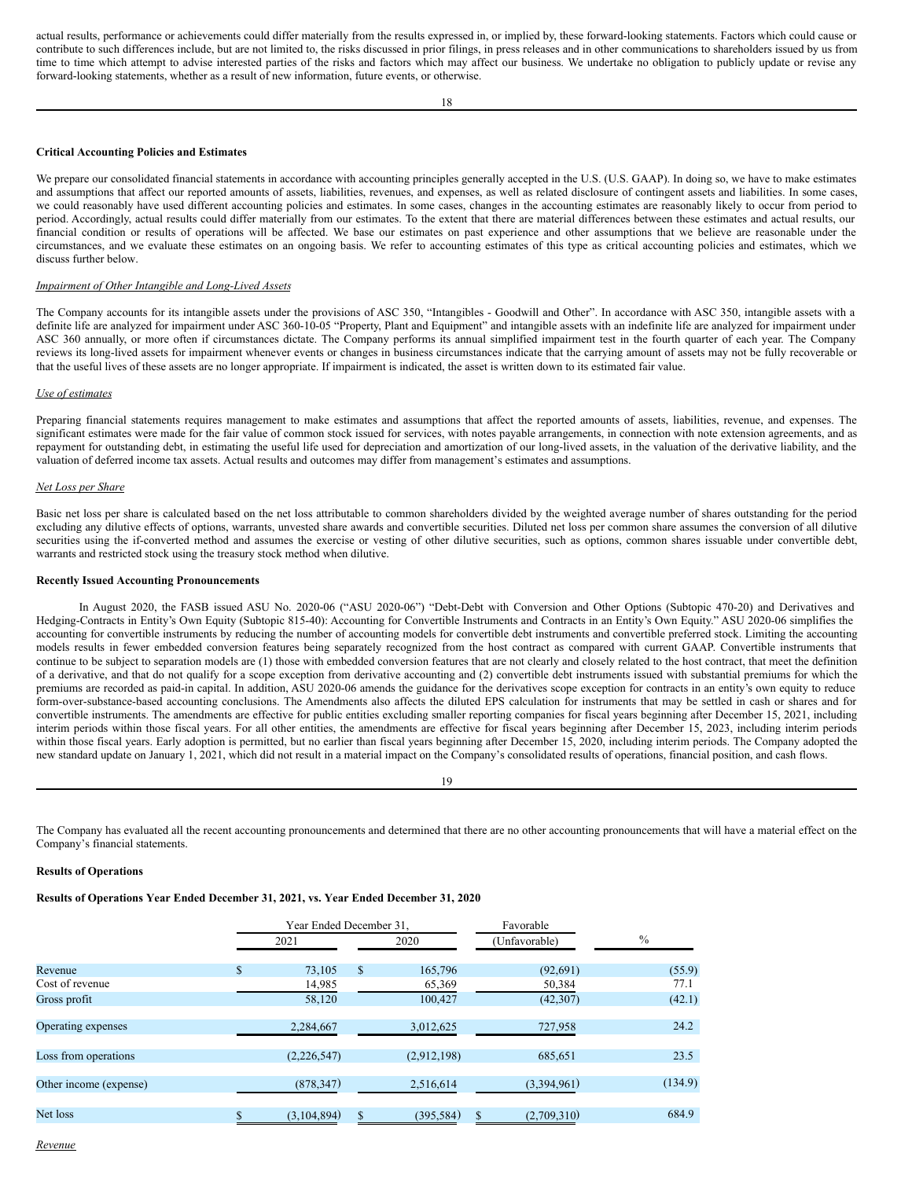actual results, performance or achievements could differ materially from the results expressed in, or implied by, these forward-looking statements. Factors which could cause or contribute to such differences include, but are not limited to, the risks discussed in prior filings, in press releases and in other communications to shareholders issued by us from time to time which attempt to advise interested parties of the risks and factors which may affect our business. We undertake no obligation to publicly update or revise any forward-looking statements, whether as a result of new information, future events, or otherwise.

**Critical Accounting Policies and Estimates**

We prepare our consolidated financial statements in accordance with accounting principles generally accepted in the U.S. (U.S. GAAP). In doing so, we have to make estimates and assumptions that affect our reported amounts of assets, liabilities, revenues, and expenses, as well as related disclosure of contingent assets and liabilities. In some cases, we could reasonably have used different accounting policies and estimates. In some cases, changes in the accounting estimates are reasonably likely to occur from period to period. Accordingly, actual results could differ materially from our estimates. To the extent that there are material differences between these estimates and actual results, our financial condition or results of operations will be affected. We base our estimates on past experience and other assumptions that we believe are reasonable under the circumstances, and we evaluate these estimates on an ongoing basis. We refer to accounting estimates of this type as critical accounting policies and estimates, which we discuss further below.

*Impairment of Other Intangible and Long-Lived Assets*

The Company accounts for its intangible assets under the provisions of ASC 350, "Intangibles - Goodwill and Other". In accordance with ASC 350, intangible assets with a definite life are analyzed for impairment under ASC 360-10-05 "Property, Plant and Equipment" and intangible assets with an indefinite life are analyzed for impairment under ASC 360 annually, or more often if circumstances dictate. The Company performs its annual simplified impairment test in the fourth quarter of each year. The Company reviews its long-lived assets for impairment whenever events or changes in business circumstances indicate that the carrying amount of assets may not be fully recoverable or that the useful lives of these assets are no longer appropriate. If impairment is indicated, the asset is written down to its estimated fair value.

*Use of estimates*

Preparing financial statements requires management to make estimates and assumptions that affect the reported amounts of assets, liabilities, revenue, and expenses. The significant estimates were made for the fair value of common stock issued for services, with notes payable arrangements, in connection with note extension agreements, and as repayment for outstanding debt, in estimating the useful life used for depreciation and amortization of our long-lived assets, in the valuation of the derivative liability, and the valuation of deferred income tax assets. Actual results and outcomes may differ from management's estimates and assumptions.

*Net Loss per Share*

Basic net loss per share is calculated based on the net loss attributable to common shareholders divided by the weighted average number of shares outstanding for the period excluding any dilutive effects of options, warrants, unvested share awards and convertible securities. Diluted net loss per common share assumes the conversion of all dilutive securities using the if-converted method and assumes the exercise or vesting of other dilutive securities, such as options, common shares issuable under convertible debt, warrants and restricted stock using the treasury stock method when dilutive.

**Recently Issued Accounting Pronouncements**

In August 2020, the FASB issued ASU No. 2020-06 ("ASU 2020-06") "Debt-Debt with Conversion and Other Options (Subtopic 470-20) and Derivatives and Hedging-Contracts in Entity's Own Equity (Subtopic 815-40): Accounting for Convertible Instruments and Contracts in an Entity's Own Equity." ASU 2020-06 simplifies the accounting for convertible instruments by reducing the number of accounting models for convertible debt instruments and convertible preferred stock. Limiting the accounting models results in fewer embedded conversion features being separately recognized from the host contract as compared with current GAAP. Convertible instruments that continue to be subject to separation models are (1) those with embedded conversion features that are not clearly and closely related to the host contract, that meet the definition of a derivative, and that do not qualify for a scope exception from derivative accounting and (2) convertible debt instruments issued with substantial premiums for which the premiums are recorded as paid-in capital. In addition, ASU 2020-06 amends the guidance for the derivatives scope exception for contracts in an entity's own equity to reduce form-over-substance-based accounting conclusions. The Amendments also affects the diluted EPS calculation for instruments that may be settled in cash or shares and for convertible instruments. The amendments are effective for public entities excluding smaller reporting companies for fiscal years beginning after December 15, 2021, including interim periods within those fiscal years. For all other entities, the amendments are effective for fiscal years beginning after December 15, 2023, including interim periods within those fiscal years. Early adoption is permitted, but no earlier than fiscal years beginning after December 15, 2020, including interim periods. The Company adopted the new standard update on January 1, 2021, which did not result in a material impact on the Company's consolidated results of operations, financial position, and cash flows.

The Company has evaluated all the recent accounting pronouncements and determined that there are no other accounting pronouncements that will have a material effect on the Company's financial statements.

**Results of Operations**

**Results of Operations Year Ended December 31, 2021, vs. Year Ended December 31, 2020**

| | Year Ended December 31, | | Favorable | |
|---|---|---|---|---|
| | 2021 | 2020 | (Unfavorable) | % |
| Revenue | $ 73,105 | $ 165,796 | (92,691) | (55.9) |
| Cost of revenue | 14,985 | 65,369 | 50,384 | 77.1 |
| Gross profit | 58,120 | 100,427 | (42,307) | (42.1) |
| Operating expenses | 2,284,667 | 3,012,625 | 727,958 | 24.2 |
| Loss from operations | (2,226,547) | (2,912,198) | 685,651 | 23.5 |
| Other income (expense) | (878,347) | 2,516,614 | (3,394,961) | (134.9) |
| Net loss | $ (3,104,894) | $ (395,584) | $ (2,709,310) | 684.9 |

*Revenue*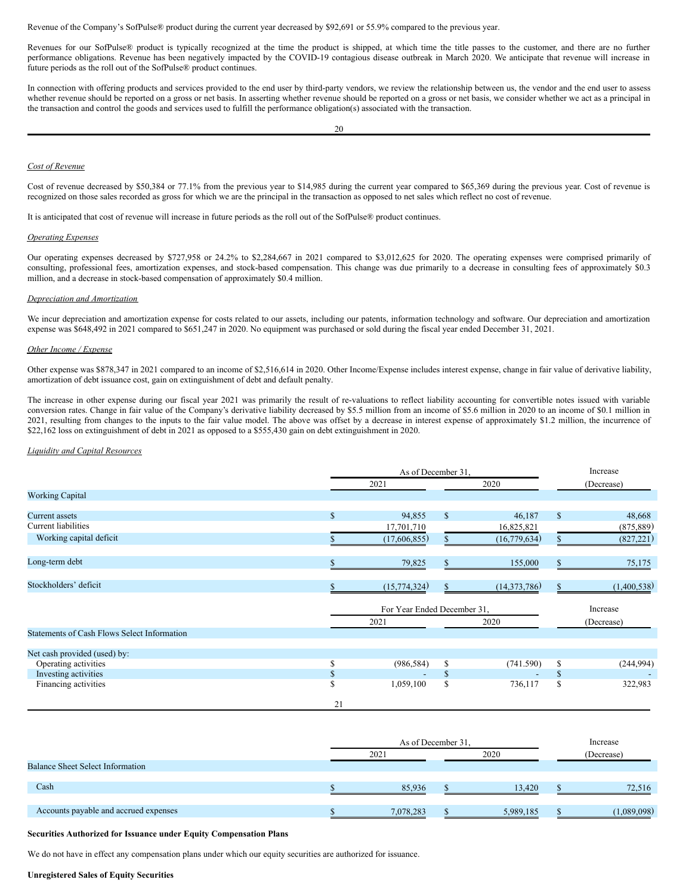Revenue of the Company's SofPulse® product during the current year decreased by $92,691 or 55.9% compared to the previous year.

Revenues for our SofPulse® product is typically recognized at the time the product is shipped, at which time the title passes to the customer, and there are no further performance obligations. Revenue has been negatively impacted by the COVID-19 contagious disease outbreak in March 2020. We anticipate that revenue will increase in future periods as the roll out of the SofPulse® product continues.

In connection with offering products and services provided to the end user by third-party vendors, we review the relationship between us, the vendor and the end user to assess whether revenue should be reported on a gross or net basis. In asserting whether revenue should be reported on a gross or net basis, we consider whether we act as a principal in the transaction and control the goods and services used to fulfill the performance obligation(s) associated with the transaction.

*Cost of Revenue*

Cost of revenue decreased by $50,384 or 77.1% from the previous year to $14,985 during the current year compared to $65,369 during the previous year. Cost of revenue is recognized on those sales recorded as gross for which we are the principal in the transaction as opposed to net sales which reflect no cost of revenue.

It is anticipated that cost of revenue will increase in future periods as the roll out of the SofPulse® product continues.

*Operating Expenses*

Our operating expenses decreased by $727,958 or 24.2% to $2,284,667 in 2021 compared to $3,012,625 for 2020. The operating expenses were comprised primarily of consulting, professional fees, amortization expenses, and stock-based compensation. This change was due primarily to a decrease in consulting fees of approximately $0.3 million, and a decrease in stock-based compensation of approximately $0.4 million.

*Depreciation and Amortization*

We incur depreciation and amortization expense for costs related to our assets, including our patents, information technology and software. Our depreciation and amortization expense was $648,492 in 2021 compared to $651,247 in 2020. No equipment was purchased or sold during the fiscal year ended December 31, 2021.

*Other Income / Expense*

Other expense was $878,347 in 2021 compared to an income of $2,516,614 in 2020. Other Income/Expense includes interest expense, change in fair value of derivative liability, amortization of debt issuance cost, gain on extinguishment of debt and default penalty.

The increase in other expense during our fiscal year 2021 was primarily the result of re-valuations to reflect liability accounting for convertible notes issued with variable conversion rates. Change in fair value of the Company's derivative liability decreased by $5.5 million from an income of $5.6 million in 2020 to an income of $0.1 million in 2021, resulting from changes to the inputs to the fair value model. The above was offset by a decrease in interest expense of approximately $1.2 million, the incurrence of $22,162 loss on extinguishment of debt in 2021 as opposed to a $555,430 gain on debt extinguishment in 2020.

*Liquidity and Capital Resources*

| | As of December 31, 2021 | As of December 31, 2020 | Increase (Decrease) |
|---|---|---|---|
| **Working Capital** | | | |
| Current assets | $ 94,855 | $ 46,187 | $ 48,668 |
| Current liabilities | 17,701,710 | 16,825,821 | (875,889) |
| Working capital deficit | $ (17,606,855) | $ (16,779,634) | $ (827,221) |
| Long-term debt | $ 79,825 | $ 155,000 | $ 75,175 |
| Stockholders' deficit | $ (15,774,324) | $ (14,373,786) | $ (1,400,538) |

| | For Year Ended December 31, 2021 | For Year Ended December 31, 2020 | Increase (Decrease) |
|---|---|---|---|
| **Statements of Cash Flows Select Information** | | | |
| Net cash provided (used) by: | | | |
| Operating activities | $ (986,584) | $ (741.590) | $ (244,994) |
| Investing activities | $ - | $ - | $ - |
| Financing activities | $ 1,059,100 | $ 736,117 | $ 322,983 |

| | As of December 31, 2021 | As of December 31, 2020 | Increase (Decrease) |
|---|---|---|---|
| **Balance Sheet Select Information** | | | |
| Cash | $ 85,936 | $ 13,420 | $ 72,516 |
| Accounts payable and accrued expenses | $ 7,078,283 | $ 5,989,185 | $ (1,089,098) |

**Securities Authorized for Issuance under Equity Compensation Plans**

We do not have in effect any compensation plans under which our equity securities are authorized for issuance.

**Unregistered Sales of Equity Securities**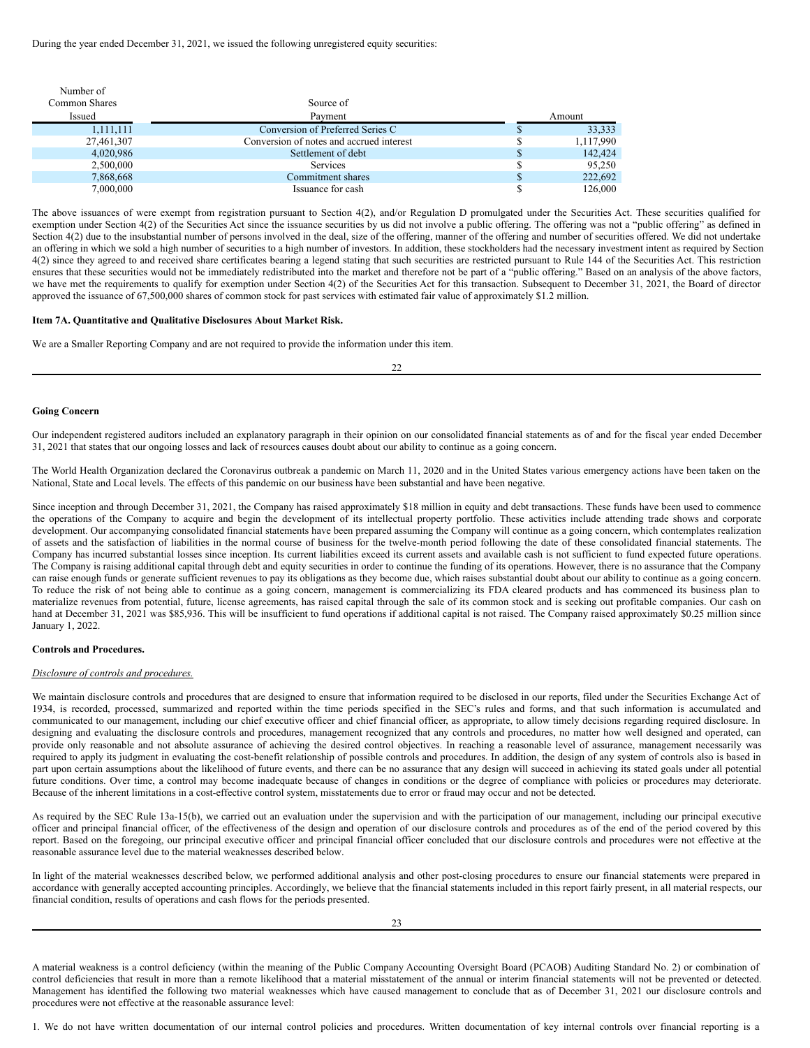During the year ended December 31, 2021, we issued the following unregistered equity securities:

| Number of Common Shares Issued | Source of Payment | Amount |
|---|---|---|
| 1,111,111 | Conversion of Preferred Series C | $ 33,333 |
| 27,461,307 | Conversion of notes and accrued interest | $ 1,117,990 |
| 4,020,986 | Settlement of debt | $ 142,424 |
| 2,500,000 | Services | $ 95,250 |
| 7,868,668 | Commitment shares | $ 222,692 |
| 7,000,000 | Issuance for cash | $ 126,000 |

The above issuances of were exempt from registration pursuant to Section 4(2), and/or Regulation D promulgated under the Securities Act. These securities qualified for exemption under Section 4(2) of the Securities Act since the issuance securities by us did not involve a public offering. The offering was not a "public offering" as defined in Section 4(2) due to the insubstantial number of persons involved in the deal, size of the offering, manner of the offering and number of securities offered. We did not undertake an offering in which we sold a high number of securities to a high number of investors. In addition, these stockholders had the necessary investment intent as required by Section 4(2) since they agreed to and received share certificates bearing a legend stating that such securities are restricted pursuant to Rule 144 of the Securities Act. This restriction ensures that these securities would not be immediately redistributed into the market and therefore not be part of a "public offering." Based on an analysis of the above factors, we have met the requirements to qualify for exemption under Section 4(2) of the Securities Act for this transaction. Subsequent to December 31, 2021, the Board of director approved the issuance of 67,500,000 shares of common stock for past services with estimated fair value of approximately $1.2 million.

**Item 7A. Quantitative and Qualitative Disclosures About Market Risk.**

We are a Smaller Reporting Company and are not required to provide the information under this item.

**Going Concern**

Our independent registered auditors included an explanatory paragraph in their opinion on our consolidated financial statements as of and for the fiscal year ended December 31, 2021 that states that our ongoing losses and lack of resources causes doubt about our ability to continue as a going concern.

The World Health Organization declared the Coronavirus outbreak a pandemic on March 11, 2020 and in the United States various emergency actions have been taken on the National, State and Local levels. The effects of this pandemic on our business have been substantial and have been negative.

Since inception and through December 31, 2021, the Company has raised approximately $18 million in equity and debt transactions. These funds have been used to commence the operations of the Company to acquire and begin the development of its intellectual property portfolio. These activities include attending trade shows and corporate development. Our accompanying consolidated financial statements have been prepared assuming the Company will continue as a going concern, which contemplates realization of assets and the satisfaction of liabilities in the normal course of business for the twelve-month period following the date of these consolidated financial statements. The Company has incurred substantial losses since inception. Its current liabilities exceed its current assets and available cash is not sufficient to fund expected future operations. The Company is raising additional capital through debt and equity securities in order to continue the funding of its operations. However, there is no assurance that the Company can raise enough funds or generate sufficient revenues to pay its obligations as they become due, which raises substantial doubt about our ability to continue as a going concern. To reduce the risk of not being able to continue as a going concern, management is commercializing its FDA cleared products and has commenced its business plan to materialize revenues from potential, future, license agreements, has raised capital through the sale of its common stock and is seeking out profitable companies. Our cash on hand at December 31, 2021 was $85,936. This will be insufficient to fund operations if additional capital is not raised. The Company raised approximately $0.25 million since January 1, 2022.

**Controls and Procedures.**

*Disclosure of controls and procedures.*

We maintain disclosure controls and procedures that are designed to ensure that information required to be disclosed in our reports, filed under the Securities Exchange Act of 1934, is recorded, processed, summarized and reported within the time periods specified in the SEC's rules and forms, and that such information is accumulated and communicated to our management, including our chief executive officer and chief financial officer, as appropriate, to allow timely decisions regarding required disclosure. In designing and evaluating the disclosure controls and procedures, management recognized that any controls and procedures, no matter how well designed and operated, can provide only reasonable and not absolute assurance of achieving the desired control objectives. In reaching a reasonable level of assurance, management necessarily was required to apply its judgment in evaluating the cost-benefit relationship of possible controls and procedures. In addition, the design of any system of controls also is based in part upon certain assumptions about the likelihood of future events, and there can be no assurance that any design will succeed in achieving its stated goals under all potential future conditions. Over time, a control may become inadequate because of changes in conditions or the degree of compliance with policies or procedures may deteriorate. Because of the inherent limitations in a cost-effective control system, misstatements due to error or fraud may occur and not be detected.

As required by the SEC Rule 13a-15(b), we carried out an evaluation under the supervision and with the participation of our management, including our principal executive officer and principal financial officer, of the effectiveness of the design and operation of our disclosure controls and procedures as of the end of the period covered by this report. Based on the foregoing, our principal executive officer and principal financial officer concluded that our disclosure controls and procedures were not effective at the reasonable assurance level due to the material weaknesses described below.

In light of the material weaknesses described below, we performed additional analysis and other post-closing procedures to ensure our financial statements were prepared in accordance with generally accepted accounting principles. Accordingly, we believe that the financial statements included in this report fairly present, in all material respects, our financial condition, results of operations and cash flows for the periods presented.

A material weakness is a control deficiency (within the meaning of the Public Company Accounting Oversight Board (PCAOB) Auditing Standard No. 2) or combination of control deficiencies that result in more than a remote likelihood that a material misstatement of the annual or interim financial statements will not be prevented or detected. Management has identified the following two material weaknesses which have caused management to conclude that as of December 31, 2021 our disclosure controls and procedures were not effective at the reasonable assurance level:

1. We do not have written documentation of our internal control policies and procedures. Written documentation of key internal controls over financial reporting is a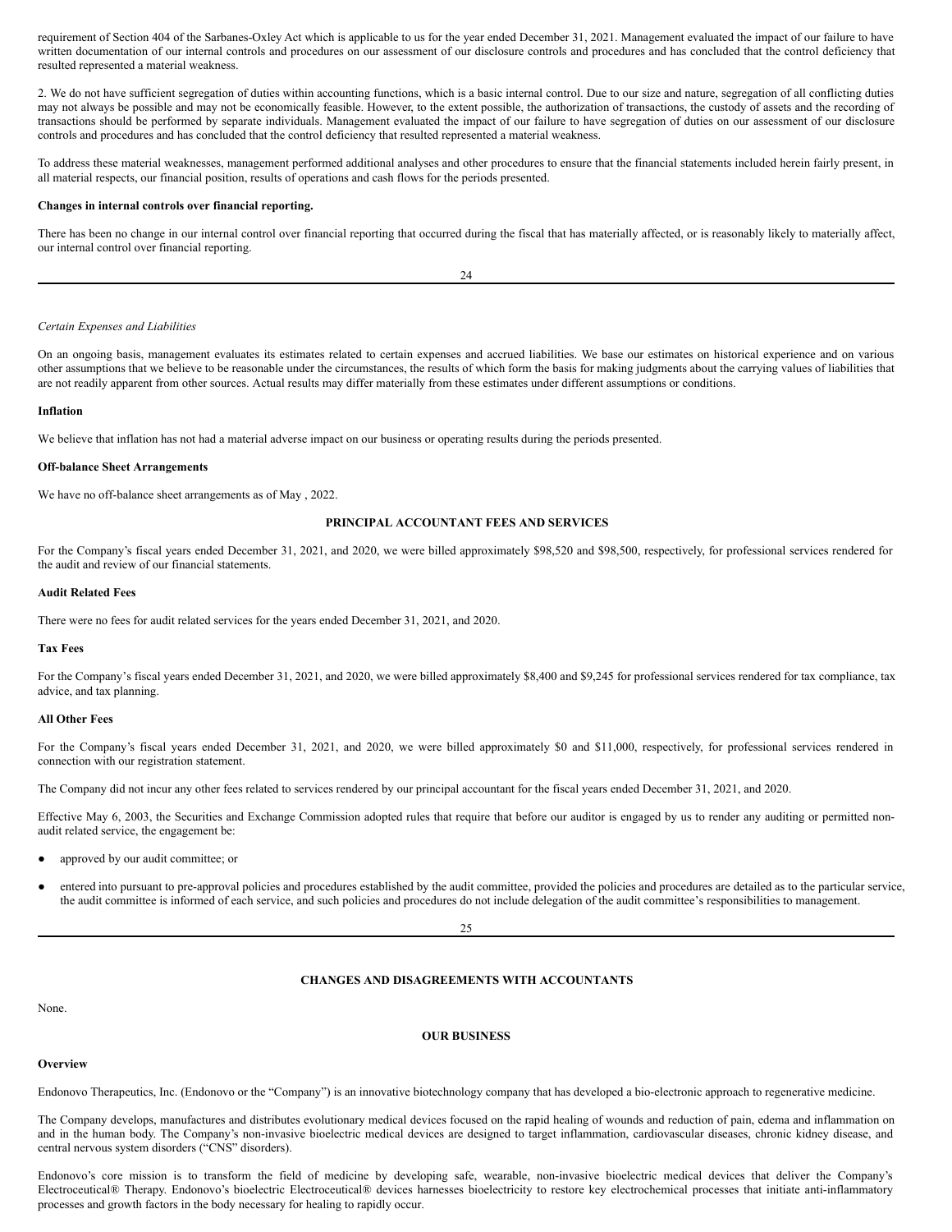requirement of Section 404 of the Sarbanes-Oxley Act which is applicable to us for the year ended December 31, 2021. Management evaluated the impact of our failure to have written documentation of our internal controls and procedures on our assessment of our disclosure controls and procedures and has concluded that the control deficiency that resulted represented a material weakness.

2. We do not have sufficient segregation of duties within accounting functions, which is a basic internal control. Due to our size and nature, segregation of all conflicting duties may not always be possible and may not be economically feasible. However, to the extent possible, the authorization of transactions, the custody of assets and the recording of transactions should be performed by separate individuals. Management evaluated the impact of our failure to have segregation of duties on our assessment of our disclosure controls and procedures and has concluded that the control deficiency that resulted represented a material weakness.

To address these material weaknesses, management performed additional analyses and other procedures to ensure that the financial statements included herein fairly present, in all material respects, our financial position, results of operations and cash flows for the periods presented.

**Changes in internal controls over financial reporting.**

There has been no change in our internal control over financial reporting that occurred during the fiscal that has materially affected, or is reasonably likely to materially affect, our internal control over financial reporting.

*Certain Expenses and Liabilities*

On an ongoing basis, management evaluates its estimates related to certain expenses and accrued liabilities. We base our estimates on historical experience and on various other assumptions that we believe to be reasonable under the circumstances, the results of which form the basis for making judgments about the carrying values of liabilities that are not readily apparent from other sources. Actual results may differ materially from these estimates under different assumptions or conditions.

**Inflation**

We believe that inflation has not had a material adverse impact on our business or operating results during the periods presented.

**Off-balance Sheet Arrangements**

We have no off-balance sheet arrangements as of May , 2022.

## PRINCIPAL ACCOUNTANT FEES AND SERVICES

For the Company's fiscal years ended December 31, 2021, and 2020, we were billed approximately $98,520 and $98,500, respectively, for professional services rendered for the audit and review of our financial statements.

**Audit Related Fees**

There were no fees for audit related services for the years ended December 31, 2021, and 2020.

**Tax Fees**

For the Company's fiscal years ended December 31, 2021, and 2020, we were billed approximately $8,400 and $9,245 for professional services rendered for tax compliance, tax advice, and tax planning.

**All Other Fees**

For the Company's fiscal years ended December 31, 2021, and 2020, we were billed approximately $0 and $11,000, respectively, for professional services rendered in connection with our registration statement.

The Company did not incur any other fees related to services rendered by our principal accountant for the fiscal years ended December 31, 2021, and 2020.

Effective May 6, 2003, the Securities and Exchange Commission adopted rules that require that before our auditor is engaged by us to render any auditing or permitted non-audit related service, the engagement be:

- approved by our audit committee; or
- entered into pursuant to pre-approval policies and procedures established by the audit committee, provided the policies and procedures are detailed as to the particular service, the audit committee is informed of each service, and such policies and procedures do not include delegation of the audit committee's responsibilities to management.

## CHANGES AND DISAGREEMENTS WITH ACCOUNTANTS

None.

## OUR BUSINESS

**Overview**

Endonovo Therapeutics, Inc. (Endonovo or the "Company") is an innovative biotechnology company that has developed a bio-electronic approach to regenerative medicine.

The Company develops, manufactures and distributes evolutionary medical devices focused on the rapid healing of wounds and reduction of pain, edema and inflammation on and in the human body. The Company's non-invasive bioelectric medical devices are designed to target inflammation, cardiovascular diseases, chronic kidney disease, and central nervous system disorders ("CNS" disorders).

Endonovo's core mission is to transform the field of medicine by developing safe, wearable, non-invasive bioelectric medical devices that deliver the Company's Electroceutical® Therapy. Endonovo's bioelectric Electroceutical® devices harnesses bioelectricity to restore key electrochemical processes that initiate anti-inflammatory processes and growth factors in the body necessary for healing to rapidly occur.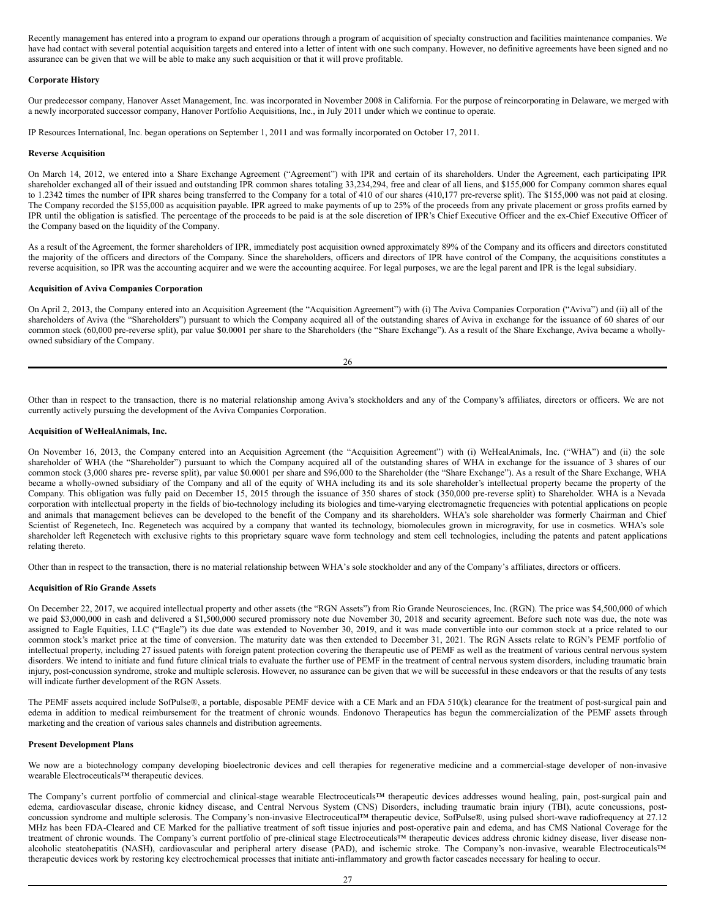Recently management has entered into a program to expand our operations through a program of acquisition of specialty construction and facilities maintenance companies. We have had contact with several potential acquisition targets and entered into a letter of intent with one such company. However, no definitive agreements have been signed and no assurance can be given that we will be able to make any such acquisition or that it will prove profitable.

**Corporate History**

Our predecessor company, Hanover Asset Management, Inc. was incorporated in November 2008 in California. For the purpose of reincorporating in Delaware, we merged with a newly incorporated successor company, Hanover Portfolio Acquisitions, Inc., in July 2011 under which we continue to operate.

IP Resources International, Inc. began operations on September 1, 2011 and was formally incorporated on October 17, 2011.

**Reverse Acquisition**

On March 14, 2012, we entered into a Share Exchange Agreement ("Agreement") with IPR and certain of its shareholders. Under the Agreement, each participating IPR shareholder exchanged all of their issued and outstanding IPR common shares totaling 33,234,294, free and clear of all liens, and $155,000 for Company common shares equal to 1.2342 times the number of IPR shares being transferred to the Company for a total of 410 of our shares (410,177 pre-reverse split). The $155,000 was not paid at closing. The Company recorded the $155,000 as acquisition payable. IPR agreed to make payments of up to 25% of the proceeds from any private placement or gross profits earned by IPR until the obligation is satisfied. The percentage of the proceeds to be paid is at the sole discretion of IPR's Chief Executive Officer and the ex-Chief Executive Officer of the Company based on the liquidity of the Company.

As a result of the Agreement, the former shareholders of IPR, immediately post acquisition owned approximately 89% of the Company and its officers and directors constituted the majority of the officers and directors of the Company. Since the shareholders, officers and directors of IPR have control of the Company, the acquisitions constitutes a reverse acquisition, so IPR was the accounting acquirer and we were the accounting acquiree. For legal purposes, we are the legal parent and IPR is the legal subsidiary.

**Acquisition of Aviva Companies Corporation**

On April 2, 2013, the Company entered into an Acquisition Agreement (the "Acquisition Agreement") with (i) The Aviva Companies Corporation ("Aviva") and (ii) all of the shareholders of Aviva (the "Shareholders") pursuant to which the Company acquired all of the outstanding shares of Aviva in exchange for the issuance of 60 shares of our common stock (60,000 pre-reverse split), par value $0.0001 per share to the Shareholders (the "Share Exchange"). As a result of the Share Exchange, Aviva became a wholly-owned subsidiary of the Company.

Other than in respect to the transaction, there is no material relationship among Aviva's stockholders and any of the Company's affiliates, directors or officers. We are not currently actively pursuing the development of the Aviva Companies Corporation.

**Acquisition of WeHealAnimals, Inc.**

On November 16, 2013, the Company entered into an Acquisition Agreement (the "Acquisition Agreement") with (i) WeHealAnimals, Inc. ("WHA") and (ii) the sole shareholder of WHA (the "Shareholder") pursuant to which the Company acquired all of the outstanding shares of WHA in exchange for the issuance of 3 shares of our common stock (3,000 shares pre- reverse split), par value $0.0001 per share and $96,000 to the Shareholder (the "Share Exchange"). As a result of the Share Exchange, WHA became a wholly-owned subsidiary of the Company and all of the equity of WHA including its and its sole shareholder's intellectual property became the property of the Company. This obligation was fully paid on December 15, 2015 through the issuance of 350 shares of stock (350,000 pre-reverse split) to Shareholder. WHA is a Nevada corporation with intellectual property in the fields of bio-technology including its biologics and time-varying electromagnetic frequencies with potential applications on people and animals that management believes can be developed to the benefit of the Company and its shareholders. WHA's sole shareholder was formerly Chairman and Chief Scientist of Regenetech, Inc. Regenetech was acquired by a company that wanted its technology, biomolecules grown in microgravity, for use in cosmetics. WHA's sole shareholder left Regenetech with exclusive rights to this proprietary square wave form technology and stem cell technologies, including the patents and patent applications relating thereto.

Other than in respect to the transaction, there is no material relationship between WHA's sole stockholder and any of the Company's affiliates, directors or officers.

**Acquisition of Rio Grande Assets**

On December 22, 2017, we acquired intellectual property and other assets (the "RGN Assets") from Rio Grande Neurosciences, Inc. (RGN). The price was $4,500,000 of which we paid $3,000,000 in cash and delivered a $1,500,000 secured promissory note due November 30, 2018 and security agreement. Before such note was due, the note was assigned to Eagle Equities, LLC ("Eagle") its due date was extended to November 30, 2019, and it was made convertible into our common stock at a price related to our common stock's market price at the time of conversion. The maturity date was then extended to December 31, 2021. The RGN Assets relate to RGN's PEMF portfolio of intellectual property, including 27 issued patents with foreign patent protection covering the therapeutic use of PEMF as well as the treatment of various central nervous system disorders. We intend to initiate and fund future clinical trials to evaluate the further use of PEMF in the treatment of central nervous system disorders, including traumatic brain injury, post-concussion syndrome, stroke and multiple sclerosis. However, no assurance can be given that we will be successful in these endeavors or that the results of any tests will indicate further development of the RGN Assets.

The PEMF assets acquired include SofPulse®, a portable, disposable PEMF device with a CE Mark and an FDA 510(k) clearance for the treatment of post-surgical pain and edema in addition to medical reimbursement for the treatment of chronic wounds. Endonovo Therapeutics has begun the commercialization of the PEMF assets through marketing and the creation of various sales channels and distribution agreements.

**Present Development Plans**

We now are a biotechnology company developing bioelectronic devices and cell therapies for regenerative medicine and a commercial-stage developer of non-invasive wearable Electroceuticals™ therapeutic devices.

The Company's current portfolio of commercial and clinical-stage wearable Electroceuticals™ therapeutic devices addresses wound healing, pain, post-surgical pain and edema, cardiovascular disease, chronic kidney disease, and Central Nervous System (CNS) Disorders, including traumatic brain injury (TBI), acute concussions, post-concussion syndrome and multiple sclerosis. The Company's non-invasive Electroceutical™ therapeutic device, SofPulse®, using pulsed short-wave radiofrequency at 27.12 MHz has been FDA-Cleared and CE Marked for the palliative treatment of soft tissue injuries and post-operative pain and edema, and has CMS National Coverage for the treatment of chronic wounds. The Company's current portfolio of pre-clinical stage Electroceuticals™ therapeutic devices address chronic kidney disease, liver disease non-alcoholic steatohepatitis (NASH), cardiovascular and peripheral artery disease (PAD), and ischemic stroke. The Company's non-invasive, wearable Electroceuticals™ therapeutic devices work by restoring key electrochemical processes that initiate anti-inflammatory and growth factor cascades necessary for healing to occur.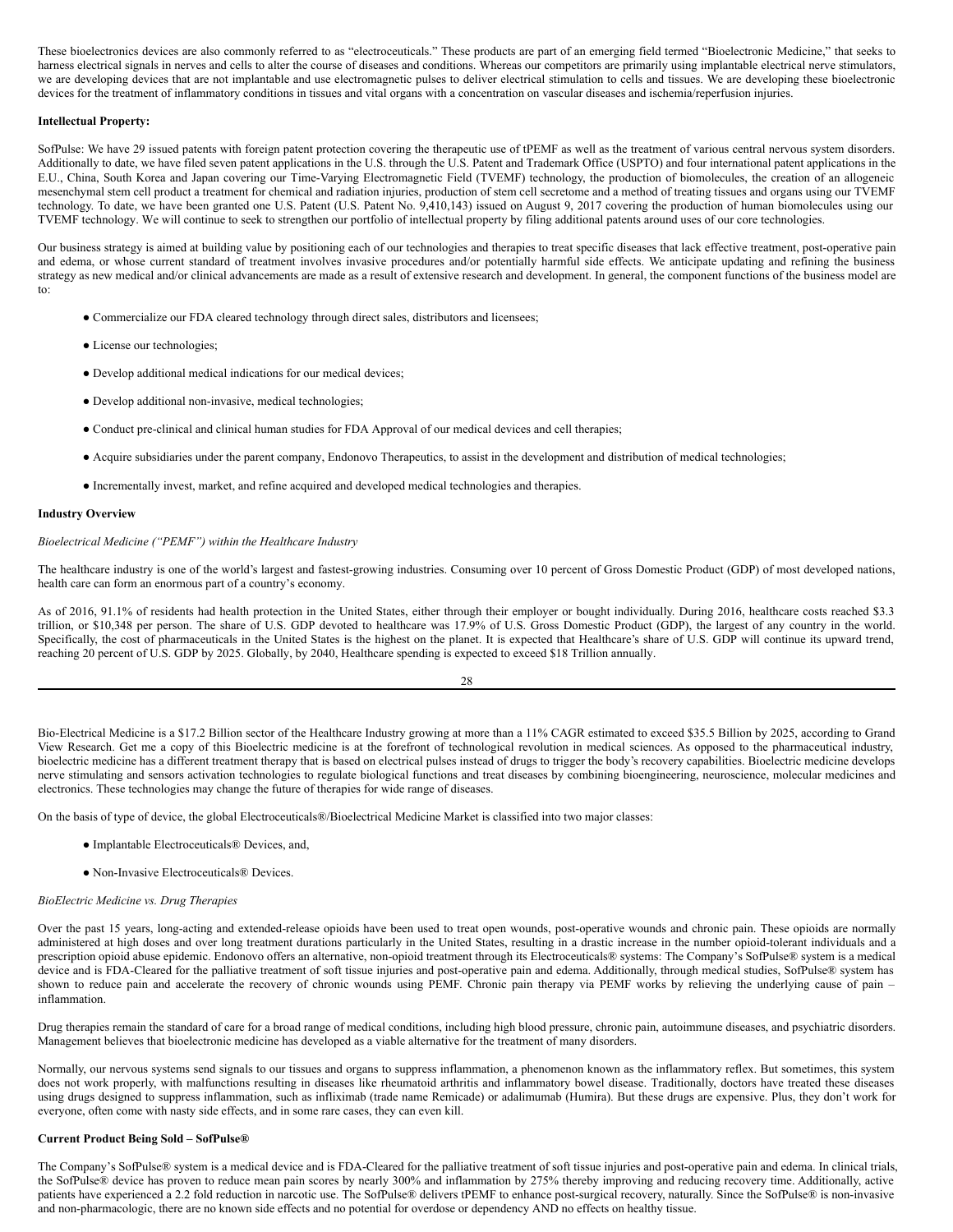These bioelectronics devices are also commonly referred to as "electroceuticals." These products are part of an emerging field termed "Bioelectronic Medicine," that seeks to harness electrical signals in nerves and cells to alter the course of diseases and conditions. Whereas our competitors are primarily using implantable electrical nerve stimulators, we are developing devices that are not implantable and use electromagnetic pulses to deliver electrical stimulation to cells and tissues. We are developing these bioelectronic devices for the treatment of inflammatory conditions in tissues and vital organs with a concentration on vascular diseases and ischemia/reperfusion injuries.

**Intellectual Property:**

SofPulse: We have 29 issued patents with foreign patent protection covering the therapeutic use of tPEMF as well as the treatment of various central nervous system disorders. Additionally to date, we have filed seven patent applications in the U.S. through the U.S. Patent and Trademark Office (USPTO) and four international patent applications in the E.U., China, South Korea and Japan covering our Time-Varying Electromagnetic Field (TVEMF) technology, the production of biomolecules, the creation of an allogeneic mesenchymal stem cell product a treatment for chemical and radiation injuries, production of stem cell secretome and a method of treating tissues and organs using our TVEMF technology. To date, we have been granted one U.S. Patent (U.S. Patent No. 9,410,143) issued on August 9, 2017 covering the production of human biomolecules using our TVEMF technology. We will continue to seek to strengthen our portfolio of intellectual property by filing additional patents around uses of our core technologies.

Our business strategy is aimed at building value by positioning each of our technologies and therapies to treat specific diseases that lack effective treatment, post-operative pain and edema, or whose current standard of treatment involves invasive procedures and/or potentially harmful side effects. We anticipate updating and refining the business strategy as new medical and/or clinical advancements are made as a result of extensive research and development. In general, the component functions of the business model are to:

- Commercialize our FDA cleared technology through direct sales, distributors and licensees;
- License our technologies;
- Develop additional medical indications for our medical devices;
- Develop additional non-invasive, medical technologies;
- Conduct pre-clinical and clinical human studies for FDA Approval of our medical devices and cell therapies;
- Acquire subsidiaries under the parent company, Endonovo Therapeutics, to assist in the development and distribution of medical technologies;
- Incrementally invest, market, and refine acquired and developed medical technologies and therapies.

**Industry Overview**

*Bioelectrical Medicine ("PEMF") within the Healthcare Industry*

The healthcare industry is one of the world's largest and fastest-growing industries. Consuming over 10 percent of Gross Domestic Product (GDP) of most developed nations, health care can form an enormous part of a country's economy.

As of 2016, 91.1% of residents had health protection in the United States, either through their employer or bought individually. During 2016, healthcare costs reached $3.3 trillion, or $10,348 per person. The share of U.S. GDP devoted to healthcare was 17.9% of U.S. Gross Domestic Product (GDP), the largest of any country in the world. Specifically, the cost of pharmaceuticals in the United States is the highest on the planet. It is expected that Healthcare's share of U.S. GDP will continue its upward trend, reaching 20 percent of U.S. GDP by 2025. Globally, by 2040, Healthcare spending is expected to exceed $18 Trillion annually.

Bio-Electrical Medicine is a $17.2 Billion sector of the Healthcare Industry growing at more than a 11% CAGR estimated to exceed $35.5 Billion by 2025, according to Grand View Research. Get me a copy of this Bioelectric medicine is at the forefront of technological revolution in medical sciences. As opposed to the pharmaceutical industry, bioelectric medicine has a different treatment therapy that is based on electrical pulses instead of drugs to trigger the body's recovery capabilities. Bioelectric medicine develops nerve stimulating and sensors activation technologies to regulate biological functions and treat diseases by combining bioengineering, neuroscience, molecular medicines and electronics. These technologies may change the future of therapies for wide range of diseases.

On the basis of type of device, the global Electroceuticals®/Bioelectrical Medicine Market is classified into two major classes:

- Implantable Electroceuticals® Devices, and,
- Non-Invasive Electroceuticals® Devices.

*BioElectric Medicine vs. Drug Therapies*

Over the past 15 years, long-acting and extended-release opioids have been used to treat open wounds, post-operative wounds and chronic pain. These opioids are normally administered at high doses and over long treatment durations particularly in the United States, resulting in a drastic increase in the number opioid-tolerant individuals and a prescription opioid abuse epidemic. Endonovo offers an alternative, non-opioid treatment through its Electroceuticals® systems: The Company's SofPulse® system is a medical device and is FDA-Cleared for the palliative treatment of soft tissue injuries and post-operative pain and edema. Additionally, through medical studies, SofPulse® system has shown to reduce pain and accelerate the recovery of chronic wounds using PEMF. Chronic pain therapy via PEMF works by relieving the underlying cause of pain – inflammation.

Drug therapies remain the standard of care for a broad range of medical conditions, including high blood pressure, chronic pain, autoimmune diseases, and psychiatric disorders. Management believes that bioelectronic medicine has developed as a viable alternative for the treatment of many disorders.

Normally, our nervous systems send signals to our tissues and organs to suppress inflammation, a phenomenon known as the inflammatory reflex. But sometimes, this system does not work properly, with malfunctions resulting in diseases like rheumatoid arthritis and inflammatory bowel disease. Traditionally, doctors have treated these diseases using drugs designed to suppress inflammation, such as infliximab (trade name Remicade) or adalimumab (Humira). But these drugs are expensive. Plus, they don't work for everyone, often come with nasty side effects, and in some rare cases, they can even kill.

**Current Product Being Sold – SofPulse®**

The Company's SofPulse® system is a medical device and is FDA-Cleared for the palliative treatment of soft tissue injuries and post-operative pain and edema. In clinical trials, the SofPulse® device has proven to reduce mean pain scores by nearly 300% and inflammation by 275% thereby improving and reducing recovery time. Additionally, active patients have experienced a 2.2 fold reduction in narcotic use. The SofPulse® delivers tPEMF to enhance post-surgical recovery, naturally. Since the SofPulse® is non-invasive and non-pharmacologic, there are no known side effects and no potential for overdose or dependency AND no effects on healthy tissue.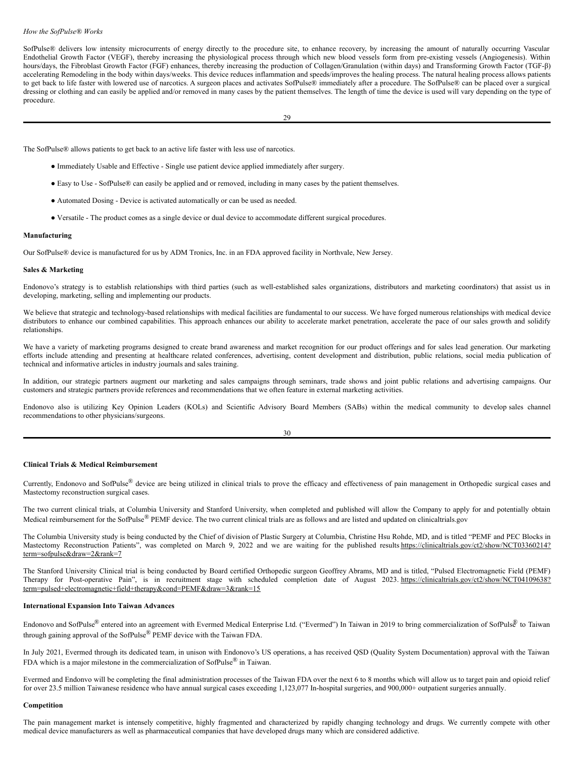*How the SofPulse® Works*

SofPulse® delivers low intensity microcurrents of energy directly to the procedure site, to enhance recovery, by increasing the amount of naturally occurring Vascular Endothelial Growth Factor (VEGF), thereby increasing the physiological process through which new blood vessels form from pre-existing vessels (Angiogenesis). Within hours/days, the Fibroblast Growth Factor (FGF) enhances, thereby increasing the production of Collagen/Granulation (within days) and Transforming Growth Factor (TGF-β) accelerating Remodeling in the body within days/weeks. This device reduces inflammation and speeds/improves the healing process. The natural healing process allows patients to get back to life faster with lowered use of narcotics. A surgeon places and activates SofPulse® immediately after a procedure. The SofPulse® can be placed over a surgical dressing or clothing and can easily be applied and/or removed in many cases by the patient themselves. The length of time the device is used will vary depending on the type of procedure.

The SofPulse® allows patients to get back to an active life faster with less use of narcotics.

- Immediately Usable and Effective - Single use patient device applied immediately after surgery.
- Easy to Use - SofPulse® can easily be applied and or removed, including in many cases by the patient themselves.
- Automated Dosing - Device is activated automatically or can be used as needed.
- Versatile - The product comes as a single device or dual device to accommodate different surgical procedures.

**Manufacturing**

Our SofPulse® device is manufactured for us by ADM Tronics, Inc. in an FDA approved facility in Northvale, New Jersey.

**Sales & Marketing**

Endonovo's strategy is to establish relationships with third parties (such as well-established sales organizations, distributors and marketing coordinators) that assist us in developing, marketing, selling and implementing our products.

We believe that strategic and technology-based relationships with medical facilities are fundamental to our success. We have forged numerous relationships with medical device distributors to enhance our combined capabilities. This approach enhances our ability to accelerate market penetration, accelerate the pace of our sales growth and solidify relationships.

We have a variety of marketing programs designed to create brand awareness and market recognition for our product offerings and for sales lead generation. Our marketing efforts include attending and presenting at healthcare related conferences, advertising, content development and distribution, public relations, social media publication of technical and informative articles in industry journals and sales training.

In addition, our strategic partners augment our marketing and sales campaigns through seminars, trade shows and joint public relations and advertising campaigns. Our customers and strategic partners provide references and recommendations that we often feature in external marketing activities.

Endonovo also is utilizing Key Opinion Leaders (KOLs) and Scientific Advisory Board Members (SABs) within the medical community to develop sales channel recommendations to other physicians/surgeons.

**Clinical Trials & Medical Reimbursement**

Currently, Endonovo and SofPulse® device are being utilized in clinical trials to prove the efficacy and effectiveness of pain management in Orthopedic surgical cases and Mastectomy reconstruction surgical cases.

The two current clinical trials, at Columbia University and Stanford University, when completed and published will allow the Company to apply for and potentially obtain Medical reimbursement for the SofPulse® PEMF device. The two current clinical trials are as follows and are listed and updated on clinicaltrials.gov

The Columbia University study is being conducted by the Chief of division of Plastic Surgery at Columbia, Christine Hsu Rohde, MD, and is titled "PEMF and PEC Blocks in Mastectomy Reconstruction Patients", was completed on March 9, 2022 and we are waiting for the published results https://clinicaltrials.gov/ct2/show/NCT03360214?term=sofpulse&draw=2&rank=7

The Stanford University Clinical trial is being conducted by Board certified Orthopedic surgeon Geoffrey Abrams, MD and is titled, "Pulsed Electromagnetic Field (PEMF) Therapy for Post-operative Pain", is in recruitment stage with scheduled completion date of August 2023. https://clinicaltrials.gov/ct2/show/NCT04109638?term=pulsed+electromagnetic+field+therapy&cond=PEMF&draw=3&rank=15

**International Expansion Into Taiwan Advances**

Endonovo and SofPulse® entered into an agreement with Evermed Medical Enterprise Ltd. ("Evermed") In Taiwan in 2019 to bring commercialization of SofPulse® to Taiwan through gaining approval of the SofPulse® PEMF device with the Taiwan FDA.

In July 2021, Evermed through its dedicated team, in unison with Endonovo's US operations, a has received QSD (Quality System Documentation) approval with the Taiwan FDA which is a major milestone in the commercialization of SofPulse® in Taiwan.

Evermed and Endonvo will be completing the final administration processes of the Taiwan FDA over the next 6 to 8 months which will allow us to target pain and opioid relief for over 23.5 million Taiwanese residence who have annual surgical cases exceeding 1,123,077 In-hospital surgeries, and 900,000+ outpatient surgeries annually.

**Competition**

The pain management market is intensely competitive, highly fragmented and characterized by rapidly changing technology and drugs. We currently compete with other medical device manufacturers as well as pharmaceutical companies that have developed drugs many which are considered addictive.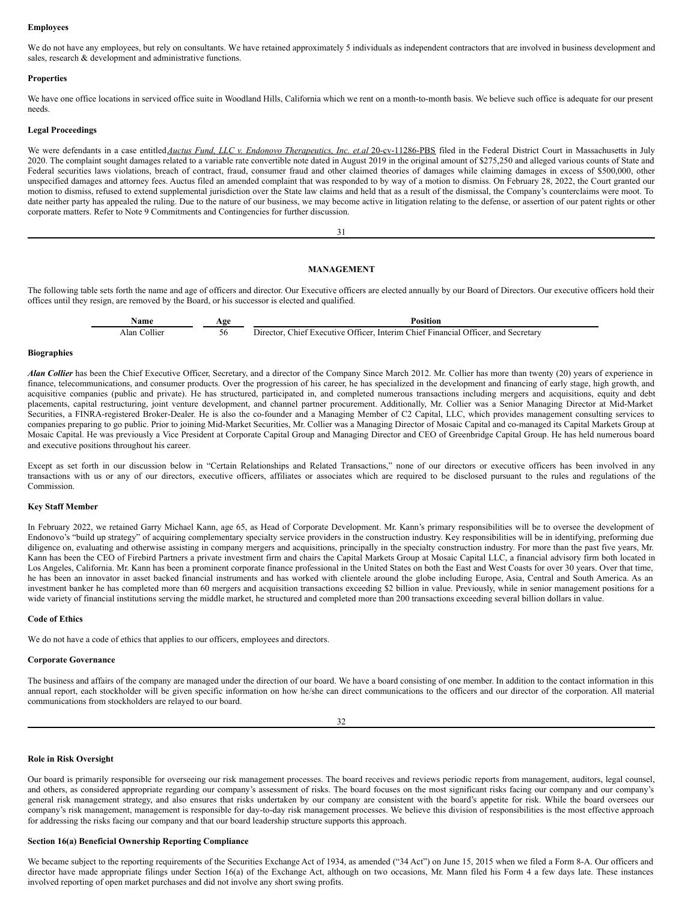**Employees**

We do not have any employees, but rely on consultants. We have retained approximately 5 individuals as independent contractors that are involved in business development and sales, research & development and administrative functions.

**Properties**

We have one office locations in serviced office suite in Woodland Hills, California which we rent on a month-to-month basis. We believe such office is adequate for our present needs.

**Legal Proceedings**

We were defendants in a case entitled *Auctus Fund, LLC v. Endonovo Therapeutics, Inc. et.al* 20-cv-11286-PBS filed in the Federal District Court in Massachusetts in July 2020. The complaint sought damages related to a variable rate convertible note dated in August 2019 in the original amount of $275,250 and alleged various counts of State and Federal securities laws violations, breach of contract, fraud, consumer fraud and other claimed theories of damages while claiming damages in excess of $500,000, other unspecified damages and attorney fees. Auctus filed an amended complaint that was responded to by way of a motion to dismiss. On February 28, 2022, the Court granted our motion to dismiss, refused to extend supplemental jurisdiction over the State law claims and held that as a result of the dismissal, the Company's counterclaims were moot. To date neither party has appealed the ruling. Due to the nature of our business, we may become active in litigation relating to the defense, or assertion of our patent rights or other corporate matters. Refer to Note 9 Commitments and Contingencies for further discussion.

## MANAGEMENT

The following table sets forth the name and age of officers and director. Our Executive officers are elected annually by our Board of Directors. Our executive officers hold their offices until they resign, are removed by the Board, or his successor is elected and qualified.

| Name | Age | Position |
|---|---|---|
| Alan Collier | 56 | Director, Chief Executive Officer, Interim Chief Financial Officer, and Secretary |

**Biographies**

***Alan Collier*** has been the Chief Executive Officer, Secretary, and a director of the Company Since March 2012. Mr. Collier has more than twenty (20) years of experience in finance, telecommunications, and consumer products. Over the progression of his career, he has specialized in the development and financing of early stage, high growth, and acquisitive companies (public and private). He has structured, participated in, and completed numerous transactions including mergers and acquisitions, equity and debt placements, capital restructuring, joint venture development, and channel partner procurement. Additionally, Mr. Collier was a Senior Managing Director at Mid-Market Securities, a FINRA-registered Broker-Dealer. He is also the co-founder and a Managing Member of C2 Capital, LLC, which provides management consulting services to companies preparing to go public. Prior to joining Mid-Market Securities, Mr. Collier was a Managing Director of Mosaic Capital and co-managed its Capital Markets Group at Mosaic Capital. He was previously a Vice President at Corporate Capital Group and Managing Director and CEO of Greenbridge Capital Group. He has held numerous board and executive positions throughout his career.

Except as set forth in our discussion below in "Certain Relationships and Related Transactions," none of our directors or executive officers has been involved in any transactions with us or any of our directors, executive officers, affiliates or associates which are required to be disclosed pursuant to the rules and regulations of the Commission.

**Key Staff Member**

In February 2022, we retained Garry Michael Kann, age 65, as Head of Corporate Development. Mr. Kann's primary responsibilities will be to oversee the development of Endonovo's "build up strategy" of acquiring complementary specialty service providers in the construction industry. Key responsibilities will be in identifying, preforming due diligence on, evaluating and otherwise assisting in company mergers and acquisitions, principally in the specialty construction industry. For more than the past five years, Mr. Kann has been the CEO of Firebird Partners a private investment firm and chairs the Capital Markets Group at Mosaic Capital LLC, a financial advisory firm both located in Los Angeles, California. Mr. Kann has been a prominent corporate finance professional in the United States on both the East and West Coasts for over 30 years. Over that time, he has been an innovator in asset backed financial instruments and has worked with clientele around the globe including Europe, Asia, Central and South America. As an investment banker he has completed more than 60 mergers and acquisition transactions exceeding $2 billion in value. Previously, while in senior management positions for a wide variety of financial institutions serving the middle market, he structured and completed more than 200 transactions exceeding several billion dollars in value.

**Code of Ethics**

We do not have a code of ethics that applies to our officers, employees and directors.

**Corporate Governance**

The business and affairs of the company are managed under the direction of our board. We have a board consisting of one member. In addition to the contact information in this annual report, each stockholder will be given specific information on how he/she can direct communications to the officers and our director of the corporation. All material communications from stockholders are relayed to our board.

**Role in Risk Oversight**

Our board is primarily responsible for overseeing our risk management processes. The board receives and reviews periodic reports from management, auditors, legal counsel, and others, as considered appropriate regarding our company's assessment of risks. The board focuses on the most significant risks facing our company and our company's general risk management strategy, and also ensures that risks undertaken by our company are consistent with the board's appetite for risk. While the board oversees our company's risk management, management is responsible for day-to-day risk management processes. We believe this division of responsibilities is the most effective approach for addressing the risks facing our company and that our board leadership structure supports this approach.

**Section 16(a) Beneficial Ownership Reporting Compliance**

We became subject to the reporting requirements of the Securities Exchange Act of 1934, as amended ("34 Act") on June 15, 2015 when we filed a Form 8-A. Our officers and director have made appropriate filings under Section 16(a) of the Exchange Act, although on two occasions, Mr. Mann filed his Form 4 a few days late. These instances involved reporting of open market purchases and did not involve any short swing profits.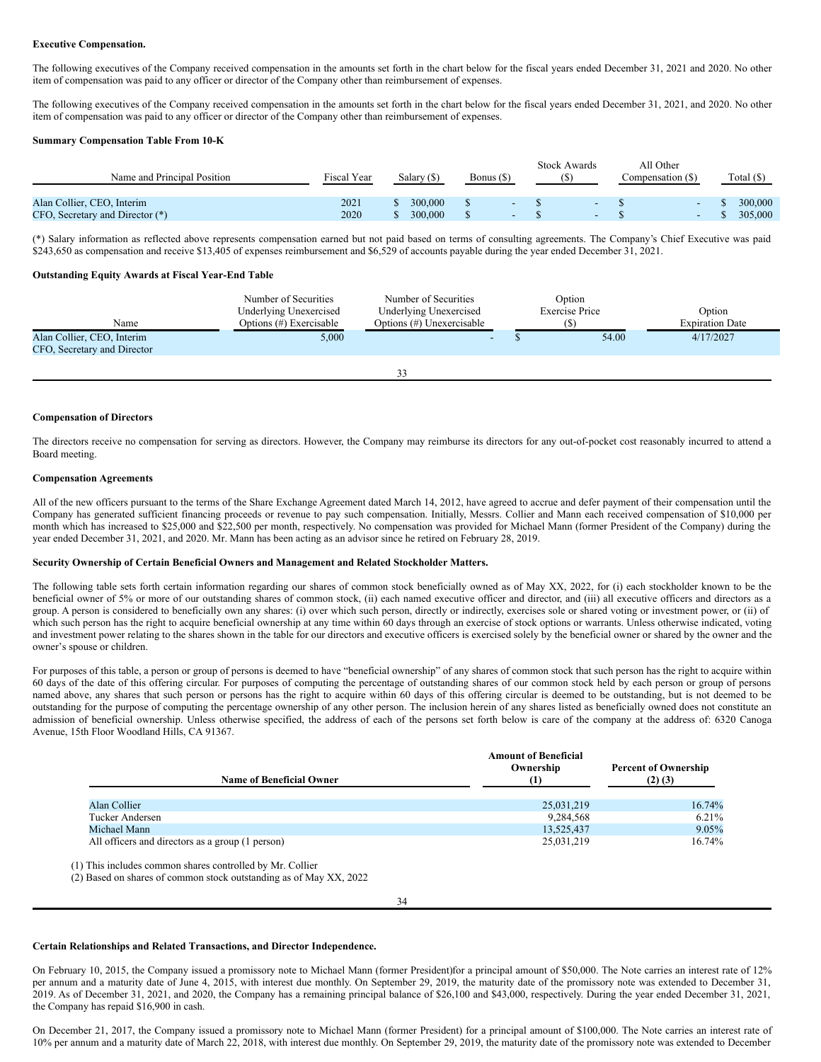**Executive Compensation.**

The following executives of the Company received compensation in the amounts set forth in the chart below for the fiscal years ended December 31, 2021 and 2020. No other item of compensation was paid to any officer or director of the Company other than reimbursement of expenses.

The following executives of the Company received compensation in the amounts set forth in the chart below for the fiscal years ended December 31, 2021, and 2020. No other item of compensation was paid to any officer or director of the Company other than reimbursement of expenses.

**Summary Compensation Table From 10-K**

| Name and Principal Position | Fiscal Year | Salary ($) | Bonus ($) | Stock Awards ($) | All Other Compensation ($) | Total ($) |
|---|---|---|---|---|---|---|
| Alan Collier, CEO, Interim | 2021 | $ 300,000 | $ - | $ - | $ - | $ 300,000 |
| CFO, Secretary and Director (*) | 2020 | $ 300,000 | $ - | $ - | $ - | $ 305,000 |

(*) Salary information as reflected above represents compensation earned but not paid based on terms of consulting agreements. The Company's Chief Executive was paid $243,650 as compensation and receive $13,405 of expenses reimbursement and $6,529 of accounts payable during the year ended December 31, 2021.

**Outstanding Equity Awards at Fiscal Year-End Table**

| Name | Number of Securities Underlying Unexercised Options (#) Exercisable | Number of Securities Underlying Unexercised Options (#) Unexercisable | Option Exercise Price ($) | Option Expiration Date |
|---|---|---|---|---|
| Alan Collier, CEO, Interim CFO, Secretary and Director | 5,000 | - | $ 54.00 | 4/17/2027 |

**Compensation of Directors**

The directors receive no compensation for serving as directors. However, the Company may reimburse its directors for any out-of-pocket cost reasonably incurred to attend a Board meeting.

**Compensation Agreements**

All of the new officers pursuant to the terms of the Share Exchange Agreement dated March 14, 2012, have agreed to accrue and defer payment of their compensation until the Company has generated sufficient financing proceeds or revenue to pay such compensation. Initially, Messrs. Collier and Mann each received compensation of $10,000 per month which has increased to $25,000 and $22,500 per month, respectively. No compensation was provided for Michael Mann (former President of the Company) during the year ended December 31, 2021, and 2020. Mr. Mann has been acting as an advisor since he retired on February 28, 2019.

**Security Ownership of Certain Beneficial Owners and Management and Related Stockholder Matters.**

The following table sets forth certain information regarding our shares of common stock beneficially owned as of May XX, 2022, for (i) each stockholder known to be the beneficial owner of 5% or more of our outstanding shares of common stock, (ii) each named executive officer and director, and (iii) all executive officers and directors as a group. A person is considered to beneficially own any shares: (i) over which such person, directly or indirectly, exercises sole or shared voting or investment power, or (ii) of which such person has the right to acquire beneficial ownership at any time within 60 days through an exercise of stock options or warrants. Unless otherwise indicated, voting and investment power relating to the shares shown in the table for our directors and executive officers is exercised solely by the beneficial owner or shared by the owner and the owner's spouse or children.

For purposes of this table, a person or group of persons is deemed to have "beneficial ownership" of any shares of common stock that such person has the right to acquire within 60 days of the date of this offering circular. For purposes of computing the percentage of outstanding shares of our common stock held by each person or group of persons named above, any shares that such person or persons has the right to acquire within 60 days of this offering circular is deemed to be outstanding, but is not deemed to be outstanding for the purpose of computing the percentage ownership of any other person. The inclusion herein of any shares listed as beneficially owned does not constitute an admission of beneficial ownership. Unless otherwise specified, the address of each of the persons set forth below is care of the company at the address of: 6320 Canoga Avenue, 15th Floor Woodland Hills, CA 91367.

| Name of Beneficial Owner | Amount of Beneficial Ownership (1) | Percent of Ownership (2) (3) |
|---|---|---|
| Alan Collier | 25,031,219 | 16.74% |
| Tucker Andersen | 9,284,568 | 6.21% |
| Michael Mann | 13,525,437 | 9.05% |
| All officers and directors as a group (1 person) | 25,031,219 | 16.74% |

(1) This includes common shares controlled by Mr. Collier

(2) Based on shares of common stock outstanding as of May XX, 2022

**Certain Relationships and Related Transactions, and Director Independence.**

On February 10, 2015, the Company issued a promissory note to Michael Mann (former President)for a principal amount of $50,000. The Note carries an interest rate of 12% per annum and a maturity date of June 4, 2015, with interest due monthly. On September 29, 2019, the maturity date of the promissory note was extended to December 31, 2019. As of December 31, 2021, and 2020, the Company has a remaining principal balance of $26,100 and $43,000, respectively. During the year ended December 31, 2021, the Company has repaid $16,900 in cash.

On December 21, 2017, the Company issued a promissory note to Michael Mann (former President) for a principal amount of $100,000. The Note carries an interest rate of 10% per annum and a maturity date of March 22, 2018, with interest due monthly. On September 29, 2019, the maturity date of the promissory note was extended to December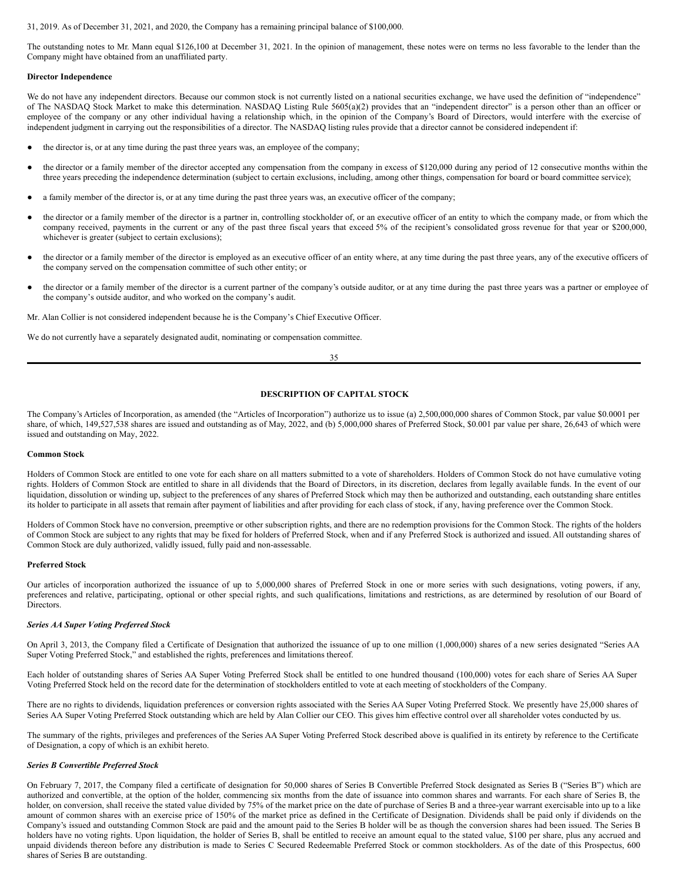31, 2019. As of December 31, 2021, and 2020, the Company has a remaining principal balance of $100,000.

The outstanding notes to Mr. Mann equal $126,100 at December 31, 2021. In the opinion of management, these notes were on terms no less favorable to the lender than the Company might have obtained from an unaffiliated party.

**Director Independence**

We do not have any independent directors. Because our common stock is not currently listed on a national securities exchange, we have used the definition of "independence" of The NASDAQ Stock Market to make this determination. NASDAQ Listing Rule 5605(a)(2) provides that an "independent director" is a person other than an officer or employee of the company or any other individual having a relationship which, in the opinion of the Company's Board of Directors, would interfere with the exercise of independent judgment in carrying out the responsibilities of a director. The NASDAQ listing rules provide that a director cannot be considered independent if:

- the director is, or at any time during the past three years was, an employee of the company;
- the director or a family member of the director accepted any compensation from the company in excess of $120,000 during any period of 12 consecutive months within the three years preceding the independence determination (subject to certain exclusions, including, among other things, compensation for board or board committee service);
- a family member of the director is, or at any time during the past three years was, an executive officer of the company;
- the director or a family member of the director is a partner in, controlling stockholder of, or an executive officer of an entity to which the company made, or from which the company received, payments in the current or any of the past three fiscal years that exceed 5% of the recipient's consolidated gross revenue for that year or $200,000, whichever is greater (subject to certain exclusions);
- the director or a family member of the director is employed as an executive officer of an entity where, at any time during the past three years, any of the executive officers of the company served on the compensation committee of such other entity; or
- the director or a family member of the director is a current partner of the company's outside auditor, or at any time during the past three years was a partner or employee of the company's outside auditor, and who worked on the company's audit.

Mr. Alan Collier is not considered independent because he is the Company's Chief Executive Officer.

We do not currently have a separately designated audit, nominating or compensation committee.

## DESCRIPTION OF CAPITAL STOCK

The Company's Articles of Incorporation, as amended (the "Articles of Incorporation") authorize us to issue (a) 2,500,000,000 shares of Common Stock, par value $0.0001 per share, of which, 149,527,538 shares are issued and outstanding as of May, 2022, and (b) 5,000,000 shares of Preferred Stock, $0.001 par value per share, 26,643 of which were issued and outstanding on May, 2022.

**Common Stock**

Holders of Common Stock are entitled to one vote for each share on all matters submitted to a vote of shareholders. Holders of Common Stock do not have cumulative voting rights. Holders of Common Stock are entitled to share in all dividends that the Board of Directors, in its discretion, declares from legally available funds. In the event of our liquidation, dissolution or winding up, subject to the preferences of any shares of Preferred Stock which may then be authorized and outstanding, each outstanding share entitles its holder to participate in all assets that remain after payment of liabilities and after providing for each class of stock, if any, having preference over the Common Stock.

Holders of Common Stock have no conversion, preemptive or other subscription rights, and there are no redemption provisions for the Common Stock. The rights of the holders of Common Stock are subject to any rights that may be fixed for holders of Preferred Stock, when and if any Preferred Stock is authorized and issued. All outstanding shares of Common Stock are duly authorized, validly issued, fully paid and non-assessable.

**Preferred Stock**

Our articles of incorporation authorized the issuance of up to 5,000,000 shares of Preferred Stock in one or more series with such designations, voting powers, if any, preferences and relative, participating, optional or other special rights, and such qualifications, limitations and restrictions, as are determined by resolution of our Board of Directors.

***Series AA Super Voting Preferred Stock***

On April 3, 2013, the Company filed a Certificate of Designation that authorized the issuance of up to one million (1,000,000) shares of a new series designated "Series AA Super Voting Preferred Stock," and established the rights, preferences and limitations thereof.

Each holder of outstanding shares of Series AA Super Voting Preferred Stock shall be entitled to one hundred thousand (100,000) votes for each share of Series AA Super Voting Preferred Stock held on the record date for the determination of stockholders entitled to vote at each meeting of stockholders of the Company.

There are no rights to dividends, liquidation preferences or conversion rights associated with the Series AA Super Voting Preferred Stock. We presently have 25,000 shares of Series AA Super Voting Preferred Stock outstanding which are held by Alan Collier our CEO. This gives him effective control over all shareholder votes conducted by us.

The summary of the rights, privileges and preferences of the Series AA Super Voting Preferred Stock described above is qualified in its entirety by reference to the Certificate of Designation, a copy of which is an exhibit hereto.

***Series B Convertible Preferred Stock***

On February 7, 2017, the Company filed a certificate of designation for 50,000 shares of Series B Convertible Preferred Stock designated as Series B ("Series B") which are authorized and convertible, at the option of the holder, commencing six months from the date of issuance into common shares and warrants. For each share of Series B, the holder, on conversion, shall receive the stated value divided by 75% of the market price on the date of purchase of Series B and a three-year warrant exercisable into up to a like amount of common shares with an exercise price of 150% of the market price as defined in the Certificate of Designation. Dividends shall be paid only if dividends on the Company's issued and outstanding Common Stock are paid and the amount paid to the Series B holder will be as though the conversion shares had been issued. The Series B holders have no voting rights. Upon liquidation, the holder of Series B, shall be entitled to receive an amount equal to the stated value, $100 per share, plus any accrued and unpaid dividends thereon before any distribution is made to Series C Secured Redeemable Preferred Stock or common stockholders. As of the date of this Prospectus, 600 shares of Series B are outstanding.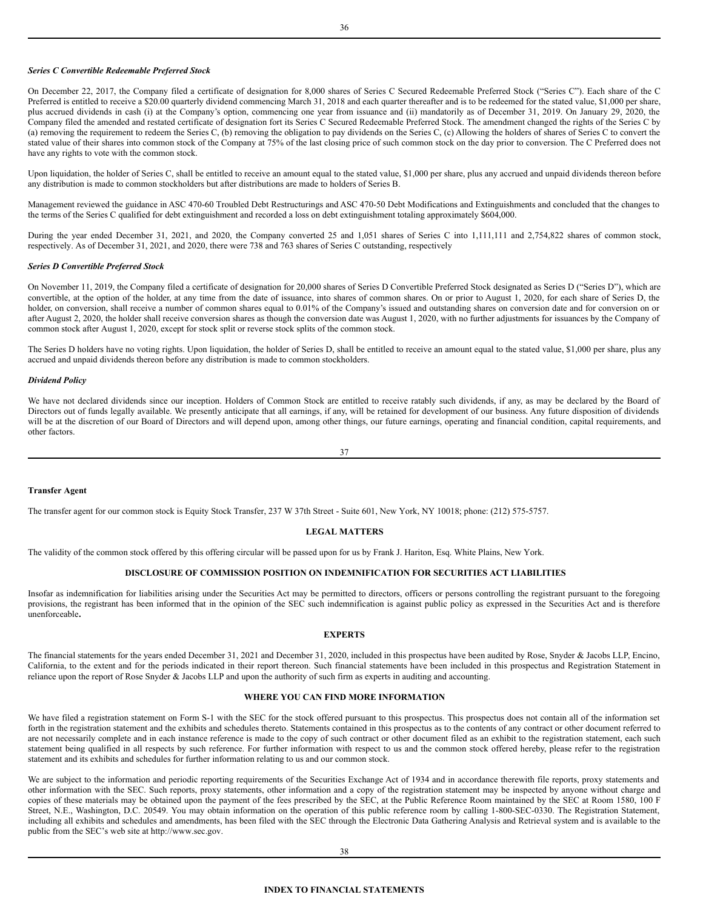*Series C Convertible Redeemable Preferred Stock*

On December 22, 2017, the Company filed a certificate of designation for 8,000 shares of Series C Secured Redeemable Preferred Stock ("Series C"). Each share of the C Preferred is entitled to receive a $20.00 quarterly dividend commencing March 31, 2018 and each quarter thereafter and is to be redeemed for the stated value, $1,000 per share, plus accrued dividends in cash (i) at the Company's option, commencing one year from issuance and (ii) mandatorily as of December 31, 2019. On January 29, 2020, the Company filed the amended and restated certificate of designation fort its Series C Secured Redeemable Preferred Stock. The amendment changed the rights of the Series C by (a) removing the requirement to redeem the Series C, (b) removing the obligation to pay dividends on the Series C, (c) Allowing the holders of shares of Series C to convert the stated value of their shares into common stock of the Company at 75% of the last closing price of such common stock on the day prior to conversion. The C Preferred does not have any rights to vote with the common stock.

Upon liquidation, the holder of Series C, shall be entitled to receive an amount equal to the stated value, $1,000 per share, plus any accrued and unpaid dividends thereon before any distribution is made to common stockholders but after distributions are made to holders of Series B.

Management reviewed the guidance in ASC 470-60 Troubled Debt Restructurings and ASC 470-50 Debt Modifications and Extinguishments and concluded that the changes to the terms of the Series C qualified for debt extinguishment and recorded a loss on debt extinguishment totaling approximately $604,000.

During the year ended December 31, 2021, and 2020, the Company converted 25 and 1,051 shares of Series C into 1,111,111 and 2,754,822 shares of common stock, respectively. As of December 31, 2021, and 2020, there were 738 and 763 shares of Series C outstanding, respectively

*Series D Convertible Preferred Stock*

On November 11, 2019, the Company filed a certificate of designation for 20,000 shares of Series D Convertible Preferred Stock designated as Series D ("Series D"), which are convertible, at the option of the holder, at any time from the date of issuance, into shares of common shares. On or prior to August 1, 2020, for each share of Series D, the holder, on conversion, shall receive a number of common shares equal to 0.01% of the Company's issued and outstanding shares on conversion date and for conversion on or after August 2, 2020, the holder shall receive conversion shares as though the conversion date was August 1, 2020, with no further adjustments for issuances by the Company of common stock after August 1, 2020, except for stock split or reverse stock splits of the common stock.

The Series D holders have no voting rights. Upon liquidation, the holder of Series D, shall be entitled to receive an amount equal to the stated value, $1,000 per share, plus any accrued and unpaid dividends thereon before any distribution is made to common stockholders.

*Dividend Policy*

We have not declared dividends since our inception. Holders of Common Stock are entitled to receive ratably such dividends, if any, as may be declared by the Board of Directors out of funds legally available. We presently anticipate that all earnings, if any, will be retained for development of our business. Any future disposition of dividends will be at the discretion of our Board of Directors and will depend upon, among other things, our future earnings, operating and financial condition, capital requirements, and other factors.

**Transfer Agent**

The transfer agent for our common stock is Equity Stock Transfer, 237 W 37th Street - Suite 601, New York, NY 10018; phone: (212) 575-5757.

## LEGAL MATTERS

The validity of the common stock offered by this offering circular will be passed upon for us by Frank J. Hariton, Esq. White Plains, New York.

## DISCLOSURE OF COMMISSION POSITION ON INDEMNIFICATION FOR SECURITIES ACT LIABILITIES

Insofar as indemnification for liabilities arising under the Securities Act may be permitted to directors, officers or persons controlling the registrant pursuant to the foregoing provisions, the registrant has been informed that in the opinion of the SEC such indemnification is against public policy as expressed in the Securities Act and is therefore unenforceable**.**

## EXPERTS

The financial statements for the years ended December 31, 2021 and December 31, 2020, included in this prospectus have been audited by Rose, Snyder & Jacobs LLP, Encino, California, to the extent and for the periods indicated in their report thereon. Such financial statements have been included in this prospectus and Registration Statement in reliance upon the report of Rose Snyder & Jacobs LLP and upon the authority of such firm as experts in auditing and accounting.

## WHERE YOU CAN FIND MORE INFORMATION

We have filed a registration statement on Form S-1 with the SEC for the stock offered pursuant to this prospectus. This prospectus does not contain all of the information set forth in the registration statement and the exhibits and schedules thereto. Statements contained in this prospectus as to the contents of any contract or other document referred to are not necessarily complete and in each instance reference is made to the copy of such contract or other document filed as an exhibit to the registration statement, each such statement being qualified in all respects by such reference. For further information with respect to us and the common stock offered hereby, please refer to the registration statement and its exhibits and schedules for further information relating to us and our common stock.

We are subject to the information and periodic reporting requirements of the Securities Exchange Act of 1934 and in accordance therewith file reports, proxy statements and other information with the SEC. Such reports, proxy statements, other information and a copy of the registration statement may be inspected by anyone without charge and copies of these materials may be obtained upon the payment of the fees prescribed by the SEC, at the Public Reference Room maintained by the SEC at Room 1580, 100 F Street, N.E., Washington, D.C. 20549. You may obtain information on the operation of this public reference room by calling 1-800-SEC-0330. The Registration Statement, including all exhibits and schedules and amendments, has been filed with the SEC through the Electronic Data Gathering Analysis and Retrieval system and is available to the public from the SEC's web site at http://www.sec.gov.

## INDEX TO FINANCIAL STATEMENTS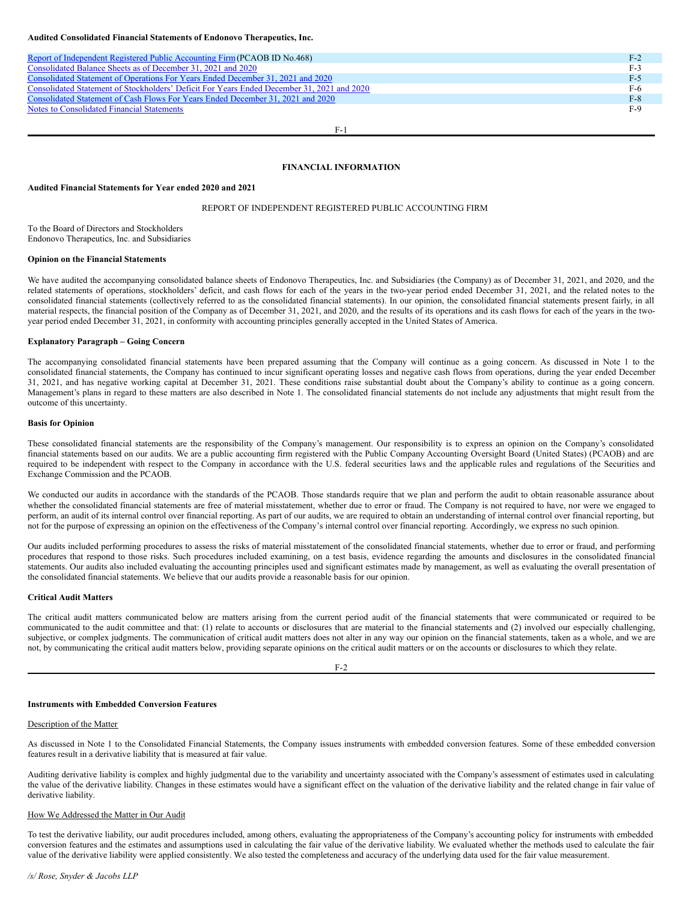**Audited Consolidated Financial Statements of Endonovo Therapeutics, Inc.**

| | |
|---|---|
| Report of Independent Registered Public Accounting Firm (PCAOB ID No.468) | F-2 |
| Consolidated Balance Sheets as of December 31, 2021 and 2020 | F-3 |
| Consolidated Statement of Operations For Years Ended December 31, 2021 and 2020 | F-5 |
| Consolidated Statement of Stockholders' Deficit For Years Ended December 31, 2021 and 2020 | F-6 |
| Consolidated Statement of Cash Flows For Years Ended December 31, 2021 and 2020 | F-8 |
| Notes to Consolidated Financial Statements | F-9 |

## FINANCIAL INFORMATION

**Audited Financial Statements for Year ended 2020 and 2021**

REPORT OF INDEPENDENT REGISTERED PUBLIC ACCOUNTING FIRM

To the Board of Directors and Stockholders
Endonovo Therapeutics, Inc. and Subsidiaries

**Opinion on the Financial Statements**

We have audited the accompanying consolidated balance sheets of Endonovo Therapeutics, Inc. and Subsidiaries (the Company) as of December 31, 2021, and 2020, and the related statements of operations, stockholders' deficit, and cash flows for each of the years in the two-year period ended December 31, 2021, and the related notes to the consolidated financial statements (collectively referred to as the consolidated financial statements). In our opinion, the consolidated financial statements present fairly, in all material respects, the financial position of the Company as of December 31, 2021, and 2020, and the results of its operations and its cash flows for each of the years in the two-year period ended December 31, 2021, in conformity with accounting principles generally accepted in the United States of America.

**Explanatory Paragraph – Going Concern**

The accompanying consolidated financial statements have been prepared assuming that the Company will continue as a going concern. As discussed in Note 1 to the consolidated financial statements, the Company has continued to incur significant operating losses and negative cash flows from operations, during the year ended December 31, 2021, and has negative working capital at December 31, 2021. These conditions raise substantial doubt about the Company's ability to continue as a going concern. Management's plans in regard to these matters are also described in Note 1. The consolidated financial statements do not include any adjustments that might result from the outcome of this uncertainty.

**Basis for Opinion**

These consolidated financial statements are the responsibility of the Company's management. Our responsibility is to express an opinion on the Company's consolidated financial statements based on our audits. We are a public accounting firm registered with the Public Company Accounting Oversight Board (United States) (PCAOB) and are required to be independent with respect to the Company in accordance with the U.S. federal securities laws and the applicable rules and regulations of the Securities and Exchange Commission and the PCAOB.

We conducted our audits in accordance with the standards of the PCAOB. Those standards require that we plan and perform the audit to obtain reasonable assurance about whether the consolidated financial statements are free of material misstatement, whether due to error or fraud. The Company is not required to have, nor were we engaged to perform, an audit of its internal control over financial reporting. As part of our audits, we are required to obtain an understanding of internal control over financial reporting, but not for the purpose of expressing an opinion on the effectiveness of the Company's internal control over financial reporting. Accordingly, we express no such opinion.

Our audits included performing procedures to assess the risks of material misstatement of the consolidated financial statements, whether due to error or fraud, and performing procedures that respond to those risks. Such procedures included examining, on a test basis, evidence regarding the amounts and disclosures in the consolidated financial statements. Our audits also included evaluating the accounting principles used and significant estimates made by management, as well as evaluating the overall presentation of the consolidated financial statements. We believe that our audits provide a reasonable basis for our opinion.

**Critical Audit Matters**

The critical audit matters communicated below are matters arising from the current period audit of the financial statements that were communicated or required to be communicated to the audit committee and that: (1) relate to accounts or disclosures that are material to the financial statements and (2) involved our especially challenging, subjective, or complex judgments. The communication of critical audit matters does not alter in any way our opinion on the financial statements, taken as a whole, and we are not, by communicating the critical audit matters below, providing separate opinions on the critical audit matters or on the accounts or disclosures to which they relate.

**Instruments with Embedded Conversion Features**

Description of the Matter

As discussed in Note 1 to the Consolidated Financial Statements, the Company issues instruments with embedded conversion features. Some of these embedded conversion features result in a derivative liability that is measured at fair value.

Auditing derivative liability is complex and highly judgmental due to the variability and uncertainty associated with the Company's assessment of estimates used in calculating the value of the derivative liability. Changes in these estimates would have a significant effect on the valuation of the derivative liability and the related change in fair value of derivative liability.

How We Addressed the Matter in Our Audit

To test the derivative liability, our audit procedures included, among others, evaluating the appropriateness of the Company's accounting policy for instruments with embedded conversion features and the estimates and assumptions used in calculating the fair value of the derivative liability. We evaluated whether the methods used to calculate the fair value of the derivative liability were applied consistently. We also tested the completeness and accuracy of the underlying data used for the fair value measurement.

*/s/ Rose, Snyder & Jacobs LLP*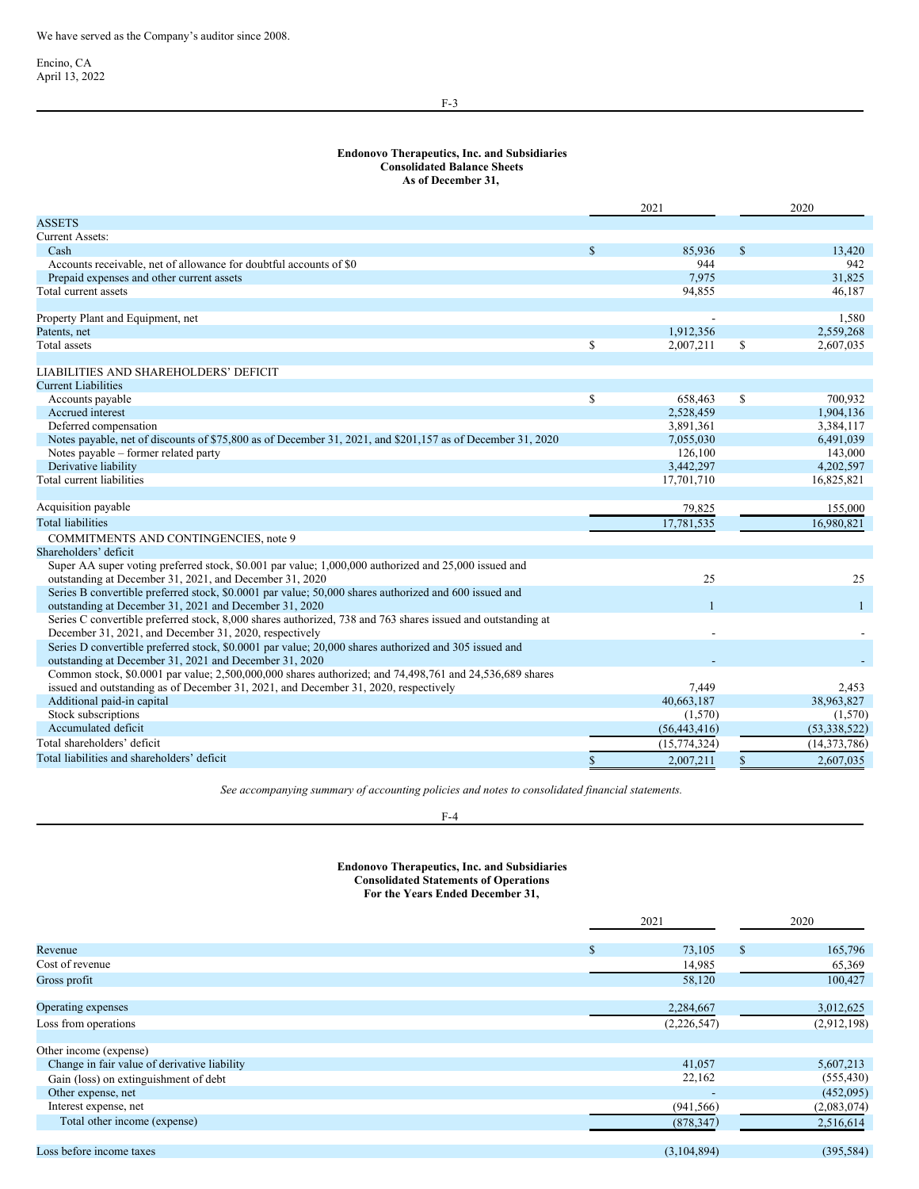We have served as the Company's auditor since 2008.

Encino, CA
April 13, 2022

**Endonovo Therapeutics, Inc. and Subsidiaries**
**Consolidated Balance Sheets**
**As of December 31,**

| | | 2021 | | 2020 |
|---|---|---|---|---|
| ASSETS | | | | |
| Current Assets: | | | | |
| Cash | $ | 85,936 | $ | 13,420 |
| Accounts receivable, net of allowance for doubtful accounts of $0 | | 944 | | 942 |
| Prepaid expenses and other current assets | | 7,975 | | 31,825 |
| Total current assets | | 94,855 | | 46,187 |
| | | | | |
| Property Plant and Equipment, net | | - | | 1,580 |
| Patents, net | | 1,912,356 | | 2,559,268 |
| Total assets | $ | 2,007,211 | $ | 2,607,035 |
| | | | | |
| LIABILITIES AND SHAREHOLDERS' DEFICIT | | | | |
| Current Liabilities | | | | |
| Accounts payable | $ | 658,463 | $ | 700,932 |
| Accrued interest | | 2,528,459 | | 1,904,136 |
| Deferred compensation | | 3,891,361 | | 3,384,117 |
| Notes payable, net of discounts of $75,800 as of December 31, 2021, and $201,157 as of December 31, 2020 | | 7,055,030 | | 6,491,039 |
| Notes payable – former related party | | 126,100 | | 143,000 |
| Derivative liability | | 3,442,297 | | 4,202,597 |
| Total current liabilities | | 17,701,710 | | 16,825,821 |
| | | | | |
| Acquisition payable | | 79,825 | | 155,000 |
| Total liabilities | | 17,781,535 | | 16,980,821 |
| COMMITMENTS AND CONTINGENCIES, note 9 | | | | |
| Shareholders' deficit | | | | |
| Super AA super voting preferred stock, $0.001 par value; 1,000,000 authorized and 25,000 issued and outstanding at December 31, 2021, and December 31, 2020 | | 25 | | 25 |
| Series B convertible preferred stock, $0.0001 par value; 50,000 shares authorized and 600 issued and outstanding at December 31, 2021 and December 31, 2020 | | 1 | | 1 |
| Series C convertible preferred stock, 8,000 shares authorized, 738 and 763 shares issued and outstanding at December 31, 2021, and December 31, 2020, respectively | | - | | - |
| Series D convertible preferred stock, $0.0001 par value; 20,000 shares authorized and 305 issued and outstanding at December 31, 2021 and December 31, 2020 | | - | | - |
| Common stock, $0.0001 par value; 2,500,000,000 shares authorized; and 74,498,761 and 24,536,689 shares issued and outstanding as of December 31, 2021, and December 31, 2020, respectively | | 7,449 | | 2,453 |
| Additional paid-in capital | | 40,663,187 | | 38,963,827 |
| Stock subscriptions | | (1,570) | | (1,570) |
| Accumulated deficit | | (56,443,416) | | (53,338,522) |
| Total shareholders' deficit | | (15,774,324) | | (14,373,786) |
| Total liabilities and shareholders' deficit | $ | 2,007,211 | $ | 2,607,035 |

*See accompanying summary of accounting policies and notes to consolidated financial statements.*

**Endonovo Therapeutics, Inc. and Subsidiaries**
**Consolidated Statements of Operations**
**For the Years Ended December 31,**

| | | 2021 | | 2020 |
|---|---|---|---|---|
| Revenue | $ | 73,105 | $ | 165,796 |
| Cost of revenue | | 14,985 | | 65,369 |
| Gross profit | | 58,120 | | 100,427 |
| | | | | |
| Operating expenses | | 2,284,667 | | 3,012,625 |
| Loss from operations | | (2,226,547) | | (2,912,198) |
| | | | | |
| Other income (expense) | | | | |
| Change in fair value of derivative liability | | 41,057 | | 5,607,213 |
| Gain (loss) on extinguishment of debt | | 22,162 | | (555,430) |
| Other expense, net | | - | | (452,095) |
| Interest expense, net | | (941,566) | | (2,083,074) |
| Total other income (expense) | | (878,347) | | 2,516,614 |
| | | | | |
| Loss before income taxes | | (3,104,894) | | (395,584) |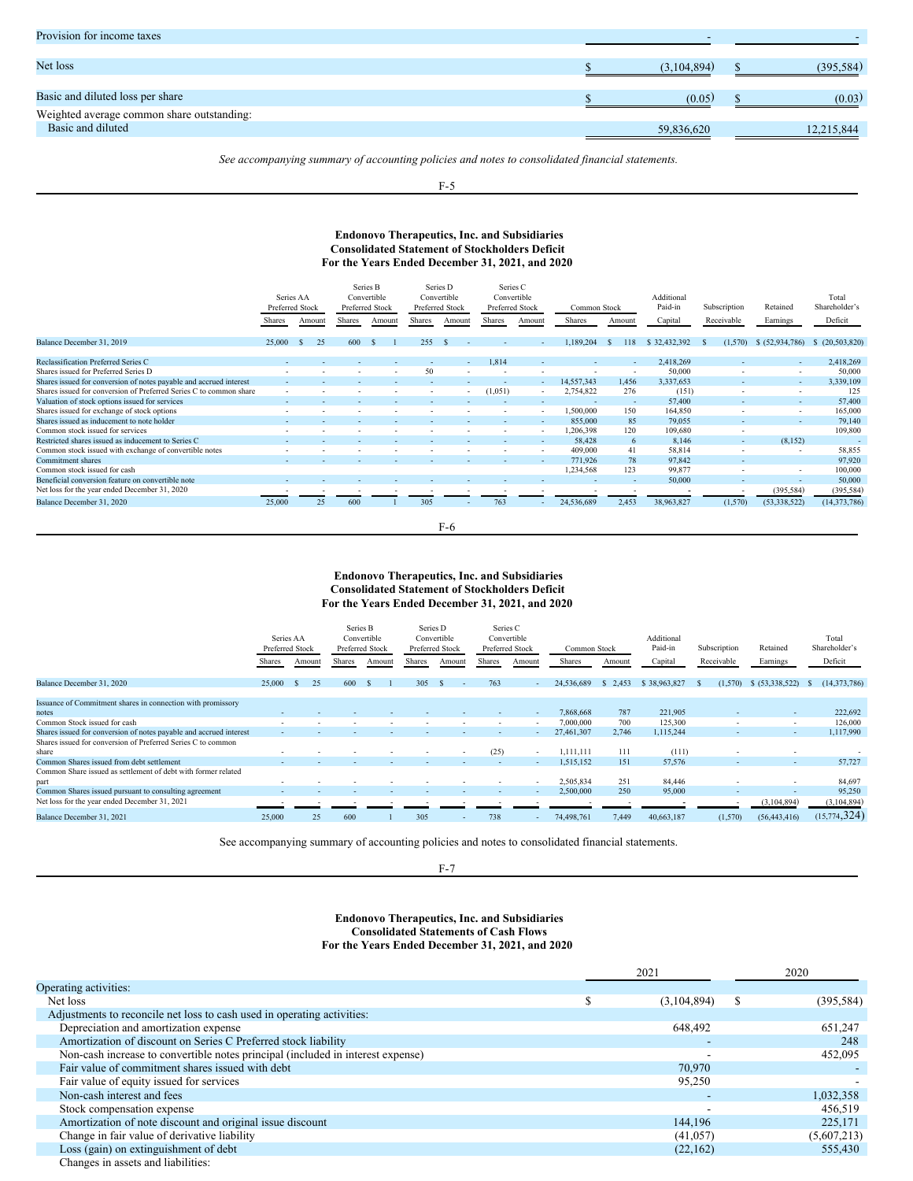| | | |
|---|---|---|
| Provision for income taxes | - | - |
| | | |
| Net loss | $ (3,104,894) | $ (395,584) |
| | | |
| Basic and diluted loss per share | $ (0.05) | $ (0.03) |
| Weighted average common share outstanding: | | |
| Basic and diluted | 59,836,620 | 12,215,844 |

*See accompanying summary of accounting policies and notes to consolidated financial statements.*

**Endonovo Therapeutics, Inc. and Subsidiaries**
**Consolidated Statement of Stockholders Deficit**
**For the Years Ended December 31, 2021, and 2020**

| | Series AA Preferred Stock | | Series B Convertible Preferred Stock | | Series D Convertible Preferred Stock | | Series C Convertible Preferred Stock | | Common Stock | | Additional Paid-in Capital | Subscription Receivable | Retained Earnings | Total Shareholder's Deficit |
|---|---|---|---|---|---|---|---|---|---|---|---|---|---|---|
| | Shares | Amount | Shares | Amount | Shares | Amount | Shares | Amount | Shares | Amount | | | | |
| Balance December 31, 2019 | 25,000 | $ 25 | 600 | $ 1 | 255 | $ - | - | - | 1,189,204 | $ 118 | $ 32,432,392 | $ (1,570) | $ (52,934,786) | $ (20,503,820) |
| Reclassification Preferred Series C | - | - | - | - | - | - | 1,814 | - | - | - | 2,418,269 | - | - | 2,418,269 |
| Shares issued for Preferred Series D | - | - | - | - | 50 | - | - | - | - | - | 50,000 | - | - | 50,000 |
| Shares issued for conversion of notes payable and accrued interest | - | - | - | - | - | - | - | - | 14,557,343 | 1,456 | 3,337,653 | - | - | 3,339,109 |
| Shares issued for conversion of Preferred Series C to common share | - | - | - | - | - | - | (1,051) | - | 2,754,822 | 276 | (151) | - | - | 125 |
| Valuation of stock options issued for services | - | - | - | - | - | - | - | - | - | - | 57,400 | - | - | 57,400 |
| Shares issued for exchange of stock options | - | - | - | - | - | - | - | - | 1,500,000 | 150 | 164,850 | - | - | 165,000 |
| Shares issued as inducement to note holder | - | - | - | - | - | - | - | - | 855,000 | 85 | 79,055 | - | - | 79,140 |
| Common stock issued for services | - | - | - | - | - | - | - | - | 1,206,398 | 120 | 109,680 | - | - | 109,800 |
| Restricted shares issued as inducement to Series C | - | - | - | - | - | - | - | - | 58,428 | 6 | 8,146 | - | (8,152) | - |
| Common stock issued with exchange of convertible notes | - | - | - | - | - | - | - | - | 409,000 | 41 | 58,814 | - | - | 58,855 |
| Commitment shares | - | - | - | - | - | - | - | - | 771,926 | 78 | 97,842 | - | - | 97,920 |
| Common stock issued for cash | | | | | | | | | 1,234,568 | 123 | 99,877 | - | - | 100,000 |
| Beneficial conversion feature on convertible note | - | - | - | - | - | - | - | - | - | - | 50,000 | - | - | 50,000 |
| Net loss for the year ended December 31, 2020 | - | - | - | - | - | - | - | - | - | - | - | - | (395,584) | (395,584) |
| Balance December 31, 2020 | 25,000 | 25 | 600 | 1 | 305 | - | 763 | - | 24,536,689 | 2,453 | 38,963,827 | (1,570) | (53,338,522) | (14,373,786) |

**Endonovo Therapeutics, Inc. and Subsidiaries**
**Consolidated Statement of Stockholders Deficit**
**For the Years Ended December 31, 2021, and 2020**

| | Series AA Preferred Stock | | Series B Convertible Preferred Stock | | Series D Convertible Preferred Stock | | Series C Convertible Preferred Stock | | Common Stock | | Additional Paid-in Capital | Subscription Receivable | Retained Earnings | Total Shareholder's Deficit |
|---|---|---|---|---|---|---|---|---|---|---|---|---|---|---|
| | Shares | Amount | Shares | Amount | Shares | Amount | Shares | Amount | Shares | Amount | | | | |
| Balance December 31, 2020 | 25,000 | $ 25 | 600 | $ 1 | 305 | $ - | 763 | - | 24,536,689 | $ 2,453 | $ 38,963,827 | $ (1,570) | $ (53,338,522) | $ (14,373,786) |
| Issuance of Commitment shares in connection with promissory notes | - | - | - | - | - | - | - | - | 7,868,668 | 787 | 221,905 | - | - | 222,692 |
| Common Stock issued for cash | - | - | - | - | - | - | - | - | 7,000,000 | 700 | 125,300 | - | - | 126,000 |
| Shares issued for conversion of notes payable and accrued interest | - | - | - | - | - | - | - | - | 27,461,307 | 2,746 | 1,115,244 | - | - | 1,117,990 |
| Shares issued for conversion of Preferred Series C to common share | - | - | - | - | - | - | (25) | - | 1,111,111 | 111 | (111) | - | - | - |
| Common Shares issued from debt settlement | - | - | - | - | - | - | - | - | 1,515,152 | 151 | 57,576 | - | - | 57,727 |
| Common Share issued as settlement of debt with former related part | - | - | - | - | - | - | - | - | 2,505,834 | 251 | 84,446 | - | - | 84,697 |
| Common Shares issued pursuant to consulting agreement | - | - | - | - | - | - | - | - | 2,500,000 | 250 | 95,000 | - | - | 95,250 |
| Net loss for the year ended December 31, 2021 | - | - | - | - | - | - | - | - | - | - | - | - | (3,104,894) | (3,104,894) |
| Balance December 31, 2021 | 25,000 | 25 | 600 | 1 | 305 | - | 738 | - | 74,498,761 | 7,449 | 40,663,187 | (1,570) | (56,443,416) | (15,774,324) |

See accompanying summary of accounting policies and notes to consolidated financial statements.

**Endonovo Therapeutics, Inc. and Subsidiaries**
**Consolidated Statements of Cash Flows**
**For the Years Ended December 31, 2021, and 2020**

| | 2021 | 2020 |
|---|---|---|
| Operating activities: | | |
| Net loss | $ (3,104,894) | $ (395,584) |
| Adjustments to reconcile net loss to cash used in operating activities: | | |
| Depreciation and amortization expense | 648,492 | 651,247 |
| Amortization of discount on Series C Preferred stock liability | - | 248 |
| Non-cash increase to convertible notes principal (included in interest expense) | - | 452,095 |
| Fair value of commitment shares issued with debt | 70,970 | - |
| Fair value of equity issued for services | 95,250 | - |
| Non-cash interest and fees | - | 1,032,358 |
| Stock compensation expense | - | 456,519 |
| Amortization of note discount and original issue discount | 144,196 | 225,171 |
| Change in fair value of derivative liability | (41,057) | (5,607,213) |
| Loss (gain) on extinguishment of debt | (22,162) | 555,430 |
| Changes in assets and liabilities: | | |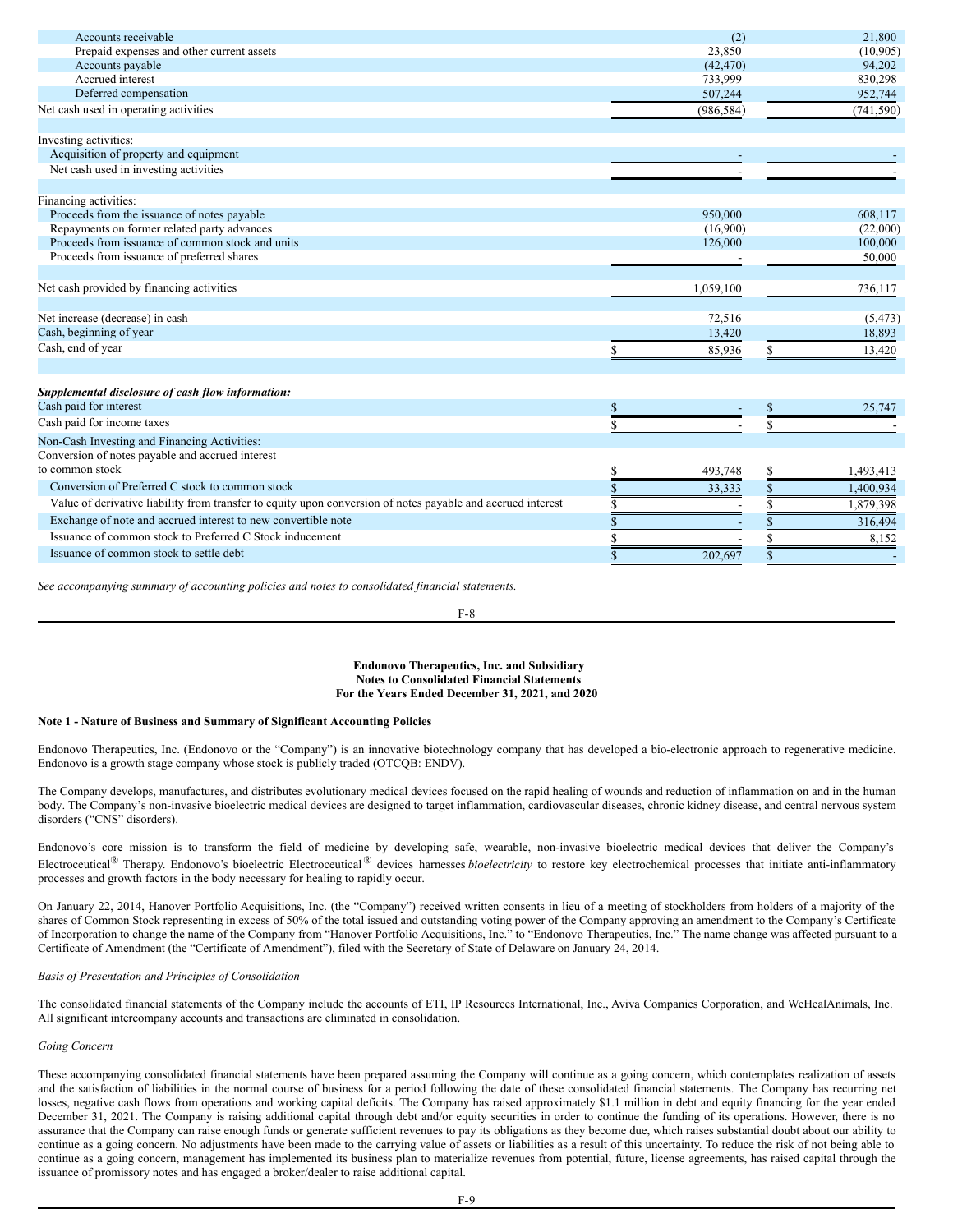| | 2021 | 2020 |
|---|---|---|
| Accounts receivable | (2) | 21,800 |
| Prepaid expenses and other current assets | 23,850 | (10,905) |
| Accounts payable | (42,470) | 94,202 |
| Accrued interest | 733,999 | 830,298 |
| Deferred compensation | 507,244 | 952,744 |
| Net cash used in operating activities | (986,584) | (741,590) |
| | | |
| Investing activities: | | |
| Acquisition of property and equipment | - | - |
| Net cash used in investing activities | - | - |
| | | |
| Financing activities: | | |
| Proceeds from the issuance of notes payable | 950,000 | 608,117 |
| Repayments on former related party advances | (16,900) | (22,000) |
| Proceeds from issuance of common stock and units | 126,000 | 100,000 |
| Proceeds from issuance of preferred shares | - | 50,000 |
| | | |
| Net cash provided by financing activities | 1,059,100 | 736,117 |
| | | |
| Net increase (decrease) in cash | 72,516 | (5,473) |
| Cash, beginning of year | 13,420 | 18,893 |
| Cash, end of year | $ 85,936 | $ 13,420 |
| | | |
| ***Supplemental disclosure of cash flow information:*** | | |
| Cash paid for interest | $ - | $ 25,747 |
| Cash paid for income taxes | $ - | $ - |
| Non-Cash Investing and Financing Activities: | | |
| Conversion of notes payable and accrued interest to common stock | $ 493,748 | $ 1,493,413 |
| Conversion of Preferred C stock to common stock | $ 33,333 | $ 1,400,934 |
| Value of derivative liability from transfer to equity upon conversion of notes payable and accrued interest | $ - | $ 1,879,398 |
| Exchange of note and accrued interest to new convertible note | $ - | $ 316,494 |
| Issuance of common stock to Preferred C Stock inducement | $ - | $ 8,152 |
| Issuance of common stock to settle debt | $ 202,697 | $ - |

*See accompanying summary of accounting policies and notes to consolidated financial statements.*

**Endonovo Therapeutics, Inc. and Subsidiary**
**Notes to Consolidated Financial Statements**
**For the Years Ended December 31, 2021, and 2020**

**Note 1 - Nature of Business and Summary of Significant Accounting Policies**

Endonovo Therapeutics, Inc. (Endonovo or the "Company") is an innovative biotechnology company that has developed a bio-electronic approach to regenerative medicine. Endonovo is a growth stage company whose stock is publicly traded (OTCQB: ENDV).

The Company develops, manufactures, and distributes evolutionary medical devices focused on the rapid healing of wounds and reduction of inflammation on and in the human body. The Company's non-invasive bioelectric medical devices are designed to target inflammation, cardiovascular diseases, chronic kidney disease, and central nervous system disorders ("CNS" disorders).

Endonovo's core mission is to transform the field of medicine by developing safe, wearable, non-invasive bioelectric medical devices that deliver the Company's Electroceutical® Therapy. Endonovo's bioelectric Electroceutical® devices harnesses *bioelectricity* to restore key electrochemical processes that initiate anti-inflammatory processes and growth factors in the body necessary for healing to rapidly occur.

On January 22, 2014, Hanover Portfolio Acquisitions, Inc. (the "Company") received written consents in lieu of a meeting of stockholders from holders of a majority of the shares of Common Stock representing in excess of 50% of the total issued and outstanding voting power of the Company approving an amendment to the Company's Certificate of Incorporation to change the name of the Company from "Hanover Portfolio Acquisitions, Inc." to "Endonovo Therapeutics, Inc." The name change was affected pursuant to a Certificate of Amendment (the "Certificate of Amendment"), filed with the Secretary of State of Delaware on January 24, 2014.

*Basis of Presentation and Principles of Consolidation*

The consolidated financial statements of the Company include the accounts of ETI, IP Resources International, Inc., Aviva Companies Corporation, and WeHealAnimals, Inc. All significant intercompany accounts and transactions are eliminated in consolidation.

*Going Concern*

These accompanying consolidated financial statements have been prepared assuming the Company will continue as a going concern, which contemplates realization of assets and the satisfaction of liabilities in the normal course of business for a period following the date of these consolidated financial statements. The Company has recurring net losses, negative cash flows from operations and working capital deficits. The Company has raised approximately $1.1 million in debt and equity financing for the year ended December 31, 2021. The Company is raising additional capital through debt and/or equity securities in order to continue the funding of its operations. However, there is no assurance that the Company can raise enough funds or generate sufficient revenues to pay its obligations as they become due, which raises substantial doubt about our ability to continue as a going concern. No adjustments have been made to the carrying value of assets or liabilities as a result of this uncertainty. To reduce the risk of not being able to continue as a going concern, management has implemented its business plan to materialize revenues from potential, future, license agreements, has raised capital through the issuance of promissory notes and has engaged a broker/dealer to raise additional capital.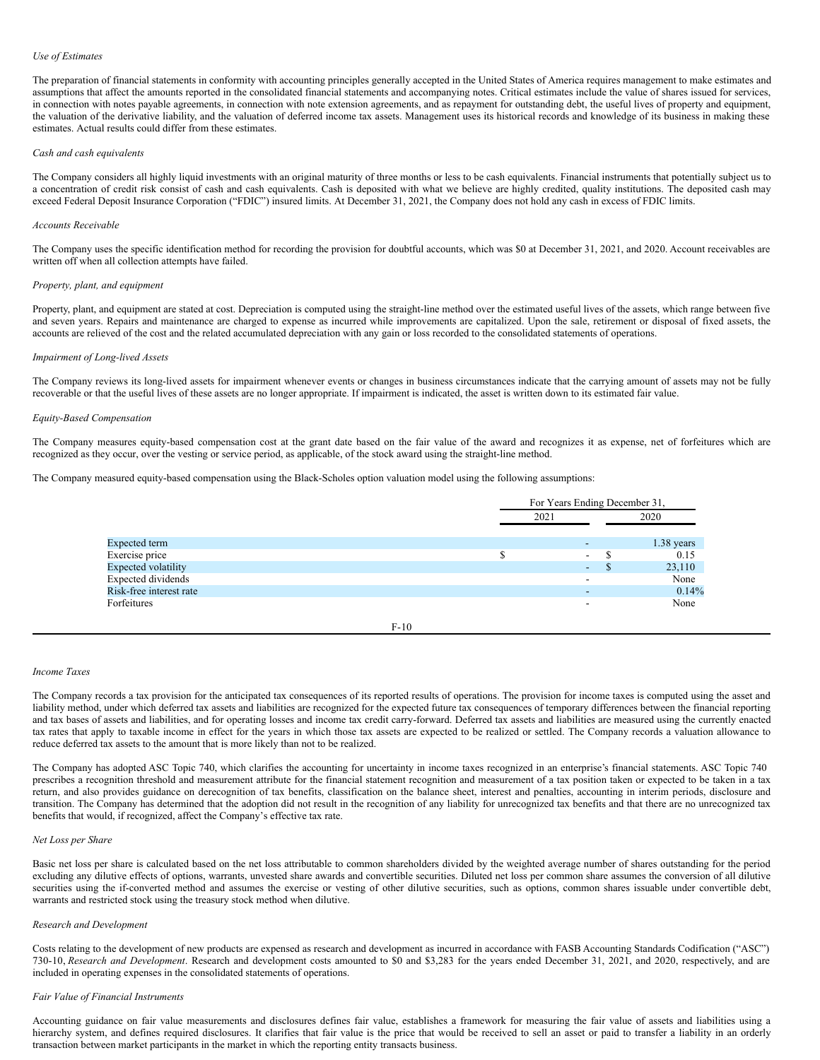*Use of Estimates*

The preparation of financial statements in conformity with accounting principles generally accepted in the United States of America requires management to make estimates and assumptions that affect the amounts reported in the consolidated financial statements and accompanying notes. Critical estimates include the value of shares issued for services, in connection with notes payable agreements, in connection with note extension agreements, and as repayment for outstanding debt, the useful lives of property and equipment, the valuation of the derivative liability, and the valuation of deferred income tax assets. Management uses its historical records and knowledge of its business in making these estimates. Actual results could differ from these estimates.

*Cash and cash equivalents*

The Company considers all highly liquid investments with an original maturity of three months or less to be cash equivalents. Financial instruments that potentially subject us to a concentration of credit risk consist of cash and cash equivalents. Cash is deposited with what we believe are highly credited, quality institutions. The deposited cash may exceed Federal Deposit Insurance Corporation ("FDIC") insured limits. At December 31, 2021, the Company does not hold any cash in excess of FDIC limits.

*Accounts Receivable*

The Company uses the specific identification method for recording the provision for doubtful accounts, which was $0 at December 31, 2021, and 2020. Account receivables are written off when all collection attempts have failed.

*Property, plant, and equipment*

Property, plant, and equipment are stated at cost. Depreciation is computed using the straight-line method over the estimated useful lives of the assets, which range between five and seven years. Repairs and maintenance are charged to expense as incurred while improvements are capitalized. Upon the sale, retirement or disposal of fixed assets, the accounts are relieved of the cost and the related accumulated depreciation with any gain or loss recorded to the consolidated statements of operations.

*Impairment of Long-lived Assets*

The Company reviews its long-lived assets for impairment whenever events or changes in business circumstances indicate that the carrying amount of assets may not be fully recoverable or that the useful lives of these assets are no longer appropriate. If impairment is indicated, the asset is written down to its estimated fair value.

*Equity-Based Compensation*

The Company measures equity-based compensation cost at the grant date based on the fair value of the award and recognizes it as expense, net of forfeitures which are recognized as they occur, over the vesting or service period, as applicable, of the stock award using the straight-line method.

The Company measured equity-based compensation using the Black-Scholes option valuation model using the following assumptions:

| | For Years Ending December 31, | |
|---|---|---|
| | 2021 | 2020 |
| Expected term | - | 1.38 years |
| Exercise price | $ - | $ 0.15 |
| Expected volatility | - | $ 23,110 |
| Expected dividends | - | None |
| Risk-free interest rate | - | 0.14% |
| Forfeitures | - | None |

*Income Taxes*

The Company records a tax provision for the anticipated tax consequences of its reported results of operations. The provision for income taxes is computed using the asset and liability method, under which deferred tax assets and liabilities are recognized for the expected future tax consequences of temporary differences between the financial reporting and tax bases of assets and liabilities, and for operating losses and income tax credit carry-forward. Deferred tax assets and liabilities are measured using the currently enacted tax rates that apply to taxable income in effect for the years in which those tax assets are expected to be realized or settled. The Company records a valuation allowance to reduce deferred tax assets to the amount that is more likely than not to be realized.

The Company has adopted ASC Topic 740, which clarifies the accounting for uncertainty in income taxes recognized in an enterprise's financial statements. ASC Topic 740 prescribes a recognition threshold and measurement attribute for the financial statement recognition and measurement of a tax position taken or expected to be taken in a tax return, and also provides guidance on derecognition of tax benefits, classification on the balance sheet, interest and penalties, accounting in interim periods, disclosure and transition. The Company has determined that the adoption did not result in the recognition of any liability for unrecognized tax benefits and that there are no unrecognized tax benefits that would, if recognized, affect the Company's effective tax rate.

*Net Loss per Share*

Basic net loss per share is calculated based on the net loss attributable to common shareholders divided by the weighted average number of shares outstanding for the period excluding any dilutive effects of options, warrants, unvested share awards and convertible securities. Diluted net loss per common share assumes the conversion of all dilutive securities using the if-converted method and assumes the exercise or vesting of other dilutive securities, such as options, common shares issuable under convertible debt, warrants and restricted stock using the treasury stock method when dilutive.

*Research and Development*

Costs relating to the development of new products are expensed as research and development as incurred in accordance with FASB Accounting Standards Codification ("ASC") 730-10, *Research and Development*. Research and development costs amounted to $0 and $3,283 for the years ended December 31, 2021, and 2020, respectively, and are included in operating expenses in the consolidated statements of operations.

*Fair Value of Financial Instruments*

Accounting guidance on fair value measurements and disclosures defines fair value, establishes a framework for measuring the fair value of assets and liabilities using a hierarchy system, and defines required disclosures. It clarifies that fair value is the price that would be received to sell an asset or paid to transfer a liability in an orderly transaction between market participants in the market in which the reporting entity transacts business.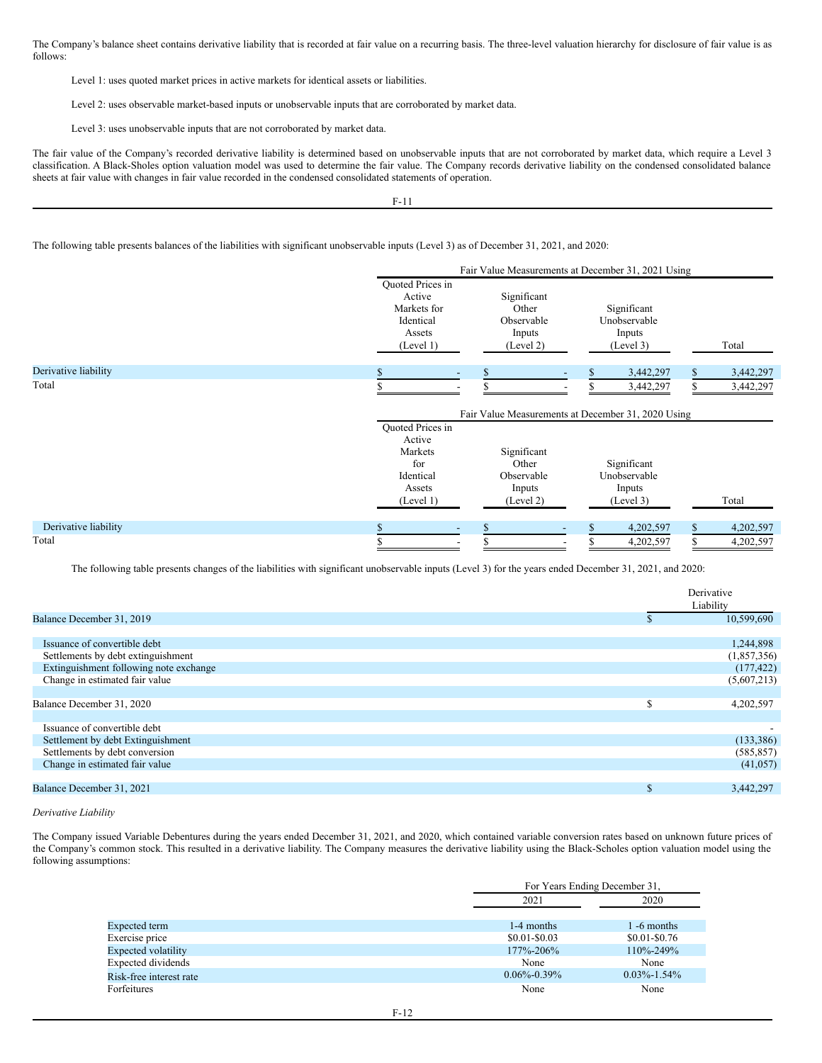The Company's balance sheet contains derivative liability that is recorded at fair value on a recurring basis. The three-level valuation hierarchy for disclosure of fair value is as follows:

Level 1: uses quoted market prices in active markets for identical assets or liabilities.

Level 2: uses observable market-based inputs or unobservable inputs that are corroborated by market data.

Level 3: uses unobservable inputs that are not corroborated by market data.

The fair value of the Company's recorded derivative liability is determined based on unobservable inputs that are not corroborated by market data, which require a Level 3 classification. A Black-Sholes option valuation model was used to determine the fair value. The Company records derivative liability on the condensed consolidated balance sheets at fair value with changes in fair value recorded in the condensed consolidated statements of operation.

The following table presents balances of the liabilities with significant unobservable inputs (Level 3) as of December 31, 2021, and 2020:

| | Fair Value Measurements at December 31, 2021 Using | | | |
|---|---|---|---|---|
| | Quoted Prices in Active Markets for Identical Assets (Level 1) | Significant Other Observable Inputs (Level 2) | Significant Unobservable Inputs (Level 3) | Total |
| Derivative liability | $ - | $ - | $ 3,442,297 | $ 3,442,297 |
| Total | $ - | $ - | $ 3,442,297 | $ 3,442,297 |

| | Fair Value Measurements at December 31, 2020 Using | | | |
|---|---|---|---|---|
| | Quoted Prices in Active Markets for Identical Assets (Level 1) | Significant Other Observable Inputs (Level 2) | Significant Unobservable Inputs (Level 3) | Total |
| Derivative liability | $ - | $ - | $ 4,202,597 | $ 4,202,597 |
| Total | $ - | $ - | $ 4,202,597 | $ 4,202,597 |

The following table presents changes of the liabilities with significant unobservable inputs (Level 3) for the years ended December 31, 2021, and 2020:

| | Derivative Liability |
|---|---|
| Balance December 31, 2019 | $ 10,599,690 |
| Issuance of convertible debt | 1,244,898 |
| Settlements by debt extinguishment | (1,857,356) |
| Extinguishment following note exchange | (177,422) |
| Change in estimated fair value | (5,607,213) |
| Balance December 31, 2020 | $ 4,202,597 |
| Issuance of convertible debt | - |
| Settlement by debt Extinguishment | (133,386) |
| Settlements by debt conversion | (585,857) |
| Change in estimated fair value | (41,057) |
| Balance December 31, 2021 | $ 3,442,297 |

*Derivative Liability*

The Company issued Variable Debentures during the years ended December 31, 2021, and 2020, which contained variable conversion rates based on unknown future prices of the Company's common stock. This resulted in a derivative liability. The Company measures the derivative liability using the Black-Scholes option valuation model using the following assumptions:

| | For Years Ending December 31, | |
|---|---|---|
| | 2021 | 2020 |
| Expected term | 1-4 months | 1 -6 months |
| Exercise price | $0.01-$0.03 | $0.01-$0.76 |
| Expected volatility | 177%-206% | 110%-249% |
| Expected dividends | None | None |
| Risk-free interest rate | 0.06%-0.39% | 0.03%-1.54% |
| Forfeitures | None | None |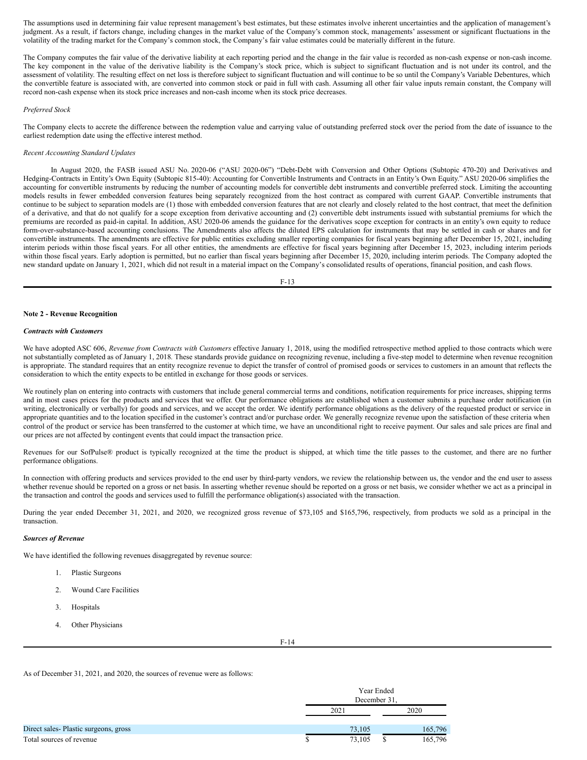The assumptions used in determining fair value represent management's best estimates, but these estimates involve inherent uncertainties and the application of management's judgment. As a result, if factors change, including changes in the market value of the Company's common stock, managements' assessment or significant fluctuations in the volatility of the trading market for the Company's common stock, the Company's fair value estimates could be materially different in the future.

The Company computes the fair value of the derivative liability at each reporting period and the change in the fair value is recorded as non-cash expense or non-cash income. The key component in the value of the derivative liability is the Company's stock price, which is subject to significant fluctuation and is not under its control, and the assessment of volatility. The resulting effect on net loss is therefore subject to significant fluctuation and will continue to be so until the Company's Variable Debentures, which the convertible feature is associated with, are converted into common stock or paid in full with cash. Assuming all other fair value inputs remain constant, the Company will record non-cash expense when its stock price increases and non-cash income when its stock price decreases.

*Preferred Stock*

The Company elects to accrete the difference between the redemption value and carrying value of outstanding preferred stock over the period from the date of issuance to the earliest redemption date using the effective interest method.

*Recent Accounting Standard Updates*

In August 2020, the FASB issued ASU No. 2020-06 ("ASU 2020-06") "Debt-Debt with Conversion and Other Options (Subtopic 470-20) and Derivatives and Hedging-Contracts in Entity's Own Equity (Subtopic 815-40): Accounting for Convertible Instruments and Contracts in an Entity's Own Equity." ASU 2020-06 simplifies the accounting for convertible instruments by reducing the number of accounting models for convertible debt instruments and convertible preferred stock. Limiting the accounting models results in fewer embedded conversion features being separately recognized from the host contract as compared with current GAAP. Convertible instruments that continue to be subject to separation models are (1) those with embedded conversion features that are not clearly and closely related to the host contract, that meet the definition of a derivative, and that do not qualify for a scope exception from derivative accounting and (2) convertible debt instruments issued with substantial premiums for which the premiums are recorded as paid-in capital. In addition, ASU 2020-06 amends the guidance for the derivatives scope exception for contracts in an entity's own equity to reduce form-over-substance-based accounting conclusions. The Amendments also affects the diluted EPS calculation for instruments that may be settled in cash or shares and for convertible instruments. The amendments are effective for public entities excluding smaller reporting companies for fiscal years beginning after December 15, 2021, including interim periods within those fiscal years. For all other entities, the amendments are effective for fiscal years beginning after December 15, 2023, including interim periods within those fiscal years. Early adoption is permitted, but no earlier than fiscal years beginning after December 15, 2020, including interim periods. The Company adopted the new standard update on January 1, 2021, which did not result in a material impact on the Company's consolidated results of operations, financial position, and cash flows.

**Note 2 - Revenue Recognition**

***Contracts with Customers***

We have adopted ASC 606, *Revenue from Contracts with Customers* effective January 1, 2018, using the modified retrospective method applied to those contracts which were not substantially completed as of January 1, 2018. These standards provide guidance on recognizing revenue, including a five-step model to determine when revenue recognition is appropriate. The standard requires that an entity recognize revenue to depict the transfer of control of promised goods or services to customers in an amount that reflects the consideration to which the entity expects to be entitled in exchange for those goods or services.

We routinely plan on entering into contracts with customers that include general commercial terms and conditions, notification requirements for price increases, shipping terms and in most cases prices for the products and services that we offer. Our performance obligations are established when a customer submits a purchase order notification (in writing, electronically or verbally) for goods and services, and we accept the order. We identify performance obligations as the delivery of the requested product or service in appropriate quantities and to the location specified in the customer's contract and/or purchase order. We generally recognize revenue upon the satisfaction of these criteria when control of the product or service has been transferred to the customer at which time, we have an unconditional right to receive payment. Our sales and sale prices are final and our prices are not affected by contingent events that could impact the transaction price.

Revenues for our SofPulse® product is typically recognized at the time the product is shipped, at which time the title passes to the customer, and there are no further performance obligations.

In connection with offering products and services provided to the end user by third-party vendors, we review the relationship between us, the vendor and the end user to assess whether revenue should be reported on a gross or net basis. In asserting whether revenue should be reported on a gross or net basis, we consider whether we act as a principal in the transaction and control the goods and services used to fulfill the performance obligation(s) associated with the transaction.

During the year ended December 31, 2021, and 2020, we recognized gross revenue of $73,105 and $165,796, respectively, from products we sold as a principal in the transaction.

***Sources of Revenue***

We have identified the following revenues disaggregated by revenue source:

1. Plastic Surgeons
2. Wound Care Facilities
3. Hospitals
4. Other Physicians

As of December 31, 2021, and 2020, the sources of revenue were as follows:

| | Year Ended December 31, | |
|---|---|---|
| | 2021 | 2020 |
| Direct sales- Plastic surgeons, gross | 73,105 | 165,796 |
| Total sources of revenue | $ 73,105 | $ 165,796 |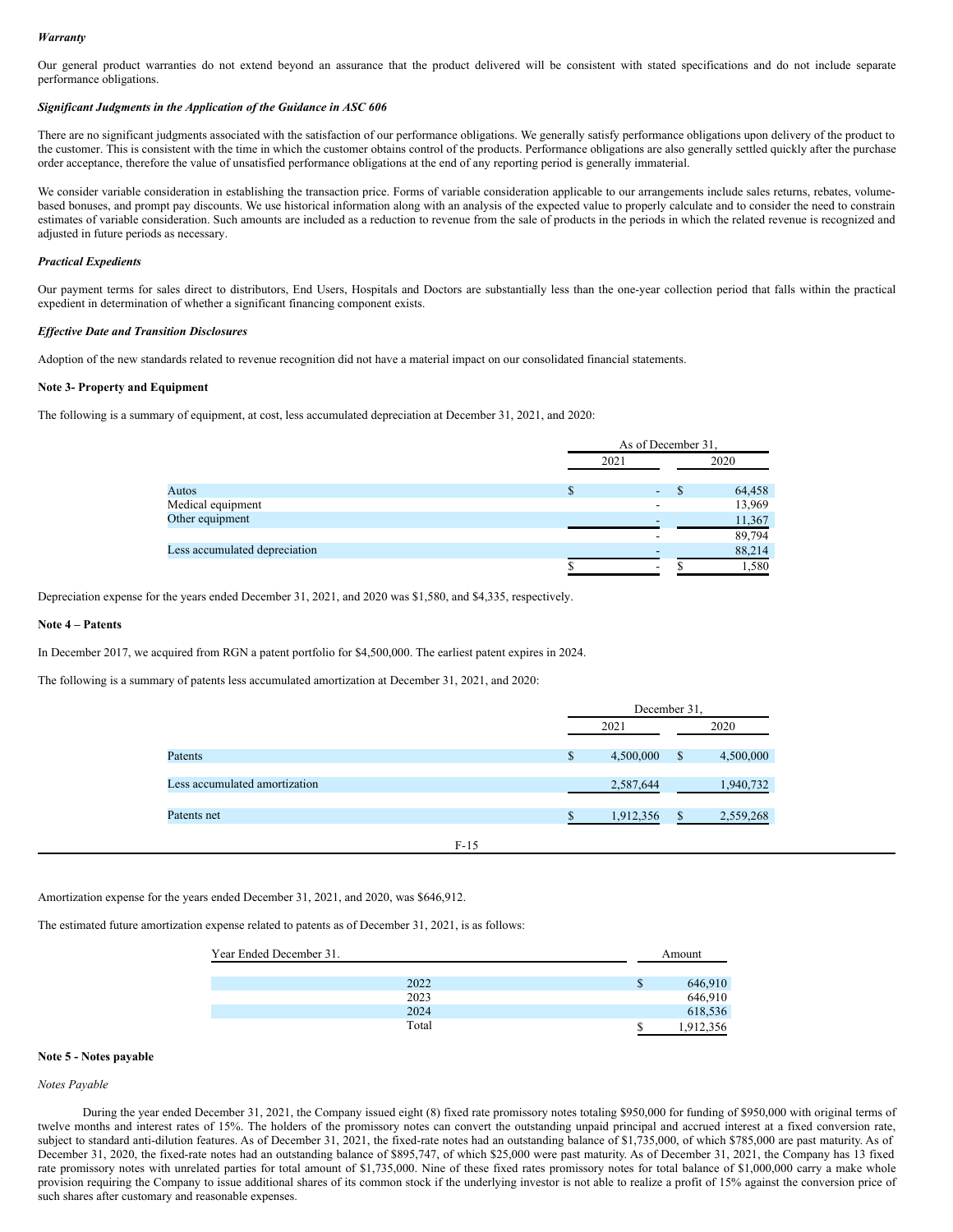***Warranty***

Our general product warranties do not extend beyond an assurance that the product delivered will be consistent with stated specifications and do not include separate performance obligations.

***Significant Judgments in the Application of the Guidance in ASC 606***

There are no significant judgments associated with the satisfaction of our performance obligations. We generally satisfy performance obligations upon delivery of the product to the customer. This is consistent with the time in which the customer obtains control of the products. Performance obligations are also generally settled quickly after the purchase order acceptance, therefore the value of unsatisfied performance obligations at the end of any reporting period is generally immaterial.

We consider variable consideration in establishing the transaction price. Forms of variable consideration applicable to our arrangements include sales returns, rebates, volume-based bonuses, and prompt pay discounts. We use historical information along with an analysis of the expected value to properly calculate and to consider the need to constrain estimates of variable consideration. Such amounts are included as a reduction to revenue from the sale of products in the periods in which the related revenue is recognized and adjusted in future periods as necessary.

***Practical Expedients***

Our payment terms for sales direct to distributors, End Users, Hospitals and Doctors are substantially less than the one-year collection period that falls within the practical expedient in determination of whether a significant financing component exists.

***Effective Date and Transition Disclosures***

Adoption of the new standards related to revenue recognition did not have a material impact on our consolidated financial statements.

**Note 3- Property and Equipment**

The following is a summary of equipment, at cost, less accumulated depreciation at December 31, 2021, and 2020:

| | As of December 31, | |
|---|---|---|
| | 2021 | 2020 |
| Autos | $ - | $ 64,458 |
| Medical equipment | - | 13,969 |
| Other equipment | - | 11,367 |
| | - | 89,794 |
| Less accumulated depreciation | - | 88,214 |
| | $ - | $ 1,580 |

Depreciation expense for the years ended December 31, 2021, and 2020 was $1,580, and $4,335, respectively.

**Note 4 – Patents**

In December 2017, we acquired from RGN a patent portfolio for $4,500,000. The earliest patent expires in 2024.

The following is a summary of patents less accumulated amortization at December 31, 2021, and 2020:

| | December 31, | |
|---|---|---|
| | 2021 | 2020 |
| Patents | $ 4,500,000 | $ 4,500,000 |
| Less accumulated amortization | 2,587,644 | 1,940,732 |
| Patents net | $ 1,912,356 | $ 2,559,268 |

Amortization expense for the years ended December 31, 2021, and 2020, was $646,912.

The estimated future amortization expense related to patents as of December 31, 2021, is as follows:

| Year Ended December 31. | Amount |
|---|---|
| 2022 | $ 646,910 |
| 2023 | 646,910 |
| 2024 | 618,536 |
| Total | $ 1,912,356 |

**Note 5 - Notes payable**

*Notes Payable*

During the year ended December 31, 2021, the Company issued eight (8) fixed rate promissory notes totaling $950,000 for funding of $950,000 with original terms of twelve months and interest rates of 15%. The holders of the promissory notes can convert the outstanding unpaid principal and accrued interest at a fixed conversion rate, subject to standard anti-dilution features. As of December 31, 2021, the fixed-rate notes had an outstanding balance of $1,735,000, of which $785,000 are past maturity. As of December 31, 2020, the fixed-rate notes had an outstanding balance of $895,747, of which $25,000 were past maturity. As of December 31, 2021, the Company has 13 fixed rate promissory notes with unrelated parties for total amount of $1,735,000. Nine of these fixed rates promissory notes for total balance of $1,000,000 carry a make whole provision requiring the Company to issue additional shares of its common stock if the underlying investor is not able to realize a profit of 15% against the conversion price of such shares after customary and reasonable expenses.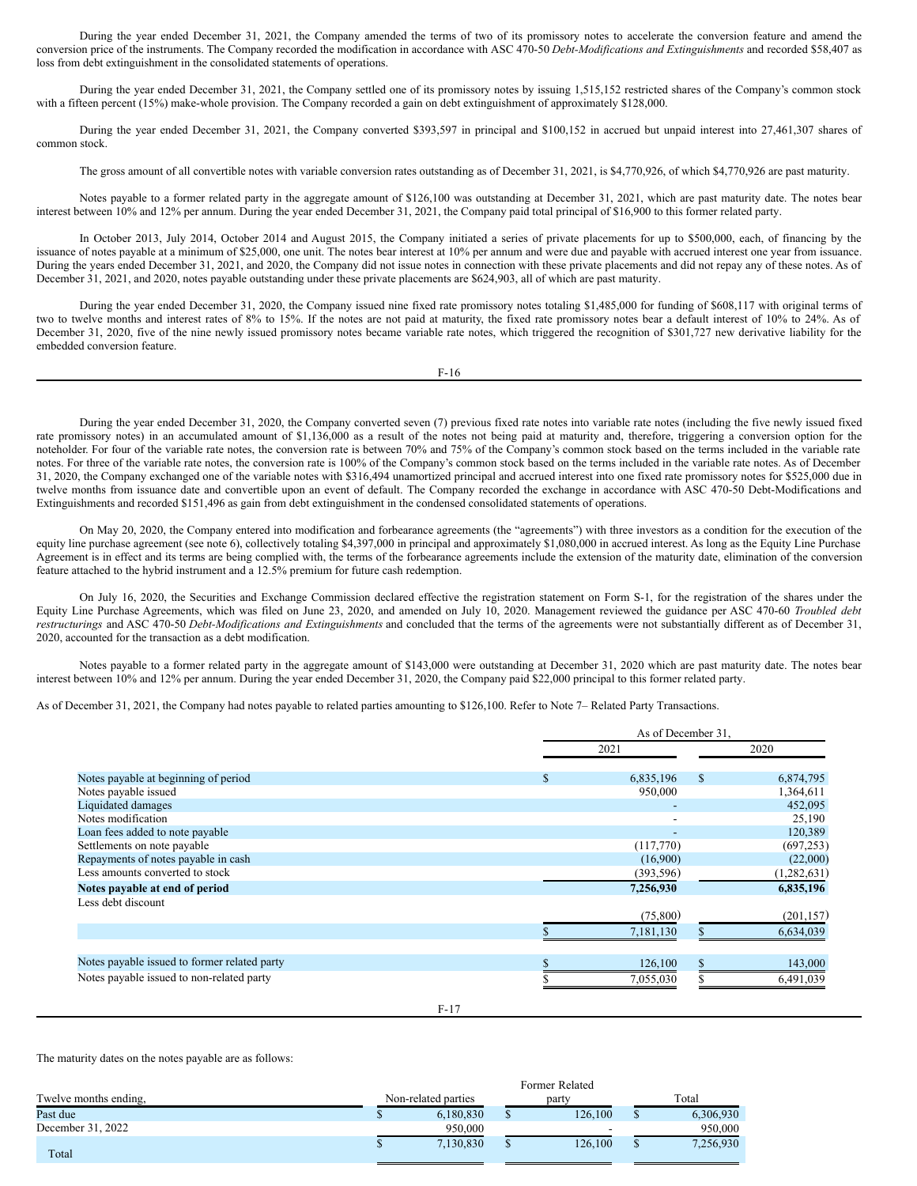During the year ended December 31, 2021, the Company amended the terms of two of its promissory notes to accelerate the conversion feature and amend the conversion price of the instruments. The Company recorded the modification in accordance with ASC 470-50 *Debt-Modifications and Extinguishments* and recorded $58,407 as loss from debt extinguishment in the consolidated statements of operations.

During the year ended December 31, 2021, the Company settled one of its promissory notes by issuing 1,515,152 restricted shares of the Company's common stock with a fifteen percent (15%) make-whole provision. The Company recorded a gain on debt extinguishment of approximately $128,000.

During the year ended December 31, 2021, the Company converted $393,597 in principal and $100,152 in accrued but unpaid interest into 27,461,307 shares of common stock.

The gross amount of all convertible notes with variable conversion rates outstanding as of December 31, 2021, is $4,770,926, of which $4,770,926 are past maturity.

Notes payable to a former related party in the aggregate amount of $126,100 was outstanding at December 31, 2021, which are past maturity date. The notes bear interest between 10% and 12% per annum. During the year ended December 31, 2021, the Company paid total principal of $16,900 to this former related party.

In October 2013, July 2014, October 2014 and August 2015, the Company initiated a series of private placements for up to $500,000, each, of financing by the issuance of notes payable at a minimum of $25,000, one unit. The notes bear interest at 10% per annum and were due and payable with accrued interest one year from issuance. During the years ended December 31, 2021, and 2020, the Company did not issue notes in connection with these private placements and did not repay any of these notes. As of December 31, 2021, and 2020, notes payable outstanding under these private placements are $624,903, all of which are past maturity.

During the year ended December 31, 2020, the Company issued nine fixed rate promissory notes totaling $1,485,000 for funding of $608,117 with original terms of two to twelve months and interest rates of 8% to 15%. If the notes are not paid at maturity, the fixed rate promissory notes bear a default interest of 10% to 24%. As of December 31, 2020, five of the nine newly issued promissory notes became variable rate notes, which triggered the recognition of $301,727 new derivative liability for the embedded conversion feature.

During the year ended December 31, 2020, the Company converted seven (7) previous fixed rate notes into variable rate notes (including the five newly issued fixed rate promissory notes) in an accumulated amount of $1,136,000 as a result of the notes not being paid at maturity and, therefore, triggering a conversion option for the noteholder. For four of the variable rate notes, the conversion rate is between 70% and 75% of the Company's common stock based on the terms included in the variable rate notes. For three of the variable rate notes, the conversion rate is 100% of the Company's common stock based on the terms included in the variable rate notes. As of December 31, 2020, the Company exchanged one of the variable notes with $316,494 unamortized principal and accrued interest into one fixed rate promissory notes for $525,000 due in twelve months from issuance date and convertible upon an event of default. The Company recorded the exchange in accordance with ASC 470-50 Debt-Modifications and Extinguishments and recorded $151,496 as gain from debt extinguishment in the condensed consolidated statements of operations.

On May 20, 2020, the Company entered into modification and forbearance agreements (the "agreements") with three investors as a condition for the execution of the equity line purchase agreement (see note 6), collectively totaling $4,397,000 in principal and approximately $1,080,000 in accrued interest. As long as the Equity Line Purchase Agreement is in effect and its terms are being complied with, the terms of the forbearance agreements include the extension of the maturity date, elimination of the conversion feature attached to the hybrid instrument and a 12.5% premium for future cash redemption.

On July 16, 2020, the Securities and Exchange Commission declared effective the registration statement on Form S-1, for the registration of the shares under the Equity Line Purchase Agreements, which was filed on June 23, 2020, and amended on July 10, 2020. Management reviewed the guidance per ASC 470-60 *Troubled debt restructurings* and ASC 470-50 *Debt-Modifications and Extinguishments* and concluded that the terms of the agreements were not substantially different as of December 31, 2020, accounted for the transaction as a debt modification.

Notes payable to a former related party in the aggregate amount of $143,000 were outstanding at December 31, 2020 which are past maturity date. The notes bear interest between 10% and 12% per annum. During the year ended December 31, 2020, the Company paid $22,000 principal to this former related party.

As of December 31, 2021, the Company had notes payable to related parties amounting to $126,100. Refer to Note 7– Related Party Transactions.

| | As of December 31, 2021 | As of December 31, 2020 |
|---|---|---|
| Notes payable at beginning of period | $ 6,835,196 | $ 6,874,795 |
| Notes payable issued | 950,000 | 1,364,611 |
| Liquidated damages | - | 452,095 |
| Notes modification | - | 25,190 |
| Loan fees added to note payable | - | 120,389 |
| Settlements on note payable | (117,770) | (697,253) |
| Repayments of notes payable in cash | (16,900) | (22,000) |
| Less amounts converted to stock | (393,596) | (1,282,631) |
| **Notes payable at end of period** | **7,256,930** | **6,835,196** |
| Less debt discount | (75,800) | (201,157) |
| | $ 7,181,130 | $ 6,634,039 |
| Notes payable issued to former related party | $ 126,100 | $ 143,000 |
| Notes payable issued to non-related party | $ 7,055,030 | $ 6,491,039 |

The maturity dates on the notes payable are as follows:

| Twelve months ending, | Non-related parties | Former Related party | Total |
|---|---|---|---|
| Past due | $ 6,180,830 | $ 126,100 | $ 6,306,930 |
| December 31, 2022 | 950,000 | - | 950,000 |
| Total | $ 7,130,830 | $ 126,100 | $ 7,256,930 |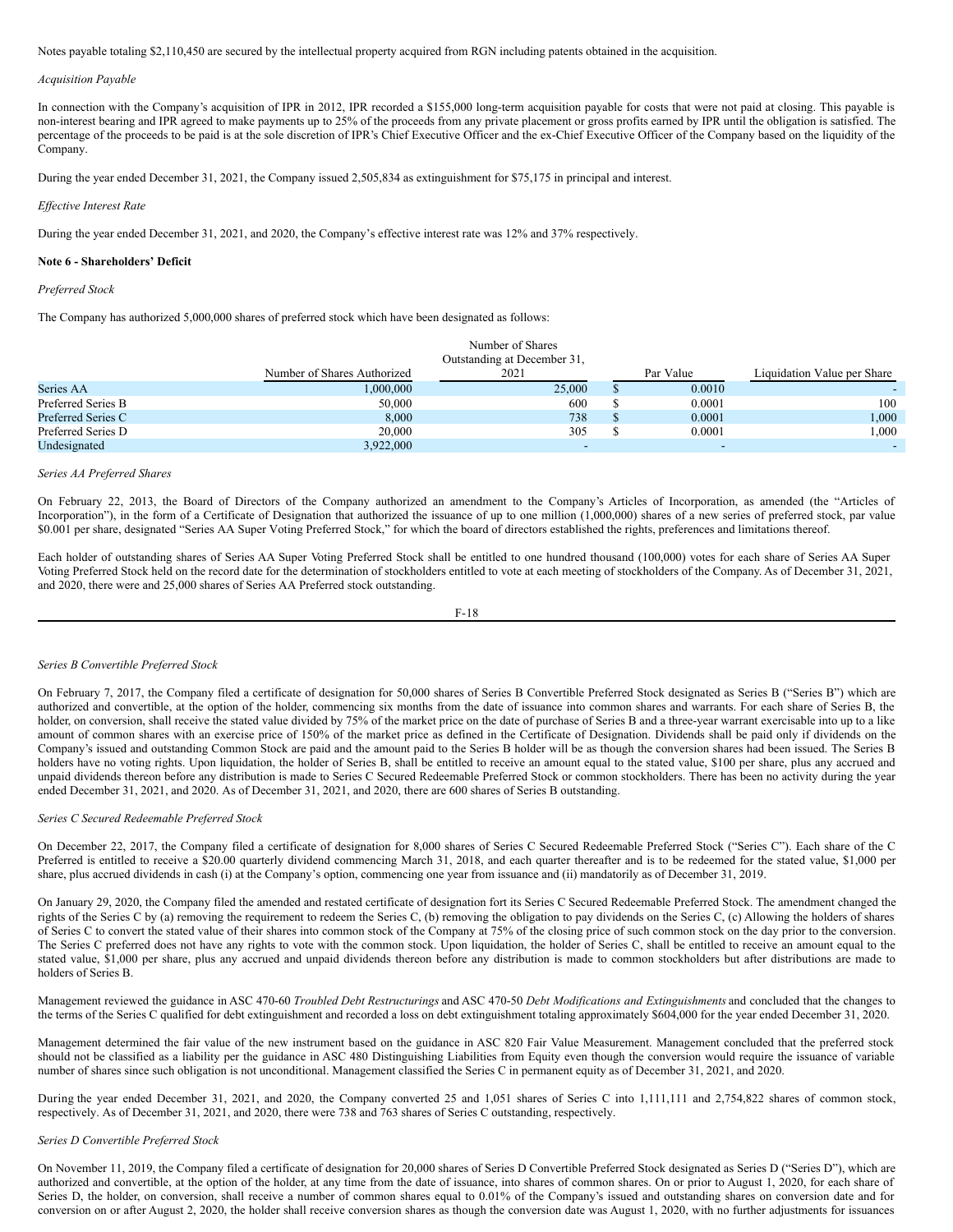Notes payable totaling $2,110,450 are secured by the intellectual property acquired from RGN including patents obtained in the acquisition.

*Acquisition Payable*

In connection with the Company's acquisition of IPR in 2012, IPR recorded a $155,000 long-term acquisition payable for costs that were not paid at closing. This payable is non-interest bearing and IPR agreed to make payments up to 25% of the proceeds from any private placement or gross profits earned by IPR until the obligation is satisfied. The percentage of the proceeds to be paid is at the sole discretion of IPR's Chief Executive Officer and the ex-Chief Executive Officer of the Company based on the liquidity of the Company.

During the year ended December 31, 2021, the Company issued 2,505,834 as extinguishment for $75,175 in principal and interest.

*Effective Interest Rate*

During the year ended December 31, 2021, and 2020, the Company's effective interest rate was 12% and 37% respectively.

**Note 6 - Shareholders' Deficit**

*Preferred Stock*

The Company has authorized 5,000,000 shares of preferred stock which have been designated as follows:

| | Number of Shares Authorized | Number of Shares Outstanding at December 31, 2021 | Par Value | Liquidation Value per Share |
|---|---|---|---|---|
| Series AA | 1,000,000 | 25,000 | $ 0.0010 | - |
| Preferred Series B | 50,000 | 600 | $ 0.0001 | 100 |
| Preferred Series C | 8,000 | 738 | $ 0.0001 | 1,000 |
| Preferred Series D | 20,000 | 305 | $ 0.0001 | 1,000 |
| Undesignated | 3,922,000 | - | - | - |

*Series AA Preferred Shares*

On February 22, 2013, the Board of Directors of the Company authorized an amendment to the Company's Articles of Incorporation, as amended (the "Articles of Incorporation"), in the form of a Certificate of Designation that authorized the issuance of up to one million (1,000,000) shares of a new series of preferred stock, par value $0.001 per share, designated "Series AA Super Voting Preferred Stock," for which the board of directors established the rights, preferences and limitations thereof.

Each holder of outstanding shares of Series AA Super Voting Preferred Stock shall be entitled to one hundred thousand (100,000) votes for each share of Series AA Super Voting Preferred Stock held on the record date for the determination of stockholders entitled to vote at each meeting of stockholders of the Company. As of December 31, 2021, and 2020, there were and 25,000 shares of Series AA Preferred stock outstanding.

*Series B Convertible Preferred Stock*

On February 7, 2017, the Company filed a certificate of designation for 50,000 shares of Series B Convertible Preferred Stock designated as Series B ("Series B") which are authorized and convertible, at the option of the holder, commencing six months from the date of issuance into common shares and warrants. For each share of Series B, the holder, on conversion, shall receive the stated value divided by 75% of the market price on the date of purchase of Series B and a three-year warrant exercisable into up to a like amount of common shares with an exercise price of 150% of the market price as defined in the Certificate of Designation. Dividends shall be paid only if dividends on the Company's issued and outstanding Common Stock are paid and the amount paid to the Series B holder will be as though the conversion shares had been issued. The Series B holders have no voting rights. Upon liquidation, the holder of Series B, shall be entitled to receive an amount equal to the stated value, $100 per share, plus any accrued and unpaid dividends thereon before any distribution is made to Series C Secured Redeemable Preferred Stock or common stockholders. There has been no activity during the year ended December 31, 2021, and 2020. As of December 31, 2021, and 2020, there are 600 shares of Series B outstanding.

*Series C Secured Redeemable Preferred Stock*

On December 22, 2017, the Company filed a certificate of designation for 8,000 shares of Series C Secured Redeemable Preferred Stock ("Series C"). Each share of the C Preferred is entitled to receive a $20.00 quarterly dividend commencing March 31, 2018, and each quarter thereafter and is to be redeemed for the stated value, $1,000 per share, plus accrued dividends in cash (i) at the Company's option, commencing one year from issuance and (ii) mandatorily as of December 31, 2019.

On January 29, 2020, the Company filed the amended and restated certificate of designation fort its Series C Secured Redeemable Preferred Stock. The amendment changed the rights of the Series C by (a) removing the requirement to redeem the Series C, (b) removing the obligation to pay dividends on the Series C, (c) Allowing the holders of shares of Series C to convert the stated value of their shares into common stock of the Company at 75% of the closing price of such common stock on the day prior to the conversion. The Series C preferred does not have any rights to vote with the common stock. Upon liquidation, the holder of Series C, shall be entitled to receive an amount equal to the stated value, $1,000 per share, plus any accrued and unpaid dividends thereon before any distribution is made to common stockholders but after distributions are made to holders of Series B.

Management reviewed the guidance in ASC 470-60 *Troubled Debt Restructurings* and ASC 470-50 *Debt Modifications and Extinguishments* and concluded that the changes to the terms of the Series C qualified for debt extinguishment and recorded a loss on debt extinguishment totaling approximately $604,000 for the year ended December 31, 2020.

Management determined the fair value of the new instrument based on the guidance in ASC 820 Fair Value Measurement. Management concluded that the preferred stock should not be classified as a liability per the guidance in ASC 480 Distinguishing Liabilities from Equity even though the conversion would require the issuance of variable number of shares since such obligation is not unconditional. Management classified the Series C in permanent equity as of December 31, 2021, and 2020.

During the year ended December 31, 2021, and 2020, the Company converted 25 and 1,051 shares of Series C into 1,111,111 and 2,754,822 shares of common stock, respectively. As of December 31, 2021, and 2020, there were 738 and 763 shares of Series C outstanding, respectively.

*Series D Convertible Preferred Stock*

On November 11, 2019, the Company filed a certificate of designation for 20,000 shares of Series D Convertible Preferred Stock designated as Series D ("Series D"), which are authorized and convertible, at the option of the holder, at any time from the date of issuance, into shares of common shares. On or prior to August 1, 2020, for each share of Series D, the holder, on conversion, shall receive a number of common shares equal to 0.01% of the Company's issued and outstanding shares on conversion date and for conversion on or after August 2, 2020, the holder shall receive conversion shares as though the conversion date was August 1, 2020, with no further adjustments for issuances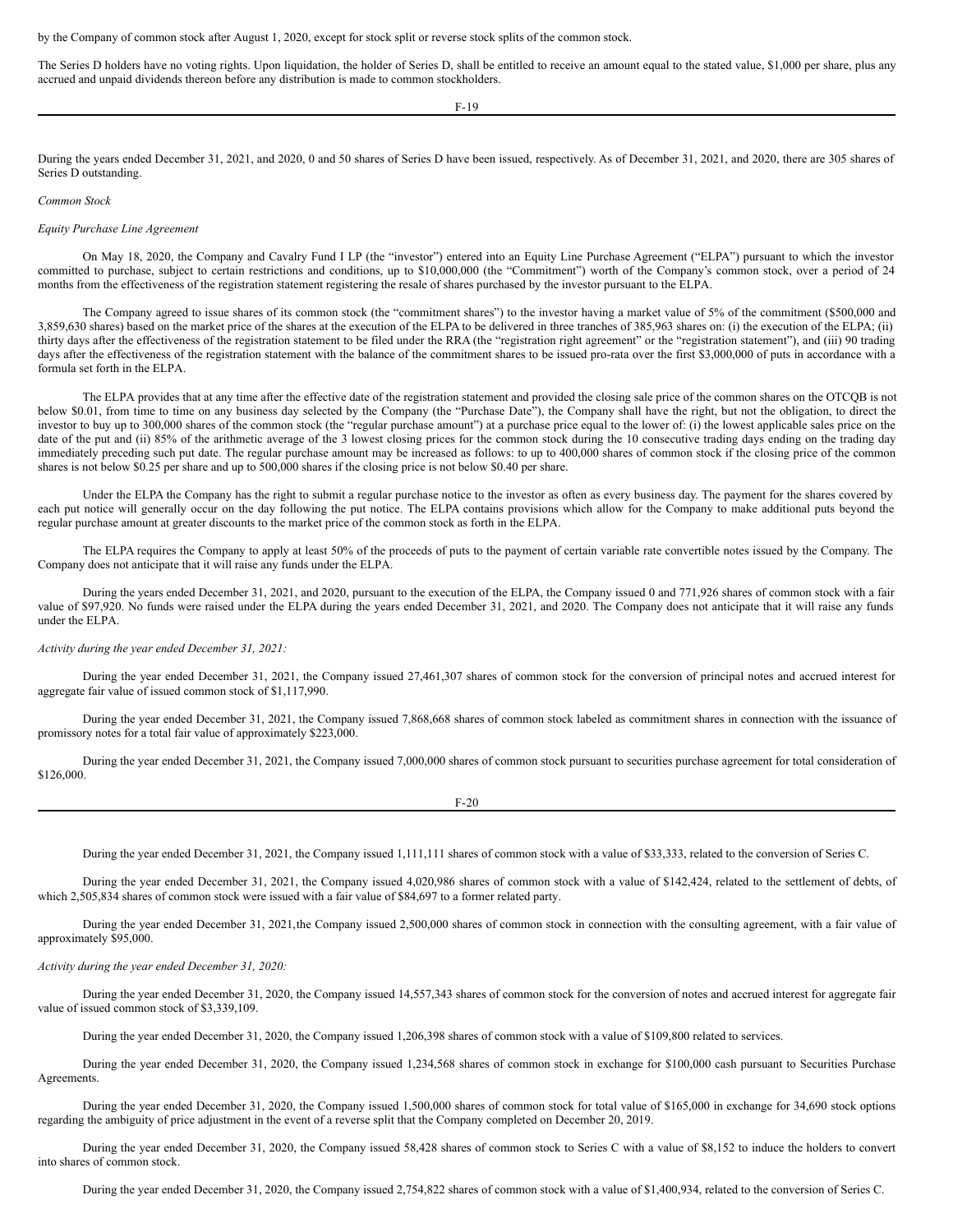by the Company of common stock after August 1, 2020, except for stock split or reverse stock splits of the common stock.

The Series D holders have no voting rights. Upon liquidation, the holder of Series D, shall be entitled to receive an amount equal to the stated value, $1,000 per share, plus any accrued and unpaid dividends thereon before any distribution is made to common stockholders.

During the years ended December 31, 2021, and 2020, 0 and 50 shares of Series D have been issued, respectively. As of December 31, 2021, and 2020, there are 305 shares of Series D outstanding.

*Common Stock*

*Equity Purchase Line Agreement*

On May 18, 2020, the Company and Cavalry Fund I LP (the "investor") entered into an Equity Line Purchase Agreement ("ELPA") pursuant to which the investor committed to purchase, subject to certain restrictions and conditions, up to $10,000,000 (the "Commitment") worth of the Company's common stock, over a period of 24 months from the effectiveness of the registration statement registering the resale of shares purchased by the investor pursuant to the ELPA.

The Company agreed to issue shares of its common stock (the "commitment shares") to the investor having a market value of 5% of the commitment ($500,000 and 3,859,630 shares) based on the market price of the shares at the execution of the ELPA to be delivered in three tranches of 385,963 shares on: (i) the execution of the ELPA; (ii) thirty days after the effectiveness of the registration statement to be filed under the RRA (the "registration right agreement" or the "registration statement"), and (iii) 90 trading days after the effectiveness of the registration statement with the balance of the commitment shares to be issued pro-rata over the first $3,000,000 of puts in accordance with a formula set forth in the ELPA.

The ELPA provides that at any time after the effective date of the registration statement and provided the closing sale price of the common shares on the OTCQB is not below $0.01, from time to time on any business day selected by the Company (the "Purchase Date"), the Company shall have the right, but not the obligation, to direct the investor to buy up to 300,000 shares of the common stock (the "regular purchase amount") at a purchase price equal to the lower of: (i) the lowest applicable sales price on the date of the put and (ii) 85% of the arithmetic average of the 3 lowest closing prices for the common stock during the 10 consecutive trading days ending on the trading day immediately preceding such put date. The regular purchase amount may be increased as follows: to up to 400,000 shares of common stock if the closing price of the common shares is not below $0.25 per share and up to 500,000 shares if the closing price is not below $0.40 per share.

Under the ELPA the Company has the right to submit a regular purchase notice to the investor as often as every business day. The payment for the shares covered by each put notice will generally occur on the day following the put notice. The ELPA contains provisions which allow for the Company to make additional puts beyond the regular purchase amount at greater discounts to the market price of the common stock as forth in the ELPA.

The ELPA requires the Company to apply at least 50% of the proceeds of puts to the payment of certain variable rate convertible notes issued by the Company. The Company does not anticipate that it will raise any funds under the ELPA.

During the years ended December 31, 2021, and 2020, pursuant to the execution of the ELPA, the Company issued 0 and 771,926 shares of common stock with a fair value of $97,920. No funds were raised under the ELPA during the years ended December 31, 2021, and 2020. The Company does not anticipate that it will raise any funds under the ELPA.

*Activity during the year ended December 31, 2021:*

During the year ended December 31, 2021, the Company issued 27,461,307 shares of common stock for the conversion of principal notes and accrued interest for aggregate fair value of issued common stock of $1,117,990.

During the year ended December 31, 2021, the Company issued 7,868,668 shares of common stock labeled as commitment shares in connection with the issuance of promissory notes for a total fair value of approximately $223,000.

During the year ended December 31, 2021, the Company issued 7,000,000 shares of common stock pursuant to securities purchase agreement for total consideration of $126,000.

During the year ended December 31, 2021, the Company issued 1,111,111 shares of common stock with a value of $33,333, related to the conversion of Series C.

During the year ended December 31, 2021, the Company issued 4,020,986 shares of common stock with a value of $142,424, related to the settlement of debts, of which 2,505,834 shares of common stock were issued with a fair value of $84,697 to a former related party.

During the year ended December 31, 2021,the Company issued 2,500,000 shares of common stock in connection with the consulting agreement, with a fair value of approximately $95,000.

*Activity during the year ended December 31, 2020:*

During the year ended December 31, 2020, the Company issued 14,557,343 shares of common stock for the conversion of notes and accrued interest for aggregate fair value of issued common stock of $3,339,109.

During the year ended December 31, 2020, the Company issued 1,206,398 shares of common stock with a value of $109,800 related to services.

During the year ended December 31, 2020, the Company issued 1,234,568 shares of common stock in exchange for $100,000 cash pursuant to Securities Purchase Agreements.

During the year ended December 31, 2020, the Company issued 1,500,000 shares of common stock for total value of $165,000 in exchange for 34,690 stock options regarding the ambiguity of price adjustment in the event of a reverse split that the Company completed on December 20, 2019.

During the year ended December 31, 2020, the Company issued 58,428 shares of common stock to Series C with a value of $8,152 to induce the holders to convert into shares of common stock.

During the year ended December 31, 2020, the Company issued 2,754,822 shares of common stock with a value of $1,400,934, related to the conversion of Series C.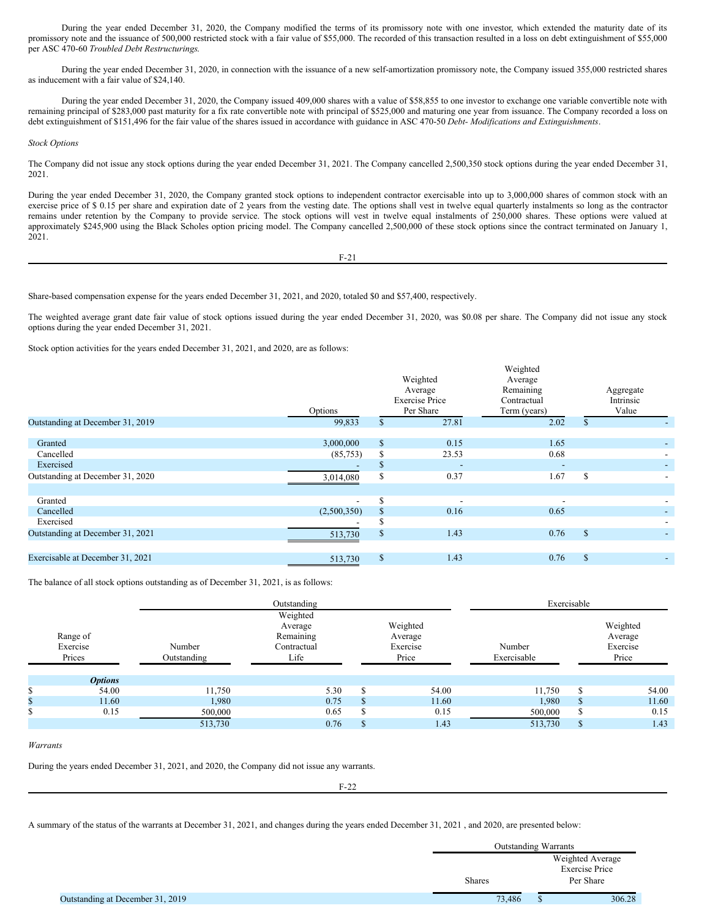During the year ended December 31, 2020, the Company modified the terms of its promissory note with one investor, which extended the maturity date of its promissory note and the issuance of 500,000 restricted stock with a fair value of $55,000. The recorded of this transaction resulted in a loss on debt extinguishment of $55,000 per ASC 470-60 *Troubled Debt Restructurings.*

During the year ended December 31, 2020, in connection with the issuance of a new self-amortization promissory note, the Company issued 355,000 restricted shares as inducement with a fair value of $24,140.

During the year ended December 31, 2020, the Company issued 409,000 shares with a value of $58,855 to one investor to exchange one variable convertible note with remaining principal of $283,000 past maturity for a fix rate convertible note with principal of $525,000 and maturing one year from issuance. The Company recorded a loss on debt extinguishment of $151,496 for the fair value of the shares issued in accordance with guidance in ASC 470-50 *Debt- Modifications and Extinguishments*.

*Stock Options*

The Company did not issue any stock options during the year ended December 31, 2021. The Company cancelled 2,500,350 stock options during the year ended December 31, 2021.

During the year ended December 31, 2020, the Company granted stock options to independent contractor exercisable into up to 3,000,000 shares of common stock with an exercise price of $ 0.15 per share and expiration date of 2 years from the vesting date. The options shall vest in twelve equal quarterly instalments so long as the contractor remains under retention by the Company to provide service. The stock options will vest in twelve equal instalments of 250,000 shares. These options were valued at approximately $245,900 using the Black Scholes option pricing model. The Company cancelled 2,500,000 of these stock options since the contract terminated on January 1, 2021.

Share-based compensation expense for the years ended December 31, 2021, and 2020, totaled $0 and $57,400, respectively.

The weighted average grant date fair value of stock options issued during the year ended December 31, 2020, was $0.08 per share. The Company did not issue any stock options during the year ended December 31, 2021.

Stock option activities for the years ended December 31, 2021, and 2020, are as follows:

| | Options | Weighted Average Exercise Price Per Share | Weighted Average Remaining Contractual Term (years) | Aggregate Intrinsic Value |
|---|---|---|---|---|
| Outstanding at December 31, 2019 | 99,833 | $ 27.81 | 2.02 | $ - |
| Granted | 3,000,000 | $ 0.15 | 1.65 | - |
| Cancelled | (85,753) | $ 23.53 | 0.68 | - |
| Exercised | - | $ - | - | - |
| Outstanding at December 31, 2020 | 3,014,080 | $ 0.37 | 1.67 | $ - |
| Granted | - | $ - | - | - |
| Cancelled | (2,500,350) | $ 0.16 | 0.65 | - |
| Exercised | - | $ | | - |
| Outstanding at December 31, 2021 | 513,730 | $ 1.43 | 0.76 | $ - |
| Exercisable at December 31, 2021 | 513,730 | $ 1.43 | 0.76 | $ - |

The balance of all stock options outstanding as of December 31, 2021, is as follows:

| | Outstanding | | | Exercisable | |
|---|---|---|---|---|---|
| Range of Exercise Prices | Number Outstanding | Weighted Average Remaining Contractual Life | Weighted Average Exercise Price | Number Exercisable | Weighted Average Exercise Price |
| ***Options*** | | | | | |
| $ 54.00 | 11,750 | 5.30 | $ 54.00 | 11,750 | $ 54.00 |
| $ 11.60 | 1,980 | 0.75 | $ 11.60 | 1,980 | $ 11.60 |
| $ 0.15 | 500,000 | 0.65 | $ 0.15 | 500,000 | $ 0.15 |
| | 513,730 | 0.76 | $ 1.43 | 513,730 | $ 1.43 |

*Warrants*

During the years ended December 31, 2021, and 2020, the Company did not issue any warrants.

A summary of the status of the warrants at December 31, 2021, and changes during the years ended December 31, 2021 , and 2020, are presented below:

| | Outstanding Warrants | |
|---|---|---|
| | Shares | Weighted Average Exercise Price Per Share |
| Outstanding at December 31, 2019 | 73,486 | $ 306.28 |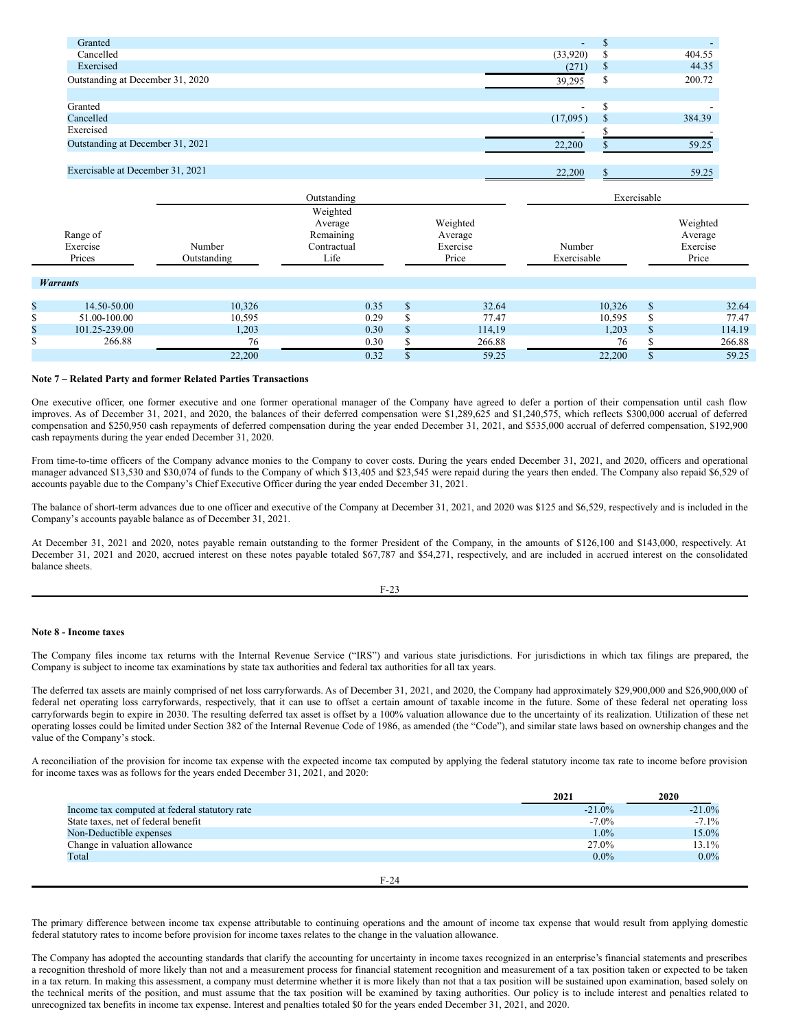| | Number | | Weighted Average Exercise Price |
|---|---|---|---|
| Granted | - | $ | - |
| Cancelled | (33,920) | $ | 404.55 |
| Exercised | (271) | $ | 44.35 |
| Outstanding at December 31, 2020 | 39,295 | $ | 200.72 |
| | | | |
| Granted | - | $ | - |
| Cancelled | (17,095) | $ | 384.39 |
| Exercised | - | $ | - |
| Outstanding at December 31, 2021 | 22,200 | $ | 59.25 |
| | | | |
| Exercisable at December 31, 2021 | 22,200 | $ | 59.25 |

| | | Outstanding | | | | Exercisable | | |
|---|---|---|---|---|---|---|---|---|
| | Range of Exercise Prices | Number Outstanding | Weighted Average Remaining Contractual Life | | Weighted Average Exercise Price | Number Exercisable | | Weighted Average Exercise Price |
| ***Warrants*** | | | | | | | | |
| $ | 14.50-50.00 | 10,326 | 0.35 | $ | 32.64 | 10,326 | $ | 32.64 |
| $ | 51.00-100.00 | 10,595 | 0.29 | $ | 77.47 | 10,595 | $ | 77.47 |
| $ | 101.25-239.00 | 1,203 | 0.30 | $ | 114,19 | 1,203 | $ | 114.19 |
| $ | 266.88 | 76 | 0.30 | $ | 266.88 | 76 | $ | 266.88 |
| | | 22,200 | 0.32 | $ | 59.25 | 22,200 | $ | 59.25 |

**Note 7 – Related Party and former Related Parties Transactions**

One executive officer, one former executive and one former operational manager of the Company have agreed to defer a portion of their compensation until cash flow improves. As of December 31, 2021, and 2020, the balances of their deferred compensation were $1,289,625 and $1,240,575, which reflects $300,000 accrual of deferred compensation and $250,950 cash repayments of deferred compensation during the year ended December 31, 2021, and $535,000 accrual of deferred compensation, $192,900 cash repayments during the year ended December 31, 2020.

From time-to-time officers of the Company advance monies to the Company to cover costs. During the years ended December 31, 2021, and 2020, officers and operational manager advanced $13,530 and $30,074 of funds to the Company of which $13,405 and $23,545 were repaid during the years then ended. The Company also repaid $6,529 of accounts payable due to the Company's Chief Executive Officer during the year ended December 31, 2021.

The balance of short-term advances due to one officer and executive of the Company at December 31, 2021, and 2020 was $125 and $6,529, respectively and is included in the Company's accounts payable balance as of December 31, 2021.

At December 31, 2021 and 2020, notes payable remain outstanding to the former President of the Company, in the amounts of $126,100 and $143,000, respectively. At December 31, 2021 and 2020, accrued interest on these notes payable totaled $67,787 and $54,271, respectively, and are included in accrued interest on the consolidated balance sheets.

**Note 8 - Income taxes**

The Company files income tax returns with the Internal Revenue Service ("IRS") and various state jurisdictions. For jurisdictions in which tax filings are prepared, the Company is subject to income tax examinations by state tax authorities and federal tax authorities for all tax years.

The deferred tax assets are mainly comprised of net loss carryforwards. As of December 31, 2021, and 2020, the Company had approximately $29,900,000 and $26,900,000 of federal net operating loss carryforwards, respectively, that it can use to offset a certain amount of taxable income in the future. Some of these federal net operating loss carryforwards begin to expire in 2030. The resulting deferred tax asset is offset by a 100% valuation allowance due to the uncertainty of its realization. Utilization of these net operating losses could be limited under Section 382 of the Internal Revenue Code of 1986, as amended (the "Code"), and similar state laws based on ownership changes and the value of the Company's stock.

A reconciliation of the provision for income tax expense with the expected income tax computed by applying the federal statutory income tax rate to income before provision for income taxes was as follows for the years ended December 31, 2021, and 2020:

| | 2021 | 2020 |
|---|---|---|
| Income tax computed at federal statutory rate | -21.0% | -21.0% |
| State taxes, net of federal benefit | -7.0% | -7.1% |
| Non-Deductible expenses | 1.0% | 15.0% |
| Change in valuation allowance | 27.0% | 13.1% |
| Total | 0.0% | 0.0% |

The primary difference between income tax expense attributable to continuing operations and the amount of income tax expense that would result from applying domestic federal statutory rates to income before provision for income taxes relates to the change in the valuation allowance.

The Company has adopted the accounting standards that clarify the accounting for uncertainty in income taxes recognized in an enterprise's financial statements and prescribes a recognition threshold of more likely than not and a measurement process for financial statement recognition and measurement of a tax position taken or expected to be taken in a tax return. In making this assessment, a company must determine whether it is more likely than not that a tax position will be sustained upon examination, based solely on the technical merits of the position, and must assume that the tax position will be examined by taxing authorities. Our policy is to include interest and penalties related to unrecognized tax benefits in income tax expense. Interest and penalties totaled $0 for the years ended December 31, 2021, and 2020.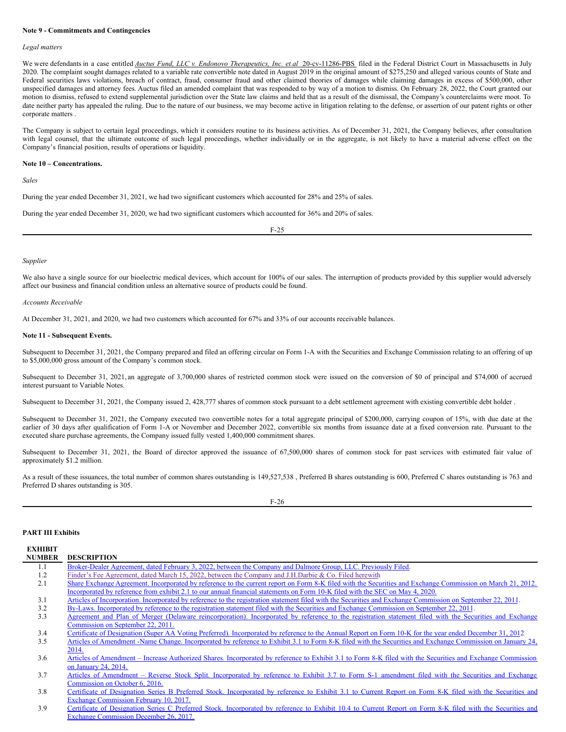**Note 9 - Commitments and Contingencies**

*Legal matters*

We were defendants in a case entitled *Auctus Fund, LLC v. Endonovo Therapeutics, Inc. et.al* 20-cv-11286-PBS filed in the Federal District Court in Massachusetts in July 2020. The complaint sought damages related to a variable rate convertible note dated in August 2019 in the original amount of $275,250 and alleged various counts of State and Federal securities laws violations, breach of contract, fraud, consumer fraud and other claimed theories of damages while claiming damages in excess of $500,000, other unspecified damages and attorney fees. Auctus filed an amended complaint that was responded to by way of a motion to dismiss. On February 28, 2022, the Court granted our motion to dismiss, refused to extend supplemental jurisdiction over the State law claims and held that as a result of the dismissal, the Company's counterclaims were moot. To date neither party has appealed the ruling. Due to the nature of our business, we may become active in litigation relating to the defense, or assertion of our patent rights or other corporate matters .

The Company is subject to certain legal proceedings, which it considers routine to its business activities. As of December 31, 2021, the Company believes, after consultation with legal counsel, that the ultimate outcome of such legal proceedings, whether individually or in the aggregate, is not likely to have a material adverse effect on the Company's financial position, results of operations or liquidity.

**Note 10 – Concentrations.**

*Sales*

During the year ended December 31, 2021, we had two significant customers which accounted for 28% and 25% of sales.

During the year ended December 31, 2020, we had two significant customers which accounted for 36% and 20% of sales.

*Supplier*

We also have a single source for our bioelectric medical devices, which account for 100% of our sales. The interruption of products provided by this supplier would adversely affect our business and financial condition unless an alternative source of products could be found.

*Accounts Receivable*

At December 31, 2021, and 2020, we had two customers which accounted for 67% and 33% of our accounts receivable balances.

**Note 11 - Subsequent Events.**

Subsequent to December 31, 2021, the Company prepared and filed an offering circular on Form 1-A with the Securities and Exchange Commission relating to an offering of up to $5,000,000 gross amount of the Company's common stock.

Subsequent to December 31, 2021, an aggregate of 3,700,000 shares of restricted common stock were issued on the conversion of $0 of principal and $74,000 of accrued interest pursuant to Variable Notes.

Subsequent to December 31, 2021, the Company issued 2, 428,777 shares of common stock pursuant to a debt settlement agreement with existing convertible debt holder .

Subsequent to December 31, 2021, the Company executed two convertible notes for a total aggregate principal of $200,000, carrying coupon of 15%, with due date at the earlier of 30 days after qualification of Form 1-A or November and December 2022, convertible six months from issuance date at a fixed conversion rate. Pursuant to the executed share purchase agreements, the Company issued fully vested 1,400,000 commitment shares.

Subsequent to December 31, 2021, the Board of director approved the issuance of 67,500,000 shares of common stock for past services with estimated fair value of approximately $1.2 million.

As a result of these issuances, the total number of common shares outstanding is 149,527,538 , Preferred B shares outstanding is 600, Preferred C shares outstanding is 763 and Preferred D shares outstanding is 305.

**PART III Exhibits**

| EXHIBIT NUMBER | DESCRIPTION |
|---|---|
| 1.1 | Broker-Dealer Agreement, dated February 3, 2022, between the Company and Dalmore Group, LLC. Previously Filed. |
| 1.2 | Finder's Fee Agreement, dated March 15, 2022, between the Company and J.H.Darbie & Co. Filed herewith |
| 2.1 | Share Exchange Agreement. Incorporated by reference to the current report on Form 8-K filed with the Securities and Exchange Commission on March 21, 2012. Incorporated by reference from exhibit 2.1 to our annual financial statements on Form 10-K filed with the SEC on May 4, 2020. |
| 3.1 | Articles of Incorporation. Incorporated by reference to the registration statement filed with the Securities and Exchange Commission on September 22, 2011. |
| 3.2 | By-Laws. Incorporated by reference to the registration statement filed with the Securities and Exchange Commission on September 22, 2011. |
| 3.3 | Agreement and Plan of Merger (Delaware reincorporation). Incorporated by reference to the registration statement filed with the Securities and Exchange Commission on September 22, 2011. |
| 3.4 | Certificate of Designation (Super AA Voting Preferred). Incorporated by reference to the Annual Report on Form 10-K for the year ended December 31, 2012 |
| 3.5 | Articles of Amendment -Name Change. Incorporated by reference to Exhibit 3.1 to Form 8-K filed with the Securities and Exchange Commission on January 24, 2014. |
| 3.6 | Articles of Amendment – Increase Authorized Shares. Incorporated by reference to Exhibit 3.1 to Form 8-K filed with the Securities and Exchange Commission on January 24, 2014. |
| 3.7 | Articles of Amendment – Reverse Stock Split. Incorporated by reference to Exhibit 3.7 to Form S-1 amendment filed with the Securities and Exchange Commission on October 6, 2016. |
| 3.8 | Certificate of Designation Series B Preferred Stock. Incorporated by reference to Exhibit 3.1 to Current Report on Form 8-K filed with the Securities and Exchange Commission February 10, 2017. |
| 3.9 | Certificate of Designation Series C Preferred Stock. Incorporated by reference to Exhibit 10.4 to Current Report on Form 8-K filed with the Securities and Exchange Commission December 26, 2017. |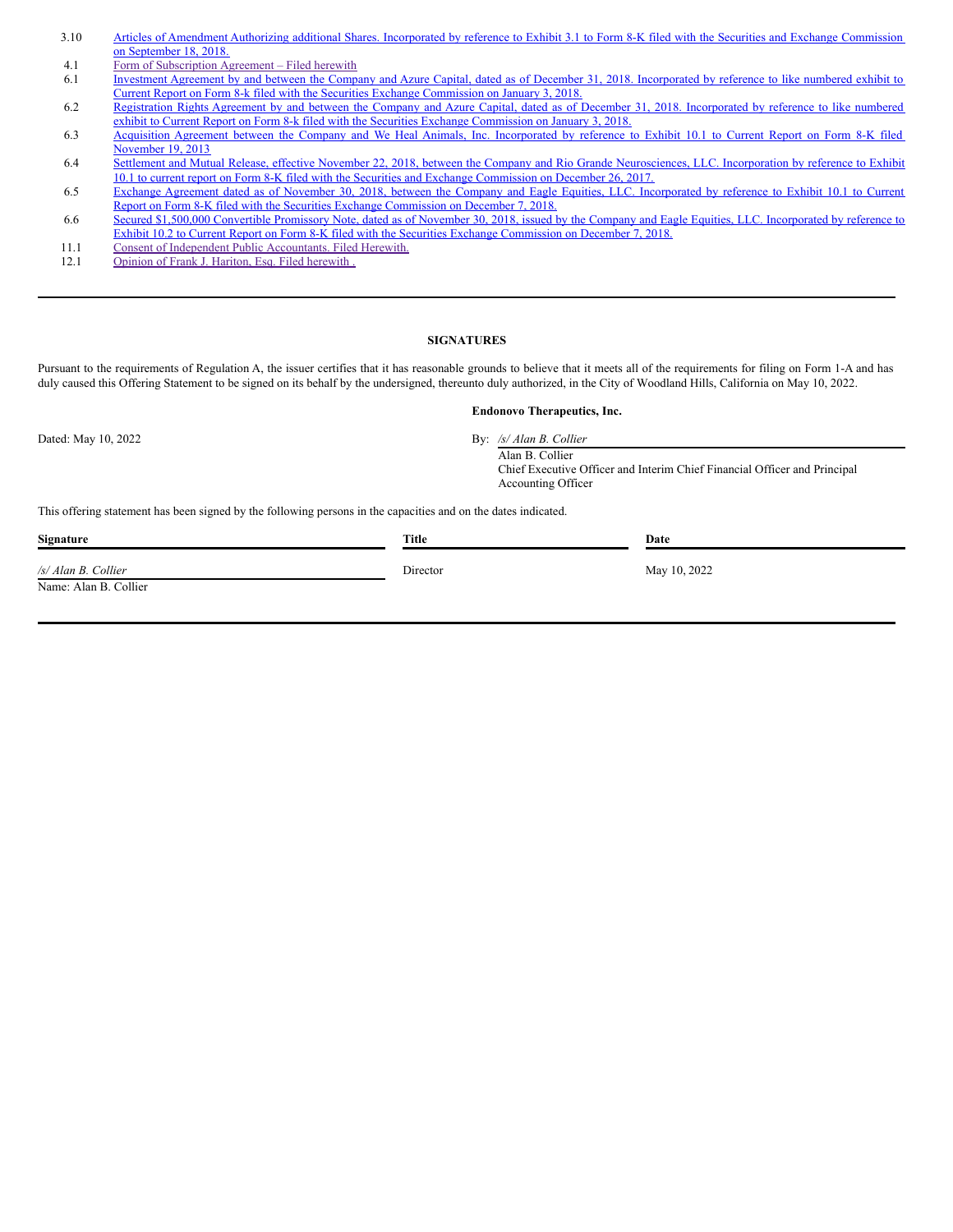| | |
|---|---|
| 3.10 | Articles of Amendment Authorizing additional Shares. Incorporated by reference to Exhibit 3.1 to Form 8-K filed with the Securities and Exchange Commission on September 18, 2018. |
| 4.1 | Form of Subscription Agreement – Filed herewith |
| 6.1 | Investment Agreement by and between the Company and Azure Capital, dated as of December 31, 2018. Incorporated by reference to like numbered exhibit to Current Report on Form 8-k filed with the Securities Exchange Commission on January 3, 2018. |
| 6.2 | Registration Rights Agreement by and between the Company and Azure Capital, dated as of December 31, 2018. Incorporated by reference to like numbered exhibit to Current Report on Form 8-k filed with the Securities Exchange Commission on January 3, 2018. |
| 6.3 | Acquisition Agreement between the Company and We Heal Animals, Inc. Incorporated by reference to Exhibit 10.1 to Current Report on Form 8-K filed November 19, 2013 |
| 6.4 | Settlement and Mutual Release, effective November 22, 2018, between the Company and Rio Grande Neurosciences, LLC. Incorporation by reference to Exhibit 10.1 to current report on Form 8-K filed with the Securities and Exchange Commission on December 26, 2017. |
| 6.5 | Exchange Agreement dated as of November 30, 2018, between the Company and Eagle Equities, LLC. Incorporated by reference to Exhibit 10.1 to Current Report on Form 8-K filed with the Securities Exchange Commission on December 7, 2018. |
| 6.6 | Secured $1,500,000 Convertible Promissory Note, dated as of November 30, 2018, issued by the Company and Eagle Equities, LLC. Incorporated by reference to Exhibit 10.2 to Current Report on Form 8-K filed with the Securities Exchange Commission on December 7, 2018. |
| 11.1 | Consent of Independent Public Accountants. Filed Herewith. |
| 12.1 | Opinion of Frank J. Hariton, Esq. Filed herewith . |

**SIGNATURES**

Pursuant to the requirements of Regulation A, the issuer certifies that it has reasonable grounds to believe that it meets all of the requirements for filing on Form 1-A and has duly caused this Offering Statement to be signed on its behalf by the undersigned, thereunto duly authorized, in the City of Woodland Hills, California on May 10, 2022.

**Endonovo Therapeutics, Inc.**

Dated: May 10, 2022

By: */s/ Alan B. Collier*
Alan B. Collier
Chief Executive Officer and Interim Chief Financial Officer and Principal Accounting Officer

This offering statement has been signed by the following persons in the capacities and on the dates indicated.

| Signature | Title | Date |
|---|---|---|
| */s/ Alan B. Collier*<br>Name: Alan B. Collier | Director | May 10, 2022 |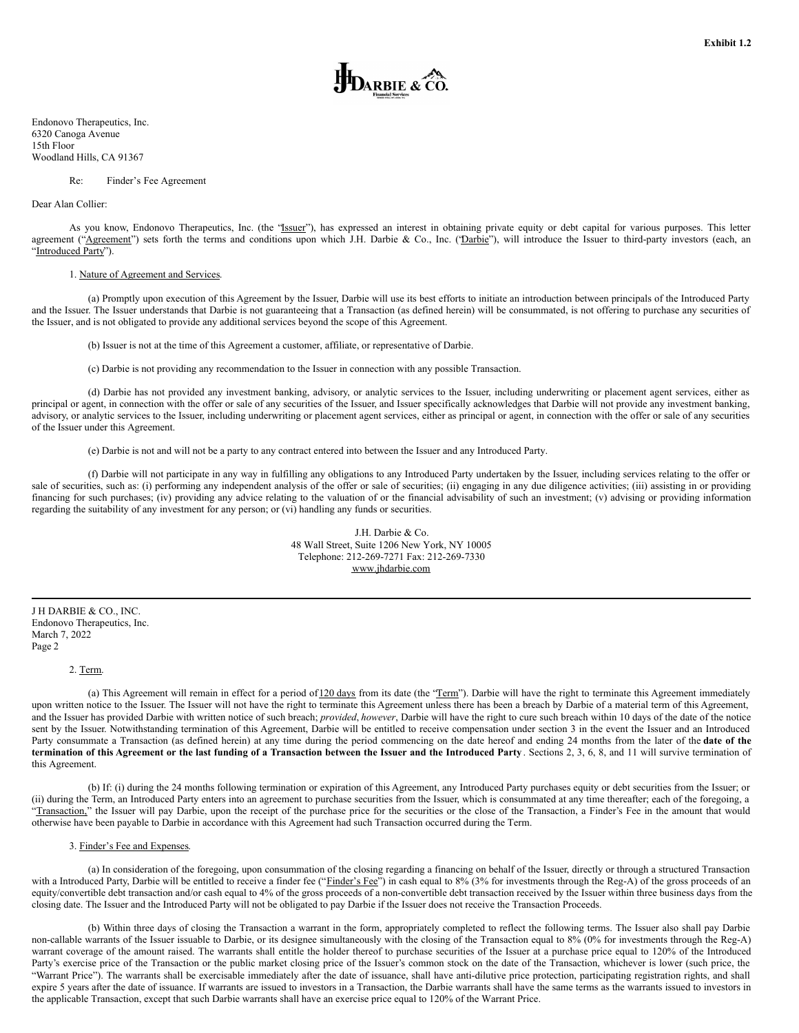**Exhibit 1.2**

Endonovo Therapeutics, Inc.
6320 Canoga Avenue
15th Floor
Woodland Hills, CA 91367

Re: Finder's Fee Agreement

Dear Alan Collier:

As you know, Endonovo Therapeutics, Inc. (the "Issuer"), has expressed an interest in obtaining private equity or debt capital for various purposes. This letter agreement ("Agreement") sets forth the terms and conditions upon which J.H. Darbie & Co., Inc. ('Darbie"), will introduce the Issuer to third-party investors (each, an "Introduced Party").

1. Nature of Agreement and Services.

(a) Promptly upon execution of this Agreement by the Issuer, Darbie will use its best efforts to initiate an introduction between principals of the Introduced Party and the Issuer. The Issuer understands that Darbie is not guaranteeing that a Transaction (as defined herein) will be consummated, is not offering to purchase any securities of the Issuer, and is not obligated to provide any additional services beyond the scope of this Agreement.

(b) Issuer is not at the time of this Agreement a customer, affiliate, or representative of Darbie.

(c) Darbie is not providing any recommendation to the Issuer in connection with any possible Transaction.

(d) Darbie has not provided any investment banking, advisory, or analytic services to the Issuer, including underwriting or placement agent services, either as principal or agent, in connection with the offer or sale of any securities of the Issuer, and Issuer specifically acknowledges that Darbie will not provide any investment banking, advisory, or analytic services to the Issuer, including underwriting or placement agent services, either as principal or agent, in connection with the offer or sale of any securities of the Issuer under this Agreement.

(e) Darbie is not and will not be a party to any contract entered into between the Issuer and any Introduced Party.

(f) Darbie will not participate in any way in fulfilling any obligations to any Introduced Party undertaken by the Issuer, including services relating to the offer or sale of securities, such as: (i) performing any independent analysis of the offer or sale of securities; (ii) engaging in any due diligence activities; (iii) assisting in or providing financing for such purchases; (iv) providing any advice relating to the valuation of or the financial advisability of such an investment; (v) advising or providing information regarding the suitability of any investment for any person; or (vi) handling any funds or securities.

J.H. Darbie & Co.
48 Wall Street, Suite 1206 New York, NY 10005
Telephone: 212-269-7271 Fax: 212-269-7330
www.jhdarbie.com

J H DARBIE & CO., INC.
Endonovo Therapeutics, Inc.
March 7, 2022

2. Term.

(a) This Agreement will remain in effect for a period of 120 days from its date (the "Term"). Darbie will have the right to terminate this Agreement immediately upon written notice to the Issuer. The Issuer will not have the right to terminate this Agreement unless there has been a breach by Darbie of a material term of this Agreement, and the Issuer has provided Darbie with written notice of such breach; *provided*, *however*, Darbie will have the right to cure such breach within 10 days of the date of the notice sent by the Issuer. Notwithstanding termination of this Agreement, Darbie will be entitled to receive compensation under section 3 in the event the Issuer and an Introduced Party consummate a Transaction (as defined herein) at any time during the period commencing on the date hereof and ending 24 months from the later of the **date of the termination of this Agreement or the last funding of a Transaction between the Issuer and the Introduced Party**. Sections 2, 3, 6, 8, and 11 will survive termination of this Agreement.

(b) If: (i) during the 24 months following termination or expiration of this Agreement, any Introduced Party purchases equity or debt securities from the Issuer; or (ii) during the Term, an Introduced Party enters into an agreement to purchase securities from the Issuer, which is consummated at any time thereafter; each of the foregoing, a "Transaction," the Issuer will pay Darbie, upon the receipt of the purchase price for the securities or the close of the Transaction, a Finder's Fee in the amount that would otherwise have been payable to Darbie in accordance with this Agreement had such Transaction occurred during the Term.

3. Finder's Fee and Expenses.

(a) In consideration of the foregoing, upon consummation of the closing regarding a financing on behalf of the Issuer, directly or through a structured Transaction with a Introduced Party, Darbie will be entitled to receive a finder fee ("Finder's Fee") in cash equal to 8% (3% for investments through the Reg-A) of the gross proceeds of an equity/convertible debt transaction and/or cash equal to 4% of the gross proceeds of a non-convertible debt transaction received by the Issuer within three business days from the closing date. The Issuer and the Introduced Party will not be obligated to pay Darbie if the Issuer does not receive the Transaction Proceeds.

(b) Within three days of closing the Transaction a warrant in the form, appropriately completed to reflect the following terms. The Issuer also shall pay Darbie non-callable warrants of the Issuer issuable to Darbie, or its designee simultaneously with the closing of the Transaction equal to 8% (0% for investments through the Reg-A) warrant coverage of the amount raised. The warrants shall entitle the holder thereof to purchase securities of the Issuer at a purchase price equal to 120% of the Introduced Party's exercise price of the Transaction or the public market closing price of the Issuer's common stock on the date of the Transaction, whichever is lower (such price, the "Warrant Price"). The warrants shall be exercisable immediately after the date of issuance, shall have anti-dilutive price protection, participating registration rights, and shall expire 5 years after the date of issuance. If warrants are issued to investors in a Transaction, the Darbie warrants shall have the same terms as the warrants issued to investors in the applicable Transaction, except that such Darbie warrants shall have an exercise price equal to 120% of the Warrant Price.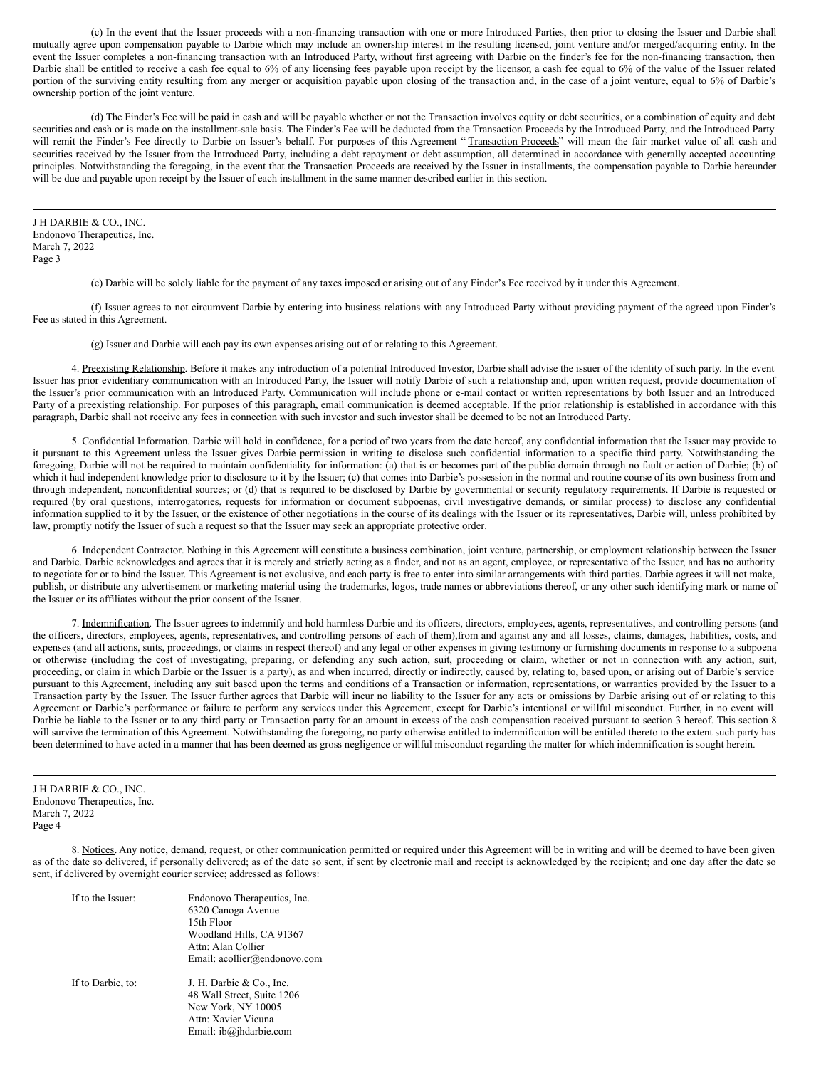(c) In the event that the Issuer proceeds with a non-financing transaction with one or more Introduced Parties, then prior to closing the Issuer and Darbie shall mutually agree upon compensation payable to Darbie which may include an ownership interest in the resulting licensed, joint venture and/or merged/acquiring entity. In the event the Issuer completes a non-financing transaction with an Introduced Party, without first agreeing with Darbie on the finder's fee for the non-financing transaction, then Darbie shall be entitled to receive a cash fee equal to 6% of any licensing fees payable upon receipt by the licensor, a cash fee equal to 6% of the value of the Issuer related portion of the surviving entity resulting from any merger or acquisition payable upon closing of the transaction and, in the case of a joint venture, equal to 6% of Darbie's ownership portion of the joint venture.

(d) The Finder's Fee will be paid in cash and will be payable whether or not the Transaction involves equity or debt securities, or a combination of equity and debt securities and cash or is made on the installment-sale basis. The Finder's Fee will be deducted from the Transaction Proceeds by the Introduced Party, and the Introduced Party will remit the Finder's Fee directly to Darbie on Issuer's behalf. For purposes of this Agreement "Transaction Proceeds" will mean the fair market value of all cash and securities received by the Issuer from the Introduced Party, including a debt repayment or debt assumption, all determined in accordance with generally accepted accounting principles. Notwithstanding the foregoing, in the event that the Transaction Proceeds are received by the Issuer in installments, the compensation payable to Darbie hereunder will be due and payable upon receipt by the Issuer of each installment in the same manner described earlier in this section.

J H DARBIE & CO., INC.
Endonovo Therapeutics, Inc.
March 7, 2022
Page 3

(e) Darbie will be solely liable for the payment of any taxes imposed or arising out of any Finder's Fee received by it under this Agreement.

(f) Issuer agrees to not circumvent Darbie by entering into business relations with any Introduced Party without providing payment of the agreed upon Finder's Fee as stated in this Agreement.

(g) Issuer and Darbie will each pay its own expenses arising out of or relating to this Agreement.

4. Preexisting Relationship. Before it makes any introduction of a potential Introduced Investor, Darbie shall advise the issuer of the identity of such party. In the event Issuer has prior evidentiary communication with an Introduced Party, the Issuer will notify Darbie of such a relationship and, upon written request, provide documentation of the Issuer's prior communication with an Introduced Party. Communication will include phone or e-mail contact or written representations by both Issuer and an Introduced Party of a preexisting relationship. For purposes of this paragraph**,** email communication is deemed acceptable. If the prior relationship is established in accordance with this paragraph, Darbie shall not receive any fees in connection with such investor and such investor shall be deemed to be not an Introduced Party.

5. Confidential Information. Darbie will hold in confidence, for a period of two years from the date hereof, any confidential information that the Issuer may provide to it pursuant to this Agreement unless the Issuer gives Darbie permission in writing to disclose such confidential information to a specific third party. Notwithstanding the foregoing, Darbie will not be required to maintain confidentiality for information: (a) that is or becomes part of the public domain through no fault or action of Darbie; (b) of which it had independent knowledge prior to disclosure to it by the Issuer; (c) that comes into Darbie's possession in the normal and routine course of its own business from and through independent, nonconfidential sources; or (d) that is required to be disclosed by Darbie by governmental or security regulatory requirements. If Darbie is requested or required (by oral questions, interrogatories, requests for information or document subpoenas, civil investigative demands, or similar process) to disclose any confidential information supplied to it by the Issuer, or the existence of other negotiations in the course of its dealings with the Issuer or its representatives, Darbie will, unless prohibited by law, promptly notify the Issuer of such a request so that the Issuer may seek an appropriate protective order.

6. Independent Contractor. Nothing in this Agreement will constitute a business combination, joint venture, partnership, or employment relationship between the Issuer and Darbie. Darbie acknowledges and agrees that it is merely and strictly acting as a finder, and not as an agent, employee, or representative of the Issuer, and has no authority to negotiate for or to bind the Issuer. This Agreement is not exclusive, and each party is free to enter into similar arrangements with third parties. Darbie agrees it will not make, publish, or distribute any advertisement or marketing material using the trademarks, logos, trade names or abbreviations thereof, or any other such identifying mark or name of the Issuer or its affiliates without the prior consent of the Issuer.

7. Indemnification. The Issuer agrees to indemnify and hold harmless Darbie and its officers, directors, employees, agents, representatives, and controlling persons (and the officers, directors, employees, agents, representatives, and controlling persons of each of them),from and against any and all losses, claims, damages, liabilities, costs, and expenses (and all actions, suits, proceedings, or claims in respect thereof) and any legal or other expenses in giving testimony or furnishing documents in response to a subpoena or otherwise (including the cost of investigating, preparing, or defending any such action, suit, proceeding or claim, whether or not in connection with any action, suit, proceeding, or claim in which Darbie or the Issuer is a party), as and when incurred, directly or indirectly, caused by, relating to, based upon, or arising out of Darbie's service pursuant to this Agreement, including any suit based upon the terms and conditions of a Transaction or information, representations, or warranties provided by the Issuer to a Transaction party by the Issuer. The Issuer further agrees that Darbie will incur no liability to the Issuer for any acts or omissions by Darbie arising out of or relating to this Agreement or Darbie's performance or failure to perform any services under this Agreement, except for Darbie's intentional or willful misconduct. Further, in no event will Darbie be liable to the Issuer or to any third party or Transaction party for an amount in excess of the cash compensation received pursuant to section 3 hereof. This section 8 will survive the termination of this Agreement. Notwithstanding the foregoing, no party otherwise entitled to indemnification will be entitled thereto to the extent such party has been determined to have acted in a manner that has been deemed as gross negligence or willful misconduct regarding the matter for which indemnification is sought herein.

J H DARBIE & CO., INC.
Endonovo Therapeutics, Inc.
March 7, 2022
Page 4

8. Notices. Any notice, demand, request, or other communication permitted or required under this Agreement will be in writing and will be deemed to have been given as of the date so delivered, if personally delivered; as of the date so sent, if sent by electronic mail and receipt is acknowledged by the recipient; and one day after the date so sent, if delivered by overnight courier service; addressed as follows:

If to the Issuer:

Endonovo Therapeutics, Inc.
6320 Canoga Avenue
15th Floor
Woodland Hills, CA 91367
Attn: Alan Collier
Email: acollier@endonovo.com

If to Darbie, to:

J. H. Darbie & Co., Inc.
48 Wall Street, Suite 1206
New York, NY 10005
Attn: Xavier Vicuna
Email: ib@jhdarbie.com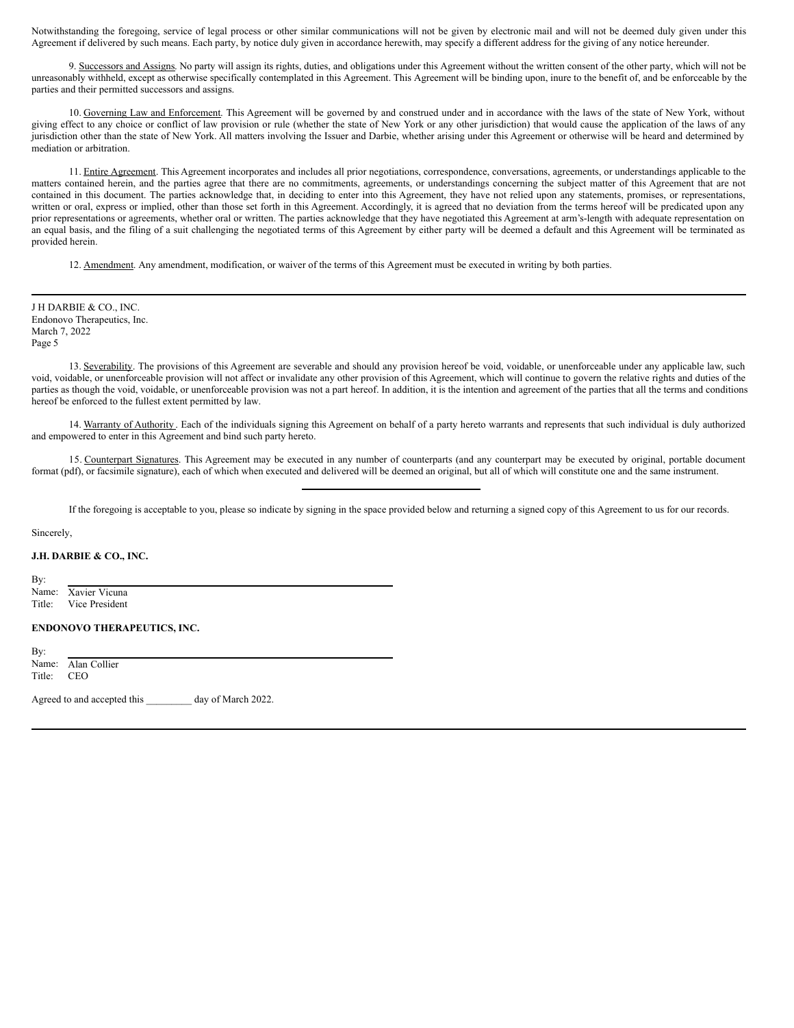Notwithstanding the foregoing, service of legal process or other similar communications will not be given by electronic mail and will not be deemed duly given under this Agreement if delivered by such means. Each party, by notice duly given in accordance herewith, may specify a different address for the giving of any notice hereunder.

9. Successors and Assigns. No party will assign its rights, duties, and obligations under this Agreement without the written consent of the other party, which will not be unreasonably withheld, except as otherwise specifically contemplated in this Agreement. This Agreement will be binding upon, inure to the benefit of, and be enforceable by the parties and their permitted successors and assigns.

10. Governing Law and Enforcement. This Agreement will be governed by and construed under and in accordance with the laws of the state of New York, without giving effect to any choice or conflict of law provision or rule (whether the state of New York or any other jurisdiction) that would cause the application of the laws of any jurisdiction other than the state of New York. All matters involving the Issuer and Darbie, whether arising under this Agreement or otherwise will be heard and determined by mediation or arbitration.

11. Entire Agreement. This Agreement incorporates and includes all prior negotiations, correspondence, conversations, agreements, or understandings applicable to the matters contained herein, and the parties agree that there are no commitments, agreements, or understandings concerning the subject matter of this Agreement that are not contained in this document. The parties acknowledge that, in deciding to enter into this Agreement, they have not relied upon any statements, promises, or representations, written or oral, express or implied, other than those set forth in this Agreement. Accordingly, it is agreed that no deviation from the terms hereof will be predicated upon any prior representations or agreements, whether oral or written. The parties acknowledge that they have negotiated this Agreement at arm's-length with adequate representation on an equal basis, and the filing of a suit challenging the negotiated terms of this Agreement by either party will be deemed a default and this Agreement will be terminated as provided herein.

12. Amendment. Any amendment, modification, or waiver of the terms of this Agreement must be executed in writing by both parties.

---

J H DARBIE & CO., INC.
Endonovo Therapeutics, Inc.
March 7, 2022
Page 5

13. Severability. The provisions of this Agreement are severable and should any provision hereof be void, voidable, or unenforceable under any applicable law, such void, voidable, or unenforceable provision will not affect or invalidate any other provision of this Agreement, which will continue to govern the relative rights and duties of the parties as though the void, voidable, or unenforceable provision was not a part hereof. In addition, it is the intention and agreement of the parties that all the terms and conditions hereof be enforced to the fullest extent permitted by law.

14. Warranty of Authority. Each of the individuals signing this Agreement on behalf of a party hereto warrants and represents that such individual is duly authorized and empowered to enter in this Agreement and bind such party hereto.

15. Counterpart Signatures. This Agreement may be executed in any number of counterparts (and any counterpart may be executed by original, portable document format (pdf), or facsimile signature), each of which when executed and delivered will be deemed an original, but all of which will constitute one and the same instrument.

---

If the foregoing is acceptable to you, please so indicate by signing in the space provided below and returning a signed copy of this Agreement to us for our records.

Sincerely,

**J.H. DARBIE & CO., INC.**

By: ______________________________
Name: Xavier Vicuna
Title: Vice President

**ENDONOVO THERAPEUTICS, INC.**

By: ______________________________
Name: Alan Collier
Title: CEO

Agreed to and accepted this _________ day of March 2022.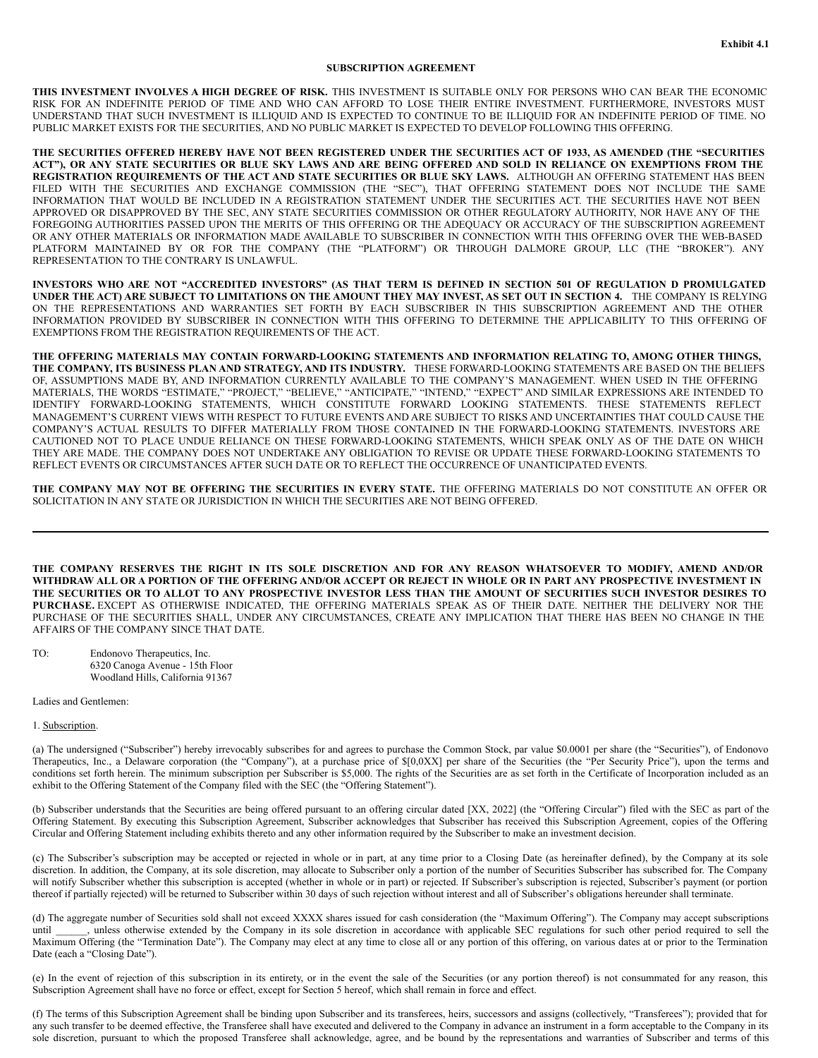Exhibit 4.1

## SUBSCRIPTION AGREEMENT

**THIS INVESTMENT INVOLVES A HIGH DEGREE OF RISK.** THIS INVESTMENT IS SUITABLE ONLY FOR PERSONS WHO CAN BEAR THE ECONOMIC RISK FOR AN INDEFINITE PERIOD OF TIME AND WHO CAN AFFORD TO LOSE THEIR ENTIRE INVESTMENT. FURTHERMORE, INVESTORS MUST UNDERSTAND THAT SUCH INVESTMENT IS ILLIQUID AND IS EXPECTED TO CONTINUE TO BE ILLIQUID FOR AN INDEFINITE PERIOD OF TIME. NO PUBLIC MARKET EXISTS FOR THE SECURITIES, AND NO PUBLIC MARKET IS EXPECTED TO DEVELOP FOLLOWING THIS OFFERING.

**THE SECURITIES OFFERED HEREBY HAVE NOT BEEN REGISTERED UNDER THE SECURITIES ACT OF 1933, AS AMENDED (THE "SECURITIES ACT"), OR ANY STATE SECURITIES OR BLUE SKY LAWS AND ARE BEING OFFERED AND SOLD IN RELIANCE ON EXEMPTIONS FROM THE REGISTRATION REQUIREMENTS OF THE ACT AND STATE SECURITIES OR BLUE SKY LAWS.** ALTHOUGH AN OFFERING STATEMENT HAS BEEN FILED WITH THE SECURITIES AND EXCHANGE COMMISSION (THE "SEC"), THAT OFFERING STATEMENT DOES NOT INCLUDE THE SAME INFORMATION THAT WOULD BE INCLUDED IN A REGISTRATION STATEMENT UNDER THE SECURITIES ACT. THE SECURITIES HAVE NOT BEEN APPROVED OR DISAPPROVED BY THE SEC, ANY STATE SECURITIES COMMISSION OR OTHER REGULATORY AUTHORITY, NOR HAVE ANY OF THE FOREGOING AUTHORITIES PASSED UPON THE MERITS OF THIS OFFERING OR THE ADEQUACY OR ACCURACY OF THE SUBSCRIPTION AGREEMENT OR ANY OTHER MATERIALS OR INFORMATION MADE AVAILABLE TO SUBSCRIBER IN CONNECTION WITH THIS OFFERING OVER THE WEB-BASED PLATFORM MAINTAINED BY OR FOR THE COMPANY (THE "PLATFORM") OR THROUGH DALMORE GROUP, LLC (THE "BROKER"). ANY REPRESENTATION TO THE CONTRARY IS UNLAWFUL.

**INVESTORS WHO ARE NOT "ACCREDITED INVESTORS" (AS THAT TERM IS DEFINED IN SECTION 501 OF REGULATION D PROMULGATED UNDER THE ACT) ARE SUBJECT TO LIMITATIONS ON THE AMOUNT THEY MAY INVEST, AS SET OUT IN SECTION 4.** THE COMPANY IS RELYING ON THE REPRESENTATIONS AND WARRANTIES SET FORTH BY EACH SUBSCRIBER IN THIS SUBSCRIPTION AGREEMENT AND THE OTHER INFORMATION PROVIDED BY SUBSCRIBER IN CONNECTION WITH THIS OFFERING TO DETERMINE THE APPLICABILITY TO THIS OFFERING OF EXEMPTIONS FROM THE REGISTRATION REQUIREMENTS OF THE ACT.

**THE OFFERING MATERIALS MAY CONTAIN FORWARD-LOOKING STATEMENTS AND INFORMATION RELATING TO, AMONG OTHER THINGS, THE COMPANY, ITS BUSINESS PLAN AND STRATEGY, AND ITS INDUSTRY.** THESE FORWARD-LOOKING STATEMENTS ARE BASED ON THE BELIEFS OF, ASSUMPTIONS MADE BY, AND INFORMATION CURRENTLY AVAILABLE TO THE COMPANY'S MANAGEMENT. WHEN USED IN THE OFFERING MATERIALS, THE WORDS "ESTIMATE," "PROJECT," "BELIEVE," "ANTICIPATE," "INTEND," "EXPECT" AND SIMILAR EXPRESSIONS ARE INTENDED TO IDENTIFY FORWARD-LOOKING STATEMENTS, WHICH CONSTITUTE FORWARD LOOKING STATEMENTS. THESE STATEMENTS REFLECT MANAGEMENT'S CURRENT VIEWS WITH RESPECT TO FUTURE EVENTS AND ARE SUBJECT TO RISKS AND UNCERTAINTIES THAT COULD CAUSE THE COMPANY'S ACTUAL RESULTS TO DIFFER MATERIALLY FROM THOSE CONTAINED IN THE FORWARD-LOOKING STATEMENTS. INVESTORS ARE CAUTIONED NOT TO PLACE UNDUE RELIANCE ON THESE FORWARD-LOOKING STATEMENTS, WHICH SPEAK ONLY AS OF THE DATE ON WHICH THEY ARE MADE. THE COMPANY DOES NOT UNDERTAKE ANY OBLIGATION TO REVISE OR UPDATE THESE FORWARD-LOOKING STATEMENTS TO REFLECT EVENTS OR CIRCUMSTANCES AFTER SUCH DATE OR TO REFLECT THE OCCURRENCE OF UNANTICIPATED EVENTS.

**THE COMPANY MAY NOT BE OFFERING THE SECURITIES IN EVERY STATE.** THE OFFERING MATERIALS DO NOT CONSTITUTE AN OFFER OR SOLICITATION IN ANY STATE OR JURISDICTION IN WHICH THE SECURITIES ARE NOT BEING OFFERED.

---

**THE COMPANY RESERVES THE RIGHT IN ITS SOLE DISCRETION AND FOR ANY REASON WHATSOEVER TO MODIFY, AMEND AND/OR WITHDRAW ALL OR A PORTION OF THE OFFERING AND/OR ACCEPT OR REJECT IN WHOLE OR IN PART ANY PROSPECTIVE INVESTMENT IN THE SECURITIES OR TO ALLOT TO ANY PROSPECTIVE INVESTOR LESS THAN THE AMOUNT OF SECURITIES SUCH INVESTOR DESIRES TO PURCHASE.** EXCEPT AS OTHERWISE INDICATED, THE OFFERING MATERIALS SPEAK AS OF THEIR DATE. NEITHER THE DELIVERY NOR THE PURCHASE OF THE SECURITIES SHALL, UNDER ANY CIRCUMSTANCES, CREATE ANY IMPLICATION THAT THERE HAS BEEN NO CHANGE IN THE AFFAIRS OF THE COMPANY SINCE THAT DATE.

TO: Endonovo Therapeutics, Inc.
6320 Canoga Avenue - 15th Floor
Woodland Hills, California 91367

Ladies and Gentlemen:

1. Subscription.

(a) The undersigned ("Subscriber") hereby irrevocably subscribes for and agrees to purchase the Common Stock, par value $0.0001 per share (the "Securities"), of Endonovo Therapeutics, Inc., a Delaware corporation (the "Company"), at a purchase price of $[0,0XX] per share of the Securities (the "Per Security Price"), upon the terms and conditions set forth herein. The minimum subscription per Subscriber is $5,000. The rights of the Securities are as set forth in the Certificate of Incorporation included as an exhibit to the Offering Statement of the Company filed with the SEC (the "Offering Statement").

(b) Subscriber understands that the Securities are being offered pursuant to an offering circular dated [XX, 2022] (the "Offering Circular") filed with the SEC as part of the Offering Statement. By executing this Subscription Agreement, Subscriber acknowledges that Subscriber has received this Subscription Agreement, copies of the Offering Circular and Offering Statement including exhibits thereto and any other information required by the Subscriber to make an investment decision.

(c) The Subscriber's subscription may be accepted or rejected in whole or in part, at any time prior to a Closing Date (as hereinafter defined), by the Company at its sole discretion. In addition, the Company, at its sole discretion, may allocate to Subscriber only a portion of the number of Securities Subscriber has subscribed for. The Company will notify Subscriber whether this subscription is accepted (whether in whole or in part) or rejected. If Subscriber's subscription is rejected, Subscriber's payment (or portion thereof if partially rejected) will be returned to Subscriber within 30 days of such rejection without interest and all of Subscriber's obligations hereunder shall terminate.

(d) The aggregate number of Securities sold shall not exceed XXXX shares issued for cash consideration (the "Maximum Offering"). The Company may accept subscriptions until ______, unless otherwise extended by the Company in its sole discretion in accordance with applicable SEC regulations for such other period required to sell the Maximum Offering (the "Termination Date"). The Company may elect at any time to close all or any portion of this offering, on various dates at or prior to the Termination Date (each a "Closing Date").

(e) In the event of rejection of this subscription in its entirety, or in the event the sale of the Securities (or any portion thereof) is not consummated for any reason, this Subscription Agreement shall have no force or effect, except for Section 5 hereof, which shall remain in force and effect.

(f) The terms of this Subscription Agreement shall be binding upon Subscriber and its transferees, heirs, successors and assigns (collectively, "Transferees"); provided that for any such transfer to be deemed effective, the Transferee shall have executed and delivered to the Company in advance an instrument in a form acceptable to the Company in its sole discretion, pursuant to which the proposed Transferee shall acknowledge, agree, and be bound by the representations and warranties of Subscriber and terms of this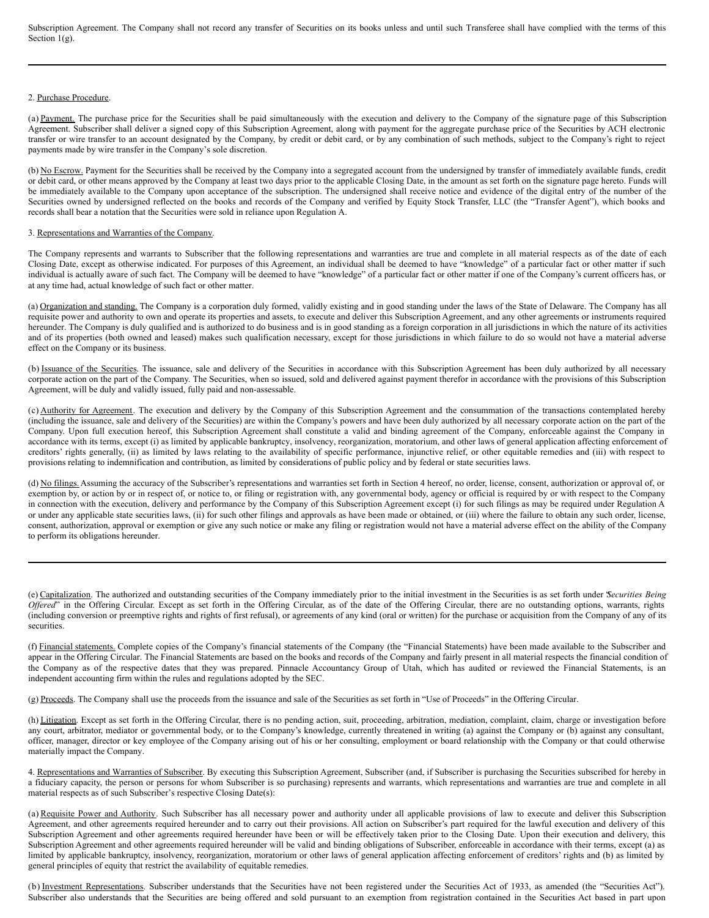Subscription Agreement. The Company shall not record any transfer of Securities on its books unless and until such Transferee shall have complied with the terms of this Section 1(g).

2. Purchase Procedure.

(a) Payment. The purchase price for the Securities shall be paid simultaneously with the execution and delivery to the Company of the signature page of this Subscription Agreement. Subscriber shall deliver a signed copy of this Subscription Agreement, along with payment for the aggregate purchase price of the Securities by ACH electronic transfer or wire transfer to an account designated by the Company, by credit or debit card, or by any combination of such methods, subject to the Company's right to reject payments made by wire transfer in the Company's sole discretion.

(b) No Escrow. Payment for the Securities shall be received by the Company into a segregated account from the undersigned by transfer of immediately available funds, credit or debit card, or other means approved by the Company at least two days prior to the applicable Closing Date, in the amount as set forth on the signature page hereto. Funds will be immediately available to the Company upon acceptance of the subscription. The undersigned shall receive notice and evidence of the digital entry of the number of the Securities owned by undersigned reflected on the books and records of the Company and verified by Equity Stock Transfer, LLC (the "Transfer Agent"), which books and records shall bear a notation that the Securities were sold in reliance upon Regulation A.

3. Representations and Warranties of the Company.

The Company represents and warrants to Subscriber that the following representations and warranties are true and complete in all material respects as of the date of each Closing Date, except as otherwise indicated. For purposes of this Agreement, an individual shall be deemed to have "knowledge" of a particular fact or other matter if such individual is actually aware of such fact. The Company will be deemed to have "knowledge" of a particular fact or other matter if one of the Company's current officers has, or at any time had, actual knowledge of such fact or other matter.

(a) Organization and standing. The Company is a corporation duly formed, validly existing and in good standing under the laws of the State of Delaware. The Company has all requisite power and authority to own and operate its properties and assets, to execute and deliver this Subscription Agreement, and any other agreements or instruments required hereunder. The Company is duly qualified and is authorized to do business and is in good standing as a foreign corporation in all jurisdictions in which the nature of its activities and of its properties (both owned and leased) makes such qualification necessary, except for those jurisdictions in which failure to do so would not have a material adverse effect on the Company or its business.

(b) Issuance of the Securities. The issuance, sale and delivery of the Securities in accordance with this Subscription Agreement has been duly authorized by all necessary corporate action on the part of the Company. The Securities, when so issued, sold and delivered against payment therefor in accordance with the provisions of this Subscription Agreement, will be duly and validly issued, fully paid and non-assessable.

(c) Authority for Agreement. The execution and delivery by the Company of this Subscription Agreement and the consummation of the transactions contemplated hereby (including the issuance, sale and delivery of the Securities) are within the Company's powers and have been duly authorized by all necessary corporate action on the part of the Company. Upon full execution hereof, this Subscription Agreement shall constitute a valid and binding agreement of the Company, enforceable against the Company in accordance with its terms, except (i) as limited by applicable bankruptcy, insolvency, reorganization, moratorium, and other laws of general application affecting enforcement of creditors' rights generally, (ii) as limited by laws relating to the availability of specific performance, injunctive relief, or other equitable remedies and (iii) with respect to provisions relating to indemnification and contribution, as limited by considerations of public policy and by federal or state securities laws.

(d) No filings. Assuming the accuracy of the Subscriber's representations and warranties set forth in Section 4 hereof, no order, license, consent, authorization or approval of, or exemption by, or action by or in respect of, or notice to, or filing or registration with, any governmental body, agency or official is required by or with respect to the Company in connection with the execution, delivery and performance by the Company of this Subscription Agreement except (i) for such filings as may be required under Regulation A or under any applicable state securities laws, (ii) for such other filings and approvals as have been made or obtained, or (iii) where the failure to obtain any such order, license, consent, authorization, approval or exemption or give any such notice or make any filing or registration would not have a material adverse effect on the ability of the Company to perform its obligations hereunder.

(e) Capitalization. The authorized and outstanding securities of the Company immediately prior to the initial investment in the Securities is as set forth under "*Securities Being Offered*" in the Offering Circular. Except as set forth in the Offering Circular, as of the date of the Offering Circular, there are no outstanding options, warrants, rights (including conversion or preemptive rights and rights of first refusal), or agreements of any kind (oral or written) for the purchase or acquisition from the Company of any of its securities.

(f) Financial statements. Complete copies of the Company's financial statements of the Company (the "Financial Statements) have been made available to the Subscriber and appear in the Offering Circular. The Financial Statements are based on the books and records of the Company and fairly present in all material respects the financial condition of the Company as of the respective dates that they was prepared. Pinnacle Accountancy Group of Utah, which has audited or reviewed the Financial Statements, is an independent accounting firm within the rules and regulations adopted by the SEC.

(g) Proceeds. The Company shall use the proceeds from the issuance and sale of the Securities as set forth in "Use of Proceeds" in the Offering Circular.

(h) Litigation. Except as set forth in the Offering Circular, there is no pending action, suit, proceeding, arbitration, mediation, complaint, claim, charge or investigation before any court, arbitrator, mediator or governmental body, or to the Company's knowledge, currently threatened in writing (a) against the Company or (b) against any consultant, officer, manager, director or key employee of the Company arising out of his or her consulting, employment or board relationship with the Company or that could otherwise materially impact the Company.

4. Representations and Warranties of Subscriber. By executing this Subscription Agreement, Subscriber (and, if Subscriber is purchasing the Securities subscribed for hereby in a fiduciary capacity, the person or persons for whom Subscriber is so purchasing) represents and warrants, which representations and warranties are true and complete in all material respects as of such Subscriber's respective Closing Date(s):

(a) Requisite Power and Authority. Such Subscriber has all necessary power and authority under all applicable provisions of law to execute and deliver this Subscription Agreement, and other agreements required hereunder and to carry out their provisions. All action on Subscriber's part required for the lawful execution and delivery of this Subscription Agreement and other agreements required hereunder have been or will be effectively taken prior to the Closing Date. Upon their execution and delivery, this Subscription Agreement and other agreements required hereunder will be valid and binding obligations of Subscriber, enforceable in accordance with their terms, except (a) as limited by applicable bankruptcy, insolvency, reorganization, moratorium or other laws of general application affecting enforcement of creditors' rights and (b) as limited by general principles of equity that restrict the availability of equitable remedies.

(b) Investment Representations. Subscriber understands that the Securities have not been registered under the Securities Act of 1933, as amended (the "Securities Act"). Subscriber also understands that the Securities are being offered and sold pursuant to an exemption from registration contained in the Securities Act based in part upon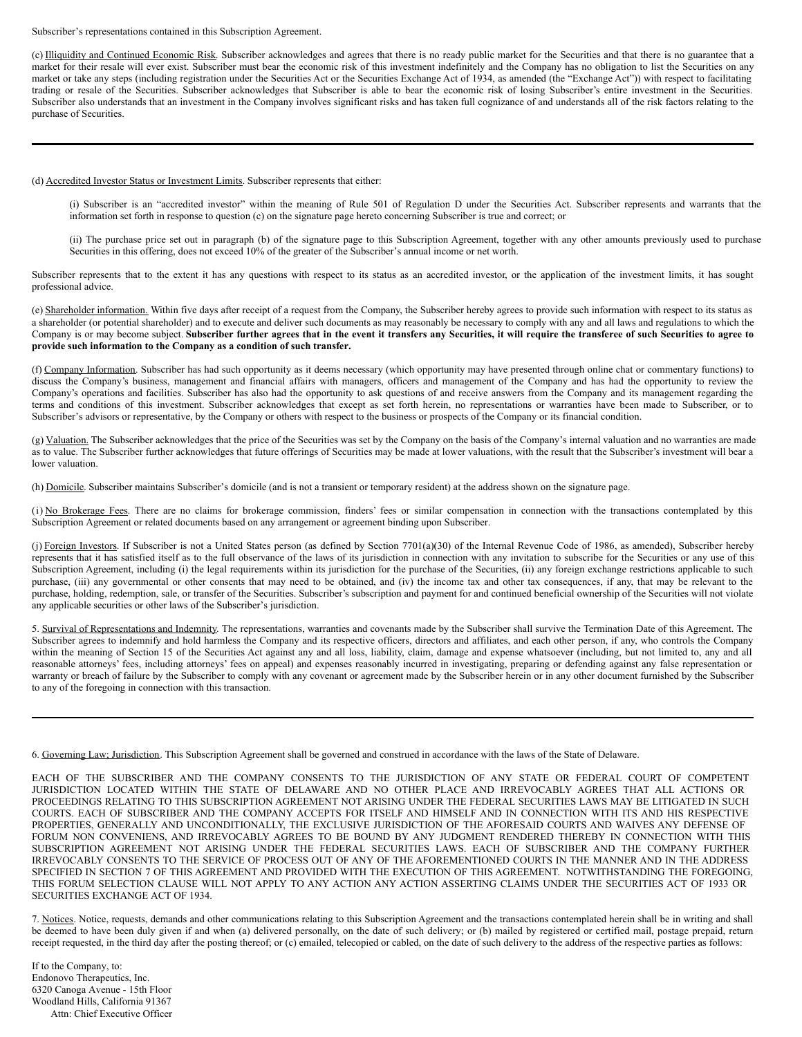Subscriber's representations contained in this Subscription Agreement.

(c) Illiquidity and Continued Economic Risk. Subscriber acknowledges and agrees that there is no ready public market for the Securities and that there is no guarantee that a market for their resale will ever exist. Subscriber must bear the economic risk of this investment indefinitely and the Company has no obligation to list the Securities on any market or take any steps (including registration under the Securities Act or the Securities Exchange Act of 1934, as amended (the "Exchange Act")) with respect to facilitating trading or resale of the Securities. Subscriber acknowledges that Subscriber is able to bear the economic risk of losing Subscriber's entire investment in the Securities. Subscriber also understands that an investment in the Company involves significant risks and has taken full cognizance of and understands all of the risk factors relating to the purchase of Securities.

---

(d) Accredited Investor Status or Investment Limits. Subscriber represents that either:

(i) Subscriber is an "accredited investor" within the meaning of Rule 501 of Regulation D under the Securities Act. Subscriber represents and warrants that the information set forth in response to question (c) on the signature page hereto concerning Subscriber is true and correct; or

(ii) The purchase price set out in paragraph (b) of the signature page to this Subscription Agreement, together with any other amounts previously used to purchase Securities in this offering, does not exceed 10% of the greater of the Subscriber's annual income or net worth.

Subscriber represents that to the extent it has any questions with respect to its status as an accredited investor, or the application of the investment limits, it has sought professional advice.

(e) Shareholder information. Within five days after receipt of a request from the Company, the Subscriber hereby agrees to provide such information with respect to its status as a shareholder (or potential shareholder) and to execute and deliver such documents as may reasonably be necessary to comply with any and all laws and regulations to which the Company is or may become subject. **Subscriber further agrees that in the event it transfers any Securities, it will require the transferee of such Securities to agree to provide such information to the Company as a condition of such transfer.**

(f) Company Information. Subscriber has had such opportunity as it deems necessary (which opportunity may have presented through online chat or commentary functions) to discuss the Company's business, management and financial affairs with managers, officers and management of the Company and has had the opportunity to review the Company's operations and facilities. Subscriber has also had the opportunity to ask questions of and receive answers from the Company and its management regarding the terms and conditions of this investment. Subscriber acknowledges that except as set forth herein, no representations or warranties have been made to Subscriber, or to Subscriber's advisors or representative, by the Company or others with respect to the business or prospects of the Company or its financial condition.

(g) Valuation. The Subscriber acknowledges that the price of the Securities was set by the Company on the basis of the Company's internal valuation and no warranties are made as to value. The Subscriber further acknowledges that future offerings of Securities may be made at lower valuations, with the result that the Subscriber's investment will bear a lower valuation.

(h) Domicile. Subscriber maintains Subscriber's domicile (and is not a transient or temporary resident) at the address shown on the signature page.

(i) No Brokerage Fees. There are no claims for brokerage commission, finders' fees or similar compensation in connection with the transactions contemplated by this Subscription Agreement or related documents based on any arrangement or agreement binding upon Subscriber.

(j) Foreign Investors. If Subscriber is not a United States person (as defined by Section 7701(a)(30) of the Internal Revenue Code of 1986, as amended), Subscriber hereby represents that it has satisfied itself as to the full observance of the laws of its jurisdiction in connection with any invitation to subscribe for the Securities or any use of this Subscription Agreement, including (i) the legal requirements within its jurisdiction for the purchase of the Securities, (ii) any foreign exchange restrictions applicable to such purchase, (iii) any governmental or other consents that may need to be obtained, and (iv) the income tax and other tax consequences, if any, that may be relevant to the purchase, holding, redemption, sale, or transfer of the Securities. Subscriber's subscription and payment for and continued beneficial ownership of the Securities will not violate any applicable securities or other laws of the Subscriber's jurisdiction.

5. Survival of Representations and Indemnity. The representations, warranties and covenants made by the Subscriber shall survive the Termination Date of this Agreement. The Subscriber agrees to indemnify and hold harmless the Company and its respective officers, directors and affiliates, and each other person, if any, who controls the Company within the meaning of Section 15 of the Securities Act against any and all loss, liability, claim, damage and expense whatsoever (including, but not limited to, any and all reasonable attorneys' fees, including attorneys' fees on appeal) and expenses reasonably incurred in investigating, preparing or defending against any false representation or warranty or breach of failure by the Subscriber to comply with any covenant or agreement made by the Subscriber herein or in any other document furnished by the Subscriber to any of the foregoing in connection with this transaction.

---

6. Governing Law; Jurisdiction. This Subscription Agreement shall be governed and construed in accordance with the laws of the State of Delaware.

EACH OF THE SUBSCRIBER AND THE COMPANY CONSENTS TO THE JURISDICTION OF ANY STATE OR FEDERAL COURT OF COMPETENT JURISDICTION LOCATED WITHIN THE STATE OF DELAWARE AND NO OTHER PLACE AND IRREVOCABLY AGREES THAT ALL ACTIONS OR PROCEEDINGS RELATING TO THIS SUBSCRIPTION AGREEMENT NOT ARISING UNDER THE FEDERAL SECURITIES LAWS MAY BE LITIGATED IN SUCH COURTS. EACH OF SUBSCRIBER AND THE COMPANY ACCEPTS FOR ITSELF AND HIMSELF AND IN CONNECTION WITH ITS AND HIS RESPECTIVE PROPERTIES, GENERALLY AND UNCONDITIONALLY, THE EXCLUSIVE JURISDICTION OF THE AFORESAID COURTS AND WAIVES ANY DEFENSE OF FORUM NON CONVENIENS, AND IRREVOCABLY AGREES TO BE BOUND BY ANY JUDGMENT RENDERED THEREBY IN CONNECTION WITH THIS SUBSCRIPTION AGREEMENT NOT ARISING UNDER THE FEDERAL SECURITIES LAWS. EACH OF SUBSCRIBER AND THE COMPANY FURTHER IRREVOCABLY CONSENTS TO THE SERVICE OF PROCESS OUT OF ANY OF THE AFOREMENTIONED COURTS IN THE MANNER AND IN THE ADDRESS SPECIFIED IN SECTION 7 OF THIS AGREEMENT AND PROVIDED WITH THE EXECUTION OF THIS AGREEMENT. NOTWITHSTANDING THE FOREGOING, THIS FORUM SELECTION CLAUSE WILL NOT APPLY TO ANY ACTION ANY ACTION ASSERTING CLAIMS UNDER THE SECURITIES ACT OF 1933 OR SECURITIES EXCHANGE ACT OF 1934.

7. Notices. Notice, requests, demands and other communications relating to this Subscription Agreement and the transactions contemplated herein shall be in writing and shall be deemed to have been duly given if and when (a) delivered personally, on the date of such delivery; or (b) mailed by registered or certified mail, postage prepaid, return receipt requested, in the third day after the posting thereof; or (c) emailed, telecopied or cabled, on the date of such delivery to the address of the respective parties as follows:

If to the Company, to:
Endonovo Therapeutics, Inc.
6320 Canoga Avenue - 15th Floor
Woodland Hills, California 91367
Attn: Chief Executive Officer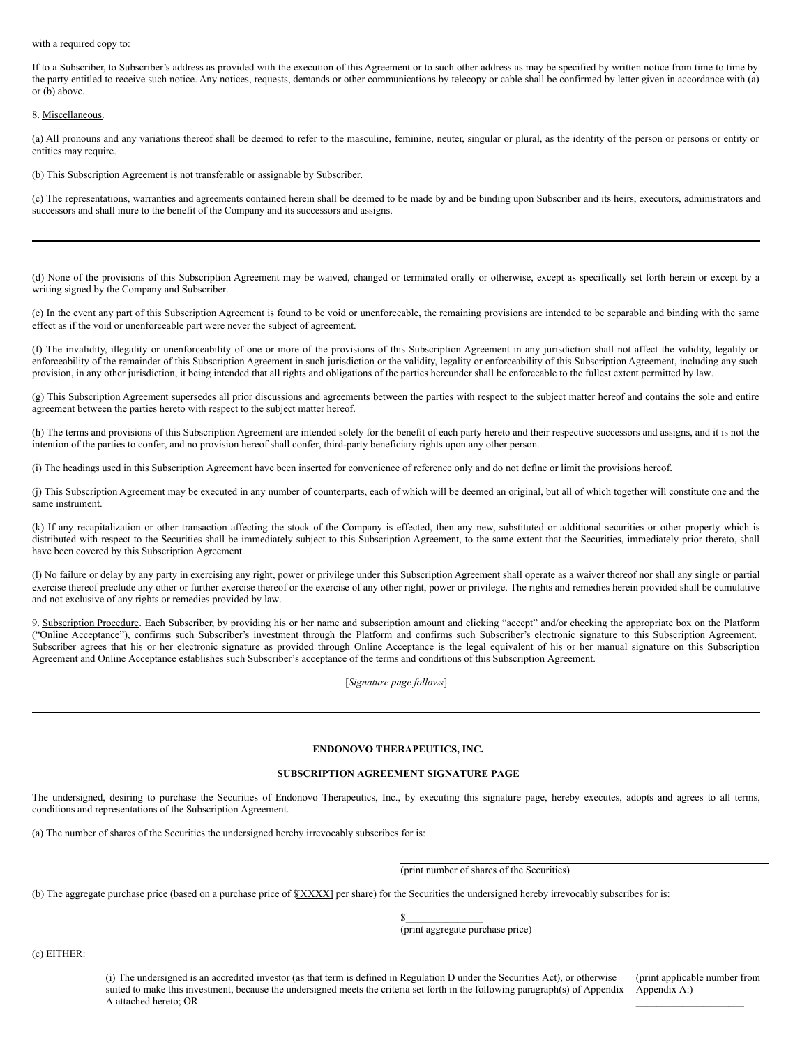with a required copy to:

If to a Subscriber, to Subscriber's address as provided with the execution of this Agreement or to such other address as may be specified by written notice from time to time by the party entitled to receive such notice. Any notices, requests, demands or other communications by telecopy or cable shall be confirmed by letter given in accordance with (a) or (b) above.

8. Miscellaneous.

(a) All pronouns and any variations thereof shall be deemed to refer to the masculine, feminine, neuter, singular or plural, as the identity of the person or persons or entity or entities may require.

(b) This Subscription Agreement is not transferable or assignable by Subscriber.

(c) The representations, warranties and agreements contained herein shall be deemed to be made by and be binding upon Subscriber and its heirs, executors, administrators and successors and shall inure to the benefit of the Company and its successors and assigns.

---

(d) None of the provisions of this Subscription Agreement may be waived, changed or terminated orally or otherwise, except as specifically set forth herein or except by a writing signed by the Company and Subscriber.

(e) In the event any part of this Subscription Agreement is found to be void or unenforceable, the remaining provisions are intended to be separable and binding with the same effect as if the void or unenforceable part were never the subject of agreement.

(f) The invalidity, illegality or unenforceability of one or more of the provisions of this Subscription Agreement in any jurisdiction shall not affect the validity, legality or enforceability of the remainder of this Subscription Agreement in such jurisdiction or the validity, legality or enforceability of this Subscription Agreement, including any such provision, in any other jurisdiction, it being intended that all rights and obligations of the parties hereunder shall be enforceable to the fullest extent permitted by law.

(g) This Subscription Agreement supersedes all prior discussions and agreements between the parties with respect to the subject matter hereof and contains the sole and entire agreement between the parties hereto with respect to the subject matter hereof.

(h) The terms and provisions of this Subscription Agreement are intended solely for the benefit of each party hereto and their respective successors and assigns, and it is not the intention of the parties to confer, and no provision hereof shall confer, third-party beneficiary rights upon any other person.

(i) The headings used in this Subscription Agreement have been inserted for convenience of reference only and do not define or limit the provisions hereof.

(j) This Subscription Agreement may be executed in any number of counterparts, each of which will be deemed an original, but all of which together will constitute one and the same instrument.

(k) If any recapitalization or other transaction affecting the stock of the Company is effected, then any new, substituted or additional securities or other property which is distributed with respect to the Securities shall be immediately subject to this Subscription Agreement, to the same extent that the Securities, immediately prior thereto, shall have been covered by this Subscription Agreement.

(l) No failure or delay by any party in exercising any right, power or privilege under this Subscription Agreement shall operate as a waiver thereof nor shall any single or partial exercise thereof preclude any other or further exercise thereof or the exercise of any other right, power or privilege. The rights and remedies herein provided shall be cumulative and not exclusive of any rights or remedies provided by law.

9. Subscription Procedure. Each Subscriber, by providing his or her name and subscription amount and clicking "accept" and/or checking the appropriate box on the Platform ("Online Acceptance"), confirms such Subscriber's investment through the Platform and confirms such Subscriber's electronic signature to this Subscription Agreement. Subscriber agrees that his or her electronic signature as provided through Online Acceptance is the legal equivalent of his or her manual signature on this Subscription Agreement and Online Acceptance establishes such Subscriber's acceptance of the terms and conditions of this Subscription Agreement.

[*Signature page follows*]

---

**ENDONOVO THERAPEUTICS, INC.**

**SUBSCRIPTION AGREEMENT SIGNATURE PAGE**

The undersigned, desiring to purchase the Securities of Endonovo Therapeutics, Inc., by executing this signature page, hereby executes, adopts and agrees to all terms, conditions and representations of the Subscription Agreement.

(a) The number of shares of the Securities the undersigned hereby irrevocably subscribes for is:

______________________________
(print number of shares of the Securities)

(b) The aggregate purchase price (based on a purchase price of $[XXXX] per share) for the Securities the undersigned hereby irrevocably subscribes for is:

$_______________
(print aggregate purchase price)

(c) EITHER:

(i) The undersigned is an accredited investor (as that term is defined in Regulation D under the Securities Act), or otherwise suited to make this investment, because the undersigned meets the criteria set forth in the following paragraph(s) of Appendix A attached hereto; OR

(print applicable number from Appendix A:)

______________________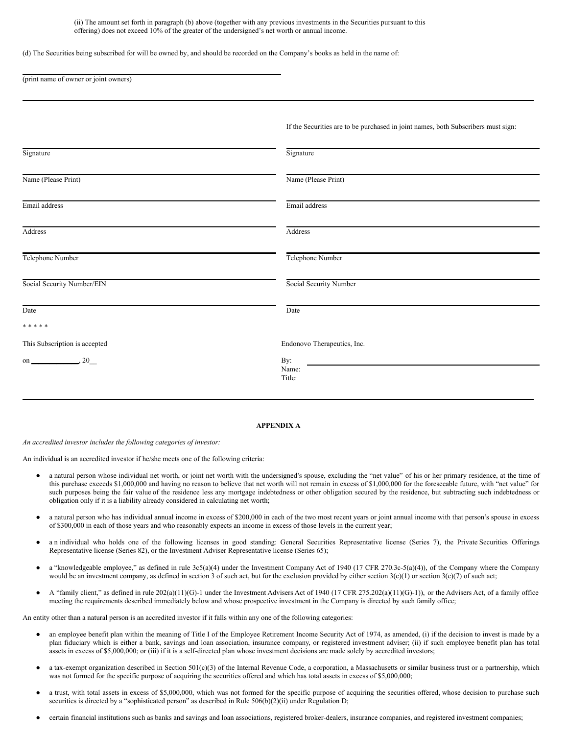(ii) The amount set forth in paragraph (b) above (together with any previous investments in the Securities pursuant to this offering) does not exceed 10% of the greater of the undersigned's net worth or annual income.

(d) The Securities being subscribed for will be owned by, and should be recorded on the Company's books as held in the name of:

______________________________
(print name of owner or joint owners)

If the Securities are to be purchased in joint names, both Subscribers must sign:

| | |
|---|---|
| Signature | Signature |
| Name (Please Print) | Name (Please Print) |
| Email address | Email address |
| Address | Address |
| Telephone Number | Telephone Number |
| Social Security Number/EIN | Social Security Number |
| Date | Date |

\* \* \* \* \*

This Subscription is accepted

on ____________, 20__

Endonovo Therapeutics, Inc.

By: ______________________________
Name:
Title:

**APPENDIX A**

*An accredited investor includes the following categories of investor:*

An individual is an accredited investor if he/she meets one of the following criteria:

- a natural person whose individual net worth, or joint net worth with the undersigned's spouse, excluding the "net value" of his or her primary residence, at the time of this purchase exceeds $1,000,000 and having no reason to believe that net worth will not remain in excess of $1,000,000 for the foreseeable future, with "net value" for such purposes being the fair value of the residence less any mortgage indebtedness or other obligation secured by the residence, but subtracting such indebtedness or obligation only if it is a liability already considered in calculating net worth;
- a natural person who has individual annual income in excess of $200,000 in each of the two most recent years or joint annual income with that person's spouse in excess of $300,000 in each of those years and who reasonably expects an income in excess of those levels in the current year;
- an individual who holds one of the following licenses in good standing: General Securities Representative license (Series 7), the Private Securities Offerings Representative license (Series 82), or the Investment Adviser Representative license (Series 65);
- a "knowledgeable employee," as defined in rule 3c5(a)(4) under the Investment Company Act of 1940 (17 CFR 270.3c-5(a)(4)), of the Company where the Company would be an investment company, as defined in section 3 of such act, but for the exclusion provided by either section 3(c)(1) or section 3(c)(7) of such act;
- A "family client," as defined in rule 202(a)(11)(G)-1 under the Investment Advisers Act of 1940 (17 CFR 275.202(a)(11)(G)-1)), or the Advisers Act, of a family office meeting the requirements described immediately below and whose prospective investment in the Company is directed by such family office;

An entity other than a natural person is an accredited investor if it falls within any one of the following categories:

- an employee benefit plan within the meaning of Title I of the Employee Retirement Income Security Act of 1974, as amended, (i) if the decision to invest is made by a plan fiduciary which is either a bank, savings and loan association, insurance company, or registered investment adviser; (ii) if such employee benefit plan has total assets in excess of $5,000,000; or (iii) if it is a self-directed plan whose investment decisions are made solely by accredited investors;
- a tax-exempt organization described in Section 501(c)(3) of the Internal Revenue Code, a corporation, a Massachusetts or similar business trust or a partnership, which was not formed for the specific purpose of acquiring the securities offered and which has total assets in excess of $5,000,000;
- a trust, with total assets in excess of $5,000,000, which was not formed for the specific purpose of acquiring the securities offered, whose decision to purchase such securities is directed by a "sophisticated person" as described in Rule 506(b)(2)(ii) under Regulation D;
- certain financial institutions such as banks and savings and loan associations, registered broker-dealers, insurance companies, and registered investment companies;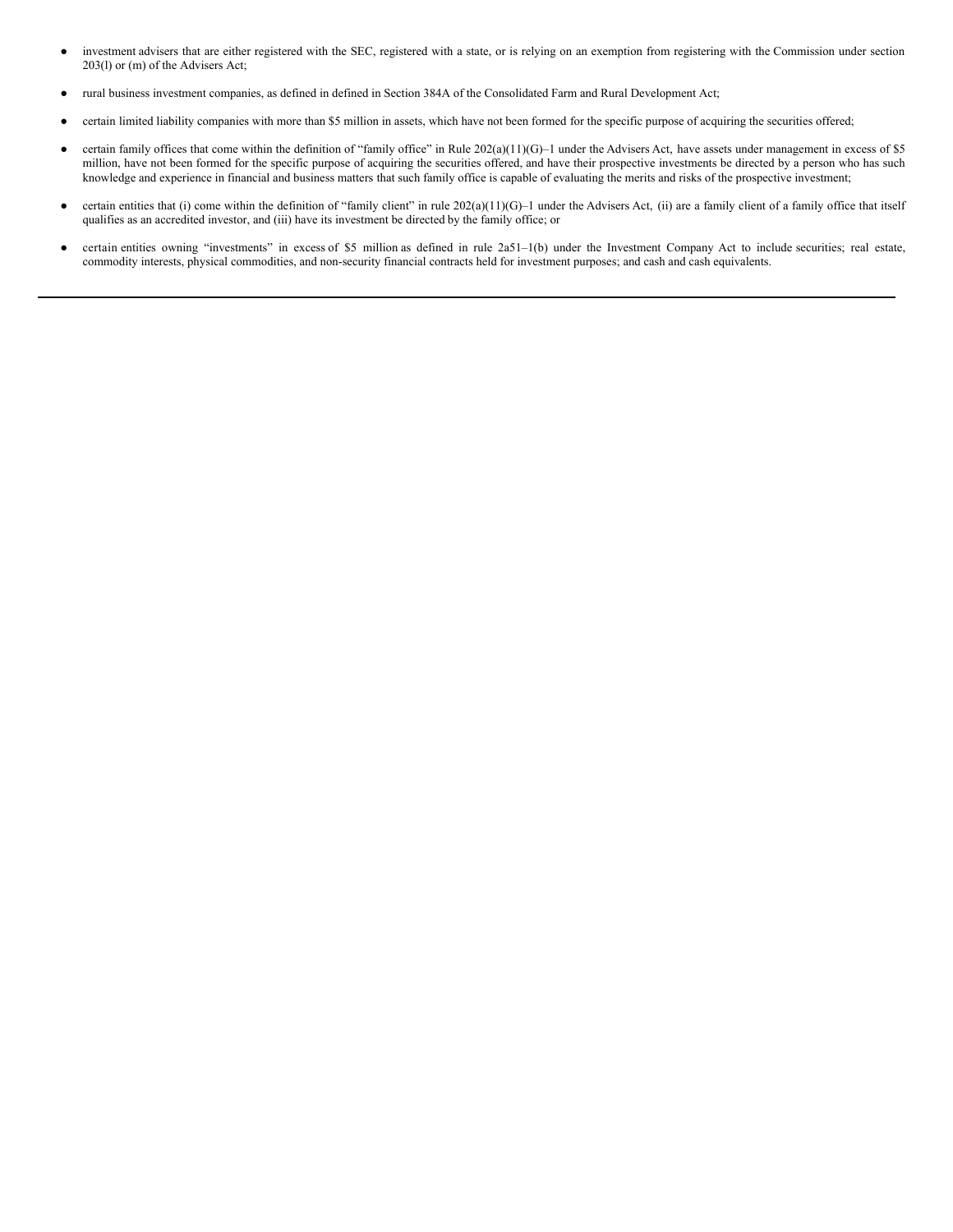- investment advisers that are either registered with the SEC, registered with a state, or is relying on an exemption from registering with the Commission under section 203(l) or (m) of the Advisers Act;
- rural business investment companies, as defined in defined in Section 384A of the Consolidated Farm and Rural Development Act;
- certain limited liability companies with more than $5 million in assets, which have not been formed for the specific purpose of acquiring the securities offered;
- certain family offices that come within the definition of "family office" in Rule 202(a)(11)(G)–1 under the Advisers Act, have assets under management in excess of $5 million, have not been formed for the specific purpose of acquiring the securities offered, and have their prospective investments be directed by a person who has such knowledge and experience in financial and business matters that such family office is capable of evaluating the merits and risks of the prospective investment;
- certain entities that (i) come within the definition of "family client" in rule 202(a)(11)(G)–1 under the Advisers Act, (ii) are a family client of a family office that itself qualifies as an accredited investor, and (iii) have its investment be directed by the family office; or
- certain entities owning "investments" in excess of $5 million as defined in rule 2a51–1(b) under the Investment Company Act to include securities; real estate, commodity interests, physical commodities, and non-security financial contracts held for investment purposes; and cash and cash equivalents.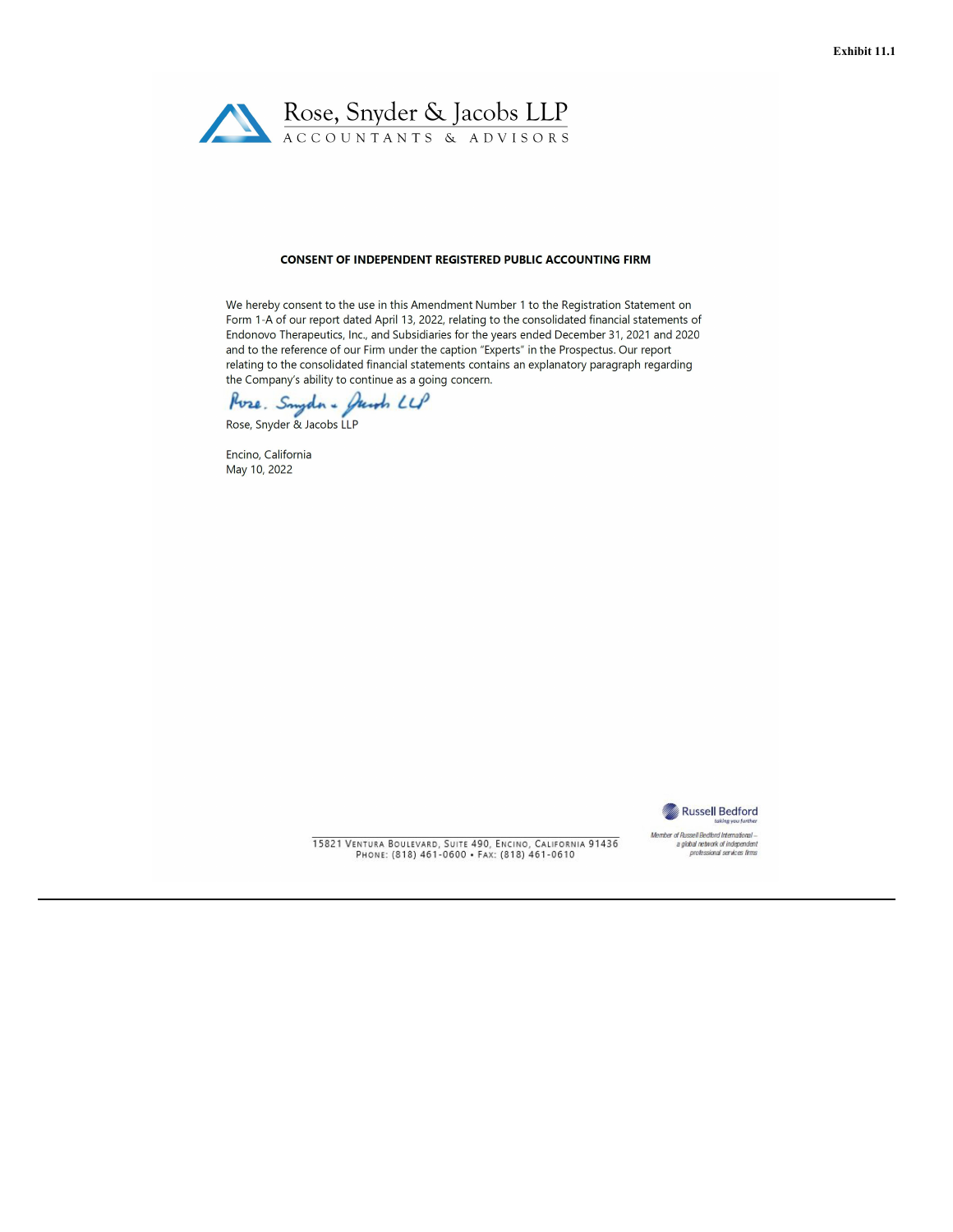Exhibit 11.1

Rose, Snyder & Jacobs LLP
ACCOUNTANTS & ADVISORS

**CONSENT OF INDEPENDENT REGISTERED PUBLIC ACCOUNTING FIRM**

We hereby consent to the use in this Amendment Number 1 to the Registration Statement on Form 1-A of our report dated April 13, 2022, relating to the consolidated financial statements of Endonovo Therapeutics, Inc., and Subsidiaries for the years ended December 31, 2021 and 2020 and to the reference of our Firm under the caption "Experts" in the Prospectus. Our report relating to the consolidated financial statements contains an explanatory paragraph regarding the Company's ability to continue as a going concern.

*Rose, Snyder & Jacobs LLP*

Rose, Snyder & Jacobs LLP

Encino, California
May 10, 2022

15821 Ventura Boulevard, Suite 490, Encino, California 91436
Phone: (818) 461-0600 • Fax: (818) 461-0610

Russell Bedford
taking you further

Member of Russell Bedford International – a global network of independent professional services firms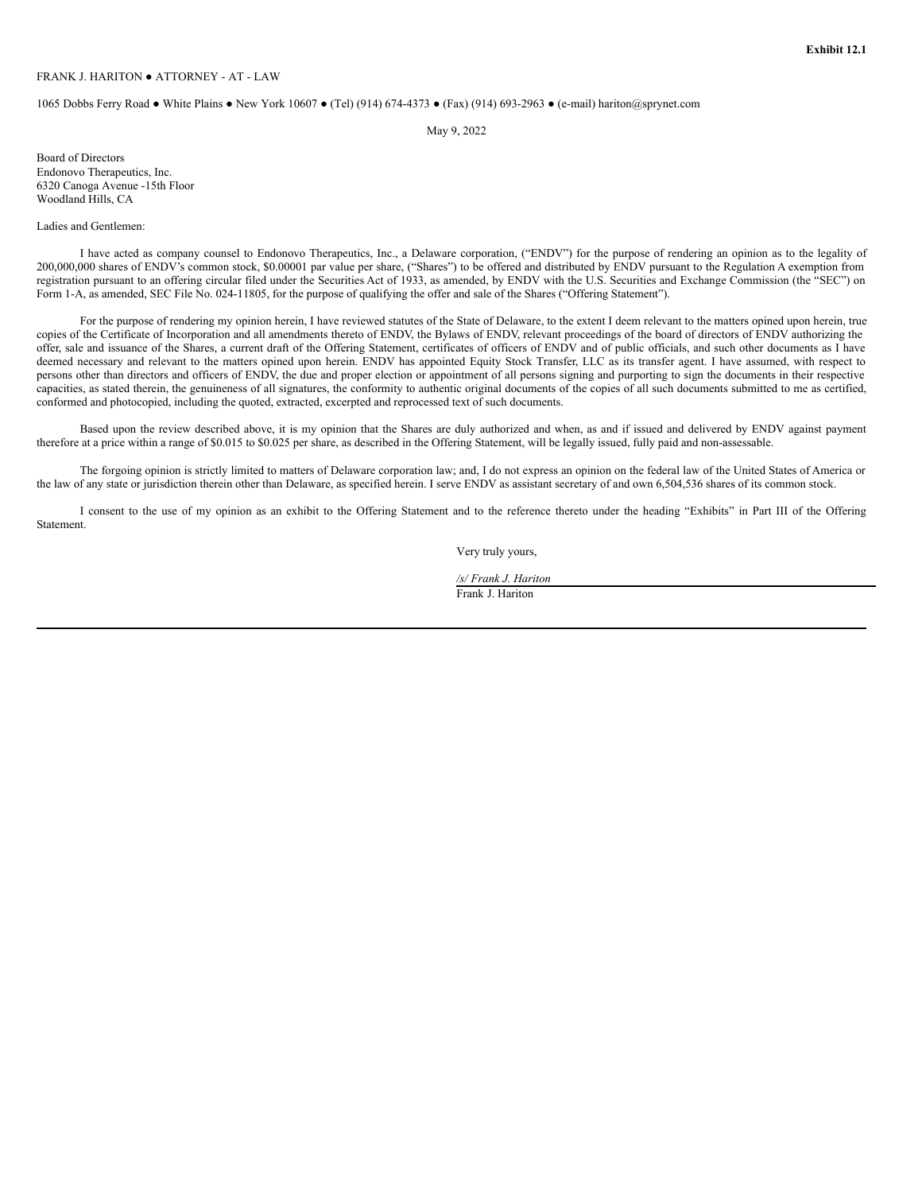**Exhibit 12.1**

FRANK J. HARITON ● ATTORNEY - AT - LAW

1065 Dobbs Ferry Road ● White Plains ● New York 10607 ● (Tel) (914) 674-4373 ● (Fax) (914) 693-2963 ● (e-mail) hariton@sprynet.com

May 9, 2022

Board of Directors
Endonovo Therapeutics, Inc.
6320 Canoga Avenue -15th Floor
Woodland Hills, CA

Ladies and Gentlemen:

I have acted as company counsel to Endonovo Therapeutics, Inc., a Delaware corporation, ("ENDV") for the purpose of rendering an opinion as to the legality of 200,000,000 shares of ENDV's common stock, $0.00001 par value per share, ("Shares") to be offered and distributed by ENDV pursuant to the Regulation A exemption from registration pursuant to an offering circular filed under the Securities Act of 1933, as amended, by ENDV with the U.S. Securities and Exchange Commission (the "SEC") on Form 1-A, as amended, SEC File No. 024-11805, for the purpose of qualifying the offer and sale of the Shares ("Offering Statement").

For the purpose of rendering my opinion herein, I have reviewed statutes of the State of Delaware, to the extent I deem relevant to the matters opined upon herein, true copies of the Certificate of Incorporation and all amendments thereto of ENDV, the Bylaws of ENDV, relevant proceedings of the board of directors of ENDV authorizing the offer, sale and issuance of the Shares, a current draft of the Offering Statement, certificates of officers of ENDV and of public officials, and such other documents as I have deemed necessary and relevant to the matters opined upon herein. ENDV has appointed Equity Stock Transfer, LLC as its transfer agent. I have assumed, with respect to persons other than directors and officers of ENDV, the due and proper election or appointment of all persons signing and purporting to sign the documents in their respective capacities, as stated therein, the genuineness of all signatures, the conformity to authentic original documents of the copies of all such documents submitted to me as certified, conformed and photocopied, including the quoted, extracted, excerpted and reprocessed text of such documents.

Based upon the review described above, it is my opinion that the Shares are duly authorized and when, as and if issued and delivered by ENDV against payment therefore at a price within a range of $0.015 to $0.025 per share, as described in the Offering Statement, will be legally issued, fully paid and non-assessable.

The forgoing opinion is strictly limited to matters of Delaware corporation law; and, I do not express an opinion on the federal law of the United States of America or the law of any state or jurisdiction therein other than Delaware, as specified herein. I serve ENDV as assistant secretary of and own 6,504,536 shares of its common stock.

I consent to the use of my opinion as an exhibit to the Offering Statement and to the reference thereto under the heading "Exhibits" in Part III of the Offering Statement.

Very truly yours,

*/s/ Frank J. Hariton*
Frank J. Hariton